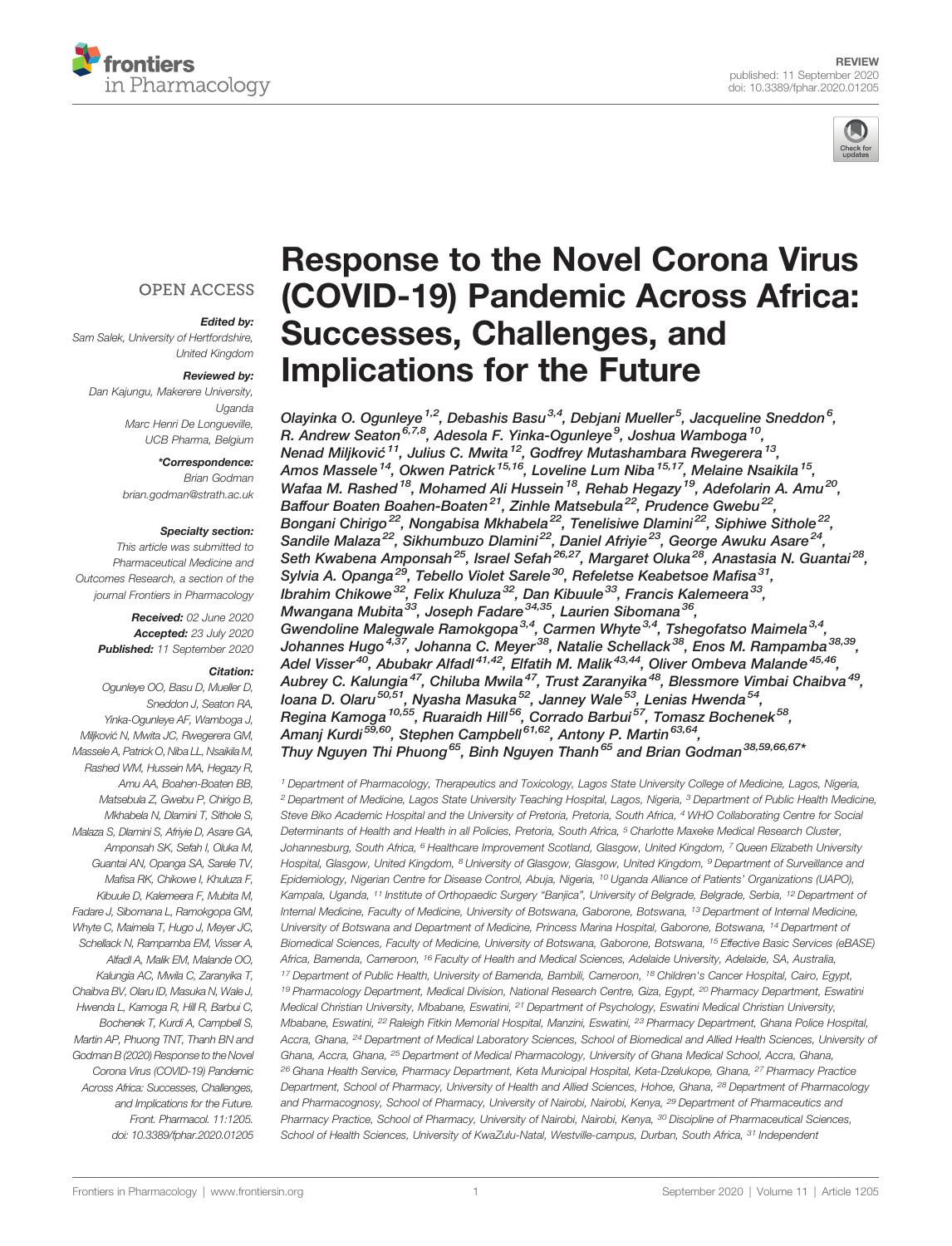REVIEW
published: 11 September 2020
doi: 10.3389/fphar.2020.01205

OPEN ACCESS

*Edited by:*
Sam Salek, University of Hertfordshire, United Kingdom

*Reviewed by:*
Dan Kajungu, Makerere University, Uganda
Marc Henri De Longueville, UCB Pharma, Belgium

*\*Correspondence:*
Brian Godman
brian.godman@strath.ac.uk

*Specialty section:*
This article was submitted to Pharmaceutical Medicine and Outcomes Research, a section of the journal Frontiers in Pharmacology

**Received:** 02 June 2020
**Accepted:** 23 July 2020
**Published:** 11 September 2020

*Citation:*
Ogunleye OO, Basu D, Mueller D, Sneddon J, Seaton RA, Yinka-Ogunleye AF, Wamboga J, Miljković N, Mwita JC, Rwegerera GM, Massele A, Patrick O, Niba LL, Nsaikila M, Rashed WM, Hussein MA, Hegazy R, Amu AA, Boahen-Boaten BB, Matsebula Z, Gwebu P, Chirigo B, Mkhabela N, Dlamini T, Sithole S, Malaza S, Dlamini S, Afriyie D, Asare GA, Amponsah SK, Sefah I, Oluka M, Guantai AN, Opanga SA, Sarele TV, Mafisa RK, Chikowe I, Khuluza F, Kibuule D, Kalemeera F, Mubita M, Fadare J, Sibomana L, Ramokgopa GM, Whyte C, Maimela T, Hugo J, Meyer JC, Schellack N, Rampamba EM, Visser A, Alfadl A, Malik EM, Malande OO, Kalungia AC, Mwila C, Zaranyika T, Chaibva BV, Olaru ID, Masuka N, Wale J, Hwenda L, Kamoga R, Hill R, Barbui C, Bochenek T, Kurdi A, Campbell S, Martin AP, Phuong TNT, Thanh BN and Godman B (2020) Response to the Novel Corona Virus (COVID-19) Pandemic Across Africa: Successes, Challenges, and Implications for the Future. Front. Pharmacol. 11:1205. doi: 10.3389/fphar.2020.01205

# Response to the Novel Corona Virus (COVID-19) Pandemic Across Africa: Successes, Challenges, and Implications for the Future

*Olayinka O. Ogunleye[1,2], Debashis Basu[3,4], Debjani Mueller[5], Jacqueline Sneddon[6], R. Andrew Seaton[6,7,8], Adesola F. Yinka-Ogunleye[9], Joshua Wamboga[10], Nenad Miljković[11], Julius C. Mwita[12], Godfrey Mutashambara Rwegerera[13], Amos Massele[14], Okwen Patrick[15,16], Loveline Lum Niba[15,17], Melaine Nsaikila[15], Wafaa M. Rashed[18], Mohamed Ali Hussein[18], Rehab Hegazy[19], Adefolarin A. Amu[20], Baffour Boaten Boahen-Boaten[21], Zinhle Matsebula[22], Prudence Gwebu[22], Bongani Chirigo[22], Nongabisa Mkhabela[22], Tenelisiwe Dlamini[22], Siphiwe Sithole[22], Sandile Malaza[22], Sikhumbuzo Dlamini[22], Daniel Afriyie[23], George Awuku Asare[24], Seth Kwabena Amponsah[25], Israel Sefah[26,27], Margaret Oluka[28], Anastasia N. Guantai[28], Sylvia A. Opanga[29], Tebello Violet Sarele[30], Refeletse Keabetsoe Mafisa[31], Ibrahim Chikowe[32], Felix Khuluza[32], Dan Kibuule[33], Francis Kalemeera[33], Mwangana Mubita[33], Joseph Fadare[34,35], Laurien Sibomana[36], Gwendoline Malegwale Ramokgopa[3,4], Carmen Whyte[3,4], Tshegofatso Maimela[3,4], Johannes Hugo[4,37], Johanna C. Meyer[38], Natalie Schellack[38], Enos M. Rampamba[38,39], Adel Visser[40], Abubakr Alfadl[41,42], Elfatih M. Malik[43,44], Oliver Ombeva Malande[45,46], Aubrey C. Kalungia[47], Chiluba Mwila[47], Trust Zaranyika[48], Blessmore Vimbai Chaibva[49], Ioana D. Olaru[50,51], Nyasha Masuka[52], Janney Wale[53], Lenias Hwenda[54], Regina Kamoga[10,55], Ruaraidh Hill[56], Corrado Barbui[57], Tomasz Bochenek[58], Amanj Kurdi[59,60], Stephen Campbell[61,62], Antony P. Martin[63,64], Thuy Nguyen Thi Phuong[65], Binh Nguyen Thanh[65] and Brian Godman[38,59,66,67]\**

[1] Department of Pharmacology, Therapeutics and Toxicology, Lagos State University College of Medicine, Lagos, Nigeria, [2] Department of Medicine, Lagos State University Teaching Hospital, Lagos, Nigeria, [3] Department of Public Health Medicine, Steve Biko Academic Hospital and the University of Pretoria, Pretoria, South Africa, [4] WHO Collaborating Centre for Social Determinants of Health and Health in all Policies, Pretoria, South Africa, [5] Charlotte Maxeke Medical Research Cluster, Johannesburg, South Africa, [6] Healthcare Improvement Scotland, Glasgow, United Kingdom, [7] Queen Elizabeth University Hospital, Glasgow, United Kingdom, [8] University of Glasgow, Glasgow, United Kingdom, [9] Department of Surveillance and Epidemiology, Nigerian Centre for Disease Control, Abuja, Nigeria, [10] Uganda Alliance of Patients' Organizations (UAPO), Kampala, Uganda, [11] Institute of Orthopaedic Surgery "Banjica", University of Belgrade, Belgrade, Serbia, [12] Department of Internal Medicine, Faculty of Medicine, University of Botswana, Gaborone, Botswana, [13] Department of Internal Medicine, University of Botswana and Department of Medicine, Princess Marina Hospital, Gaborone, Botswana, [14] Department of Biomedical Sciences, Faculty of Medicine, University of Botswana, Gaborone, Botswana, [15] Effective Basic Services (eBASE) Africa, Bamenda, Cameroon, [16] Faculty of Health and Medical Sciences, Adelaide University, Adelaide, SA, Australia, [17] Department of Public Health, University of Bamenda, Bambili, Cameroon, [18] Children's Cancer Hospital, Cairo, Egypt, [19] Pharmacology Department, Medical Division, National Research Centre, Giza, Egypt, [20] Pharmacy Department, Eswatini Medical Christian University, Mbabane, Eswatini, [21] Department of Psychology, Eswatini Medical Christian University, Mbabane, Eswatini, [22] Raleigh Fitkin Memorial Hospital, Manzini, Eswatini, [23] Pharmacy Department, Ghana Police Hospital, Accra, Ghana, [24] Department of Medical Laboratory Sciences, School of Biomedical and Allied Health Sciences, University of Ghana, Accra, Ghana, [25] Department of Medical Pharmacology, University of Ghana Medical School, Accra, Ghana, [26] Ghana Health Service, Pharmacy Department, Keta Municipal Hospital, Keta-Dzelukope, Ghana, [27] Pharmacy Practice Department, School of Pharmacy, University of Health and Allied Sciences, Hohoe, Ghana, [28] Department of Pharmacology and Pharmacognosy, School of Pharmacy, University of Nairobi, Nairobi, Kenya, [29] Department of Pharmaceutics and Pharmacy Practice, School of Pharmacy, University of Nairobi, Nairobi, Kenya, [30] Discipline of Pharmaceutical Sciences, School of Health Sciences, University of KwaZulu-Natal, Westville-campus, Durban, South Africa, [31] Independent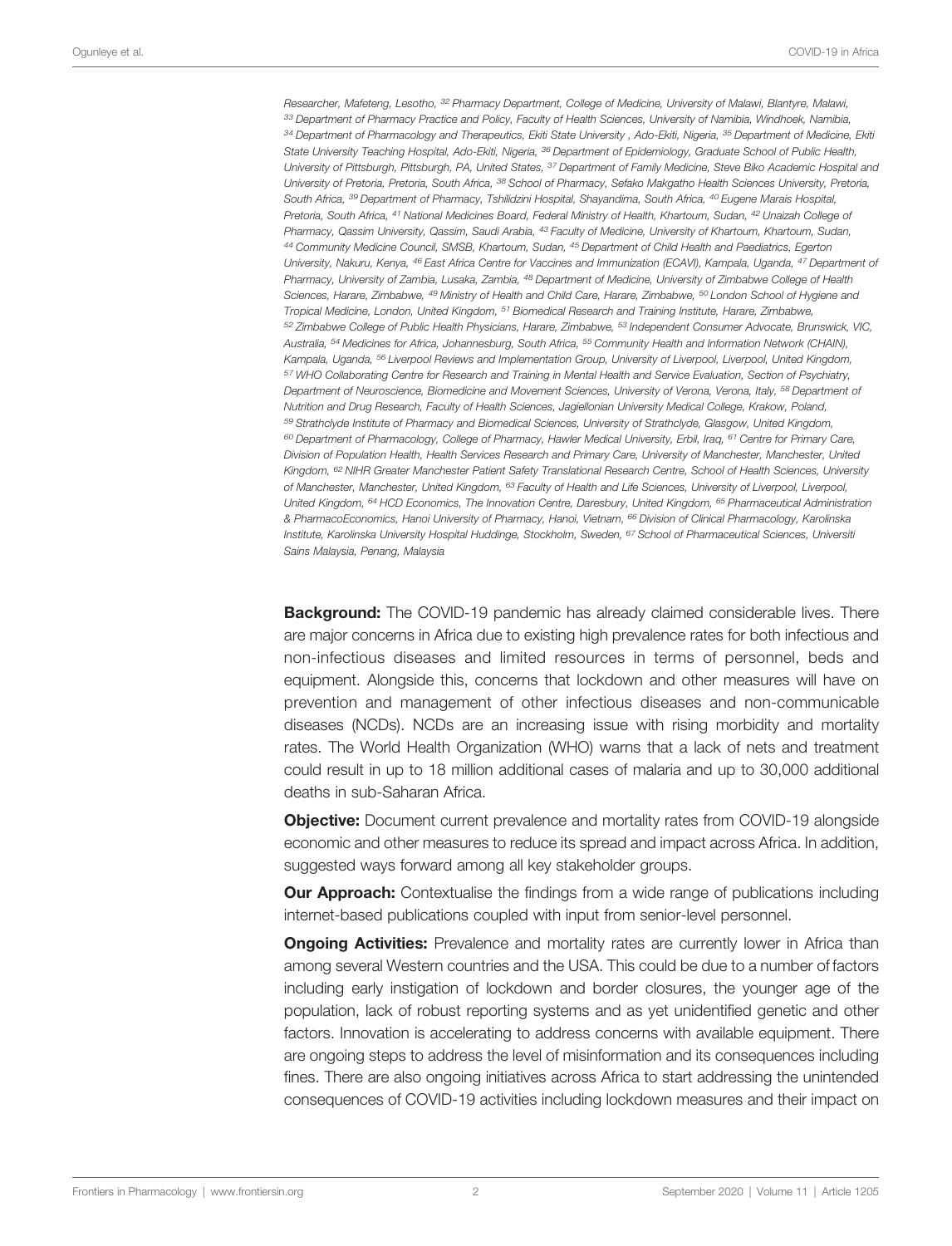Researcher, Mafeteng, Lesotho, [32] Pharmacy Department, College of Medicine, University of Malawi, Blantyre, Malawi, [33] Department of Pharmacy Practice and Policy, Faculty of Health Sciences, University of Namibia, Windhoek, Namibia, [34] Department of Pharmacology and Therapeutics, Ekiti State University , Ado-Ekiti, Nigeria, [35] Department of Medicine, Ekiti State University Teaching Hospital, Ado-Ekiti, Nigeria, [36] Department of Epidemiology, Graduate School of Public Health, University of Pittsburgh, Pittsburgh, PA, United States, [37] Department of Family Medicine, Steve Biko Academic Hospital and University of Pretoria, Pretoria, South Africa, [38] School of Pharmacy, Sefako Makgatho Health Sciences University, Pretoria, South Africa, [39] Department of Pharmacy, Tshilidzini Hospital, Shayandima, South Africa, [40] Eugene Marais Hospital, Pretoria, South Africa, [41] National Medicines Board, Federal Ministry of Health, Khartoum, Sudan, [42] Unaizah College of Pharmacy, Qassim University, Qassim, Saudi Arabia, [43] Faculty of Medicine, University of Khartoum, Khartoum, Sudan, [44] Community Medicine Council, SMSB, Khartoum, Sudan, [45] Department of Child Health and Paediatrics, Egerton University, Nakuru, Kenya, [46] East Africa Centre for Vaccines and Immunization (ECAVI), Kampala, Uganda, [47] Department of Pharmacy, University of Zambia, Lusaka, Zambia, [48] Department of Medicine, University of Zimbabwe College of Health Sciences, Harare, Zimbabwe, [49] Ministry of Health and Child Care, Harare, Zimbabwe, [50] London School of Hygiene and Tropical Medicine, London, United Kingdom, [51] Biomedical Research and Training Institute, Harare, Zimbabwe, [52] Zimbabwe College of Public Health Physicians, Harare, Zimbabwe, [53] Independent Consumer Advocate, Brunswick, VIC, Australia, [54] Medicines for Africa, Johannesburg, South Africa, [55] Community Health and Information Network (CHAIN), Kampala, Uganda, [56] Liverpool Reviews and Implementation Group, University of Liverpool, Liverpool, United Kingdom, [57] WHO Collaborating Centre for Research and Training in Mental Health and Service Evaluation, Section of Psychiatry, Department of Neuroscience, Biomedicine and Movement Sciences, University of Verona, Verona, Italy, [58] Department of Nutrition and Drug Research, Faculty of Health Sciences, Jagiellonian University Medical College, Krakow, Poland, [59] Strathclyde Institute of Pharmacy and Biomedical Sciences, University of Strathclyde, Glasgow, United Kingdom, [60] Department of Pharmacology, College of Pharmacy, Hawler Medical University, Erbil, Iraq, [61] Centre for Primary Care, Division of Population Health, Health Services Research and Primary Care, University of Manchester, Manchester, United Kingdom, [62] NIHR Greater Manchester Patient Safety Translational Research Centre, School of Health Sciences, University of Manchester, Manchester, United Kingdom, [63] Faculty of Health and Life Sciences, University of Liverpool, Liverpool, United Kingdom, [64] HCD Economics, The Innovation Centre, Daresbury, United Kingdom, [65] Pharmaceutical Administration & PharmacoEconomics, Hanoi University of Pharmacy, Hanoi, Vietnam, [66] Division of Clinical Pharmacology, Karolinska Institute, Karolinska University Hospital Huddinge, Stockholm, Sweden, [67] School of Pharmaceutical Sciences, Universiti Sains Malaysia, Penang, Malaysia

**Background:** The COVID-19 pandemic has already claimed considerable lives. There are major concerns in Africa due to existing high prevalence rates for both infectious and non-infectious diseases and limited resources in terms of personnel, beds and equipment. Alongside this, concerns that lockdown and other measures will have on prevention and management of other infectious diseases and non-communicable diseases (NCDs). NCDs are an increasing issue with rising morbidity and mortality rates. The World Health Organization (WHO) warns that a lack of nets and treatment could result in up to 18 million additional cases of malaria and up to 30,000 additional deaths in sub-Saharan Africa.

**Objective:** Document current prevalence and mortality rates from COVID-19 alongside economic and other measures to reduce its spread and impact across Africa. In addition, suggested ways forward among all key stakeholder groups.

**Our Approach:** Contextualise the findings from a wide range of publications including internet-based publications coupled with input from senior-level personnel.

**Ongoing Activities:** Prevalence and mortality rates are currently lower in Africa than among several Western countries and the USA. This could be due to a number of factors including early instigation of lockdown and border closures, the younger age of the population, lack of robust reporting systems and as yet unidentified genetic and other factors. Innovation is accelerating to address concerns with available equipment. There are ongoing steps to address the level of misinformation and its consequences including fines. There are also ongoing initiatives across Africa to start addressing the unintended consequences of COVID-19 activities including lockdown measures and their impact on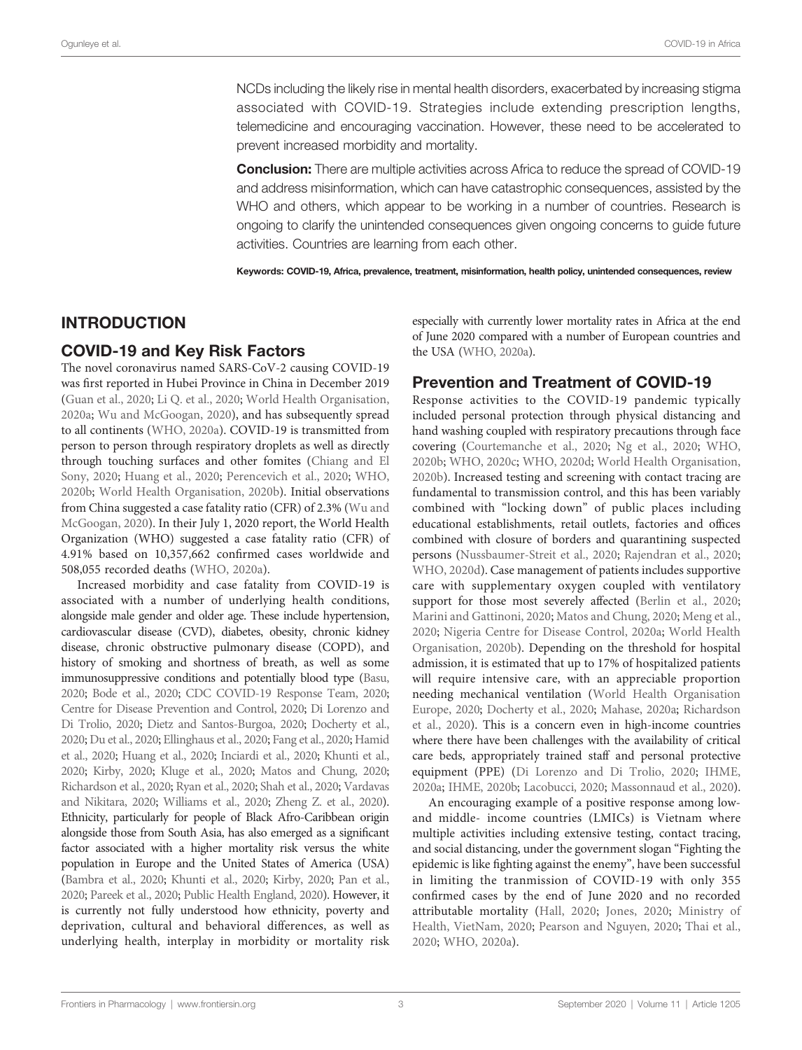NCDs including the likely rise in mental health disorders, exacerbated by increasing stigma associated with COVID-19. Strategies include extending prescription lengths, telemedicine and encouraging vaccination. However, these need to be accelerated to prevent increased morbidity and mortality.

**Conclusion:** There are multiple activities across Africa to reduce the spread of COVID-19 and address misinformation, which can have catastrophic consequences, assisted by the WHO and others, which appear to be working in a number of countries. Research is ongoing to clarify the unintended consequences given ongoing concerns to guide future activities. Countries are learning from each other.

**Keywords: COVID-19, Africa, prevalence, treatment, misinformation, health policy, unintended consequences, review**

## INTRODUCTION

### COVID-19 and Key Risk Factors

The novel coronavirus named SARS-CoV-2 causing COVID-19 was first reported in Hubei Province in China in December 2019 (Guan et al., 2020; Li Q. et al., 2020; World Health Organisation, 2020a; Wu and McGoogan, 2020), and has subsequently spread to all continents (WHO, 2020a). COVID-19 is transmitted from person to person through respiratory droplets as well as directly through touching surfaces and other fomites (Chiang and El Sony, 2020; Huang et al., 2020; Perencevich et al., 2020; WHO, 2020b; World Health Organisation, 2020b). Initial observations from China suggested a case fatality ratio (CFR) of 2.3% (Wu and McGoogan, 2020). In their July 1, 2020 report, the World Health Organization (WHO) suggested a case fatality ratio (CFR) of 4.91% based on 10,357,662 confirmed cases worldwide and 508,055 recorded deaths (WHO, 2020a).

Increased morbidity and case fatality from COVID-19 is associated with a number of underlying health conditions, alongside male gender and older age. These include hypertension, cardiovascular disease (CVD), diabetes, obesity, chronic kidney disease, chronic obstructive pulmonary disease (COPD), and history of smoking and shortness of breath, as well as some immunosuppressive conditions and potentially blood type (Basu, 2020; Bode et al., 2020; CDC COVID-19 Response Team, 2020; Centre for Disease Prevention and Control, 2020; Di Lorenzo and Di Trolio, 2020; Dietz and Santos-Burgoa, 2020; Docherty et al., 2020; Du et al., 2020; Ellinghaus et al., 2020; Fang et al., 2020; Hamid et al., 2020; Huang et al., 2020; Inciardi et al., 2020; Khunti et al., 2020; Kirby, 2020; Kluge et al., 2020; Matos and Chung, 2020; Richardson et al., 2020; Ryan et al., 2020; Shah et al., 2020; Vardavas and Nikitara, 2020; Williams et al., 2020; Zheng Z. et al., 2020). Ethnicity, particularly for people of Black Afro-Caribbean origin alongside those from South Asia, has also emerged as a significant factor associated with a higher mortality risk versus the white population in Europe and the United States of America (USA) (Bambra et al., 2020; Khunti et al., 2020; Kirby, 2020; Pan et al., 2020; Pareek et al., 2020; Public Health England, 2020). However, it is currently not fully understood how ethnicity, poverty and deprivation, cultural and behavioral differences, as well as underlying health, interplay in morbidity or mortality risk especially with currently lower mortality rates in Africa at the end of June 2020 compared with a number of European countries and the USA (WHO, 2020a).

### Prevention and Treatment of COVID-19

Response activities to the COVID-19 pandemic typically included personal protection through physical distancing and hand washing coupled with respiratory precautions through face covering (Courtemanche et al., 2020; Ng et al., 2020; WHO, 2020b; WHO, 2020c; WHO, 2020d; World Health Organisation, 2020b). Increased testing and screening with contact tracing are fundamental to transmission control, and this has been variably combined with "locking down" of public places including educational establishments, retail outlets, factories and offices combined with closure of borders and quarantining suspected persons (Nussbaumer-Streit et al., 2020; Rajendran et al., 2020; WHO, 2020d). Case management of patients includes supportive care with supplementary oxygen coupled with ventilatory support for those most severely affected (Berlin et al., 2020; Marini and Gattinoni, 2020; Matos and Chung, 2020; Meng et al., 2020; Nigeria Centre for Disease Control, 2020a; World Health Organisation, 2020b). Depending on the threshold for hospital admission, it is estimated that up to 17% of hospitalized patients will require intensive care, with an appreciable proportion needing mechanical ventilation (World Health Organisation Europe, 2020; Docherty et al., 2020; Mahase, 2020a; Richardson et al., 2020). This is a concern even in high-income countries where there have been challenges with the availability of critical care beds, appropriately trained staff and personal protective equipment (PPE) (Di Lorenzo and Di Trolio, 2020; IHME, 2020a; IHME, 2020b; Lacobucci, 2020; Massonnaud et al., 2020).

An encouraging example of a positive response among low- and middle- income countries (LMICs) is Vietnam where multiple activities including extensive testing, contact tracing, and social distancing, under the government slogan "Fighting the epidemic is like fighting against the enemy", have been successful in limiting the tranmission of COVID-19 with only 355 confirmed cases by the end of June 2020 and no recorded attributable mortality (Hall, 2020; Jones, 2020; Ministry of Health, VietNam, 2020; Pearson and Nguyen, 2020; Thai et al., 2020; WHO, 2020a).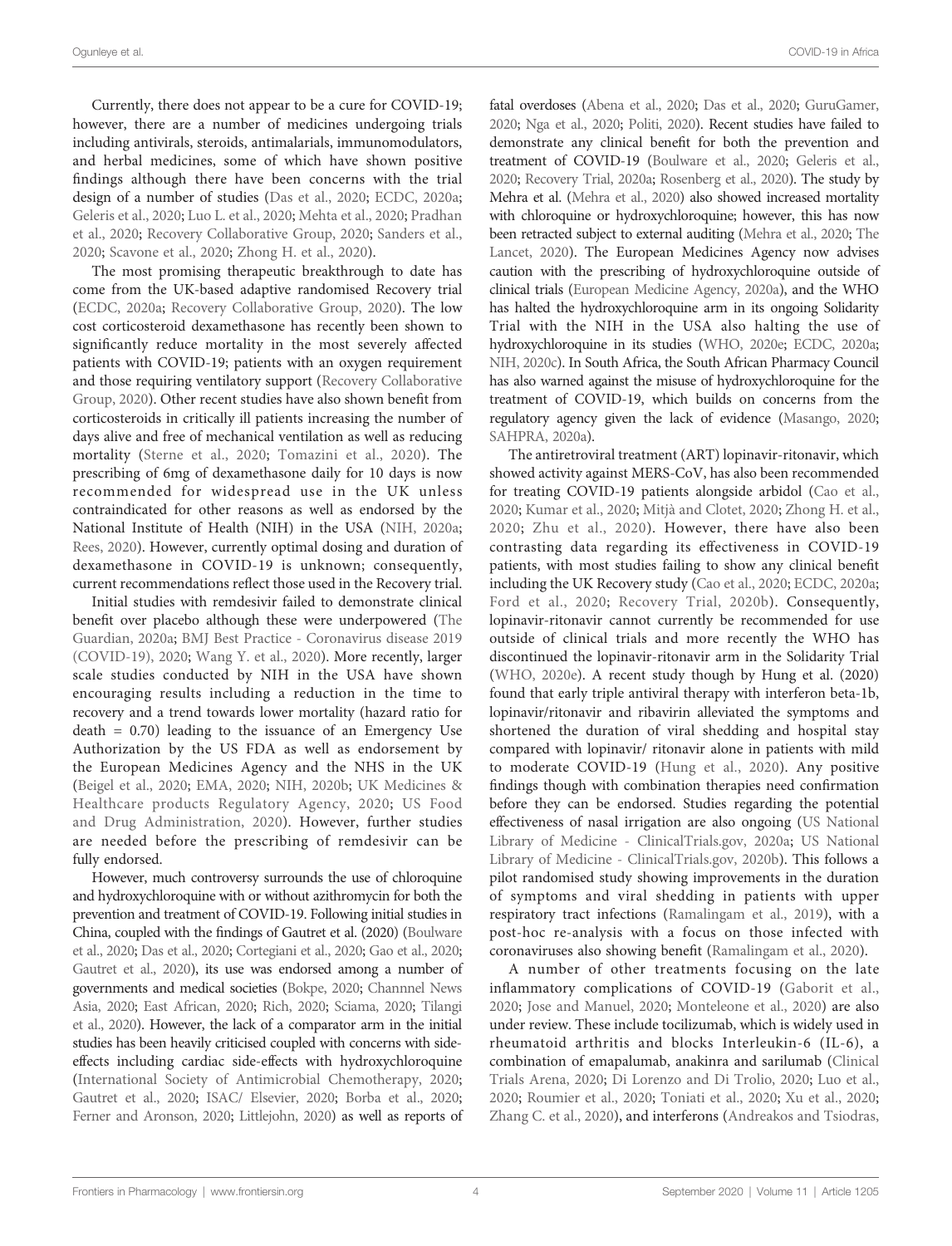Currently, there does not appear to be a cure for COVID-19; however, there are a number of medicines undergoing trials including antivirals, steroids, antimalarials, immunomodulators, and herbal medicines, some of which have shown positive findings although there have been concerns with the trial design of a number of studies (Das et al., 2020; ECDC, 2020a; Geleris et al., 2020; Luo L. et al., 2020; Mehta et al., 2020; Pradhan et al., 2020; Recovery Collaborative Group, 2020; Sanders et al., 2020; Scavone et al., 2020; Zhong H. et al., 2020).

The most promising therapeutic breakthrough to date has come from the UK-based adaptive randomised Recovery trial (ECDC, 2020a; Recovery Collaborative Group, 2020). The low cost corticosteroid dexamethasone has recently been shown to significantly reduce mortality in the most severely affected patients with COVID-19; patients with an oxygen requirement and those requiring ventilatory support (Recovery Collaborative Group, 2020). Other recent studies have also shown benefit from corticosteroids in critically ill patients increasing the number of days alive and free of mechanical ventilation as well as reducing mortality (Sterne et al., 2020; Tomazini et al., 2020). The prescribing of 6mg of dexamethasone daily for 10 days is now recommended for widespread use in the UK unless contraindicated for other reasons as well as endorsed by the National Institute of Health (NIH) in the USA (NIH, 2020a; Rees, 2020). However, currently optimal dosing and duration of dexamethasone in COVID-19 is unknown; consequently, current recommendations reflect those used in the Recovery trial.

Initial studies with remdesivir failed to demonstrate clinical benefit over placebo although these were underpowered (The Guardian, 2020a; BMJ Best Practice - Coronavirus disease 2019 (COVID-19), 2020; Wang Y. et al., 2020). More recently, larger scale studies conducted by NIH in the USA have shown encouraging results including a reduction in the time to recovery and a trend towards lower mortality (hazard ratio for death = 0.70) leading to the issuance of an Emergency Use Authorization by the US FDA as well as endorsement by the European Medicines Agency and the NHS in the UK (Beigel et al., 2020; EMA, 2020; NIH, 2020b; UK Medicines & Healthcare products Regulatory Agency, 2020; US Food and Drug Administration, 2020). However, further studies are needed before the prescribing of remdesivir can be fully endorsed.

However, much controversy surrounds the use of chloroquine and hydroxychloroquine with or without azithromycin for both the prevention and treatment of COVID-19. Following initial studies in China, coupled with the findings of Gautret et al. (2020) (Boulware et al., 2020; Das et al., 2020; Cortegiani et al., 2020; Gao et al., 2020; Gautret et al., 2020), its use was endorsed among a number of governments and medical societies (Bokpe, 2020; Channnel News Asia, 2020; East African, 2020; Rich, 2020; Sciama, 2020; Tilangi et al., 2020). However, the lack of a comparator arm in the initial studies has been heavily criticised coupled with concerns with side-effects including cardiac side-effects with hydroxychloroquine (International Society of Antimicrobial Chemotherapy, 2020; Gautret et al., 2020; ISAC/ Elsevier, 2020; Borba et al., 2020; Ferner and Aronson, 2020; Littlejohn, 2020) as well as reports of fatal overdoses (Abena et al., 2020; Das et al., 2020; GuruGamer, 2020; Nga et al., 2020; Politi, 2020). Recent studies have failed to demonstrate any clinical benefit for both the prevention and treatment of COVID-19 (Boulware et al., 2020; Geleris et al., 2020; Recovery Trial, 2020a; Rosenberg et al., 2020). The study by Mehra et al. (Mehra et al., 2020) also showed increased mortality with chloroquine or hydroxychloroquine; however, this has now been retracted subject to external auditing (Mehra et al., 2020; The Lancet, 2020). The European Medicines Agency now advises caution with the prescribing of hydroxychloroquine outside of clinical trials (European Medicine Agency, 2020a), and the WHO has halted the hydroxychloroquine arm in its ongoing Solidarity Trial with the NIH in the USA also halting the use of hydroxychloroquine in its studies (WHO, 2020e; ECDC, 2020a; NIH, 2020c). In South Africa, the South African Pharmacy Council has also warned against the misuse of hydroxychloroquine for the treatment of COVID-19, which builds on concerns from the regulatory agency given the lack of evidence (Masango, 2020; SAHPRA, 2020a).

The antiretroviral treatment (ART) lopinavir-ritonavir, which showed activity against MERS-CoV, has also been recommended for treating COVID-19 patients alongside arbidol (Cao et al., 2020; Kumar et al., 2020; Mitjà and Clotet, 2020; Zhong H. et al., 2020; Zhu et al., 2020). However, there have also been contrasting data regarding its effectiveness in COVID-19 patients, with most studies failing to show any clinical benefit including the UK Recovery study (Cao et al., 2020; ECDC, 2020a; Ford et al., 2020; Recovery Trial, 2020b). Consequently, lopinavir-ritonavir cannot currently be recommended for use outside of clinical trials and more recently the WHO has discontinued the lopinavir-ritonavir arm in the Solidarity Trial (WHO, 2020e). A recent study though by Hung et al. (2020) found that early triple antiviral therapy with interferon beta-1b, lopinavir/ritonavir and ribavirin alleviated the symptoms and shortened the duration of viral shedding and hospital stay compared with lopinavir/ ritonavir alone in patients with mild to moderate COVID-19 (Hung et al., 2020). Any positive findings though with combination therapies need confirmation before they can be endorsed. Studies regarding the potential effectiveness of nasal irrigation are also ongoing (US National Library of Medicine - ClinicalTrials.gov, 2020a; US National Library of Medicine - ClinicalTrials.gov, 2020b). This follows a pilot randomised study showing improvements in the duration of symptoms and viral shedding in patients with upper respiratory tract infections (Ramalingam et al., 2019), with a post-hoc re-analysis with a focus on those infected with coronaviruses also showing benefit (Ramalingam et al., 2020).

A number of other treatments focusing on the late inflammatory complications of COVID-19 (Gaborit et al., 2020; Jose and Manuel, 2020; Monteleone et al., 2020) are also under review. These include tocilizumab, which is widely used in rheumatoid arthritis and blocks Interleukin-6 (IL-6), a combination of emapalumab, anakinra and sarilumab (Clinical Trials Arena, 2020; Di Lorenzo and Di Trolio, 2020; Luo et al., 2020; Roumier et al., 2020; Toniati et al., 2020; Xu et al., 2020; Zhang C. et al., 2020), and interferons (Andreakos and Tsiodras,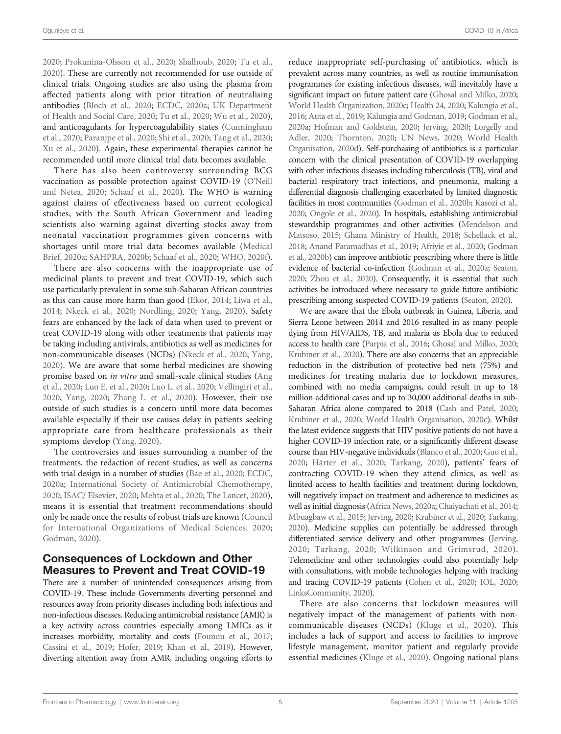2020; Prokunina-Olsson et al., 2020; Shalhoub, 2020; Tu et al., 2020). These are currently not recommended for use outside of clinical trials. Ongoing studies are also using the plasma from affected patients along with prior titration of neutralising antibodies (Bloch et al., 2020; ECDC, 2020a; UK Department of Health and Social Care, 2020; Tu et al., 2020; Wu et al., 2020), and anticoagulants for hypercoagulability states (Cunningham et al., 2020; Paranjpe et al., 2020; Shi et al., 2020; Tang et al., 2020; Xu et al., 2020). Again, these experimental therapies cannot be recommended until more clinical trial data becomes available.

There has also been controversy surrounding BCG vaccination as possible protection against COVID-19 (O'Neill and Netea, 2020; Schaaf et al., 2020). The WHO is warning against claims of effectiveness based on current ecological studies, with the South African Government and leading scientists also warning against diverting stocks away from neonatal vaccination programmes given concerns with shortages until more trial data becomes available (Medical Brief, 2020a; SAHPRA, 2020b; Schaaf et al., 2020; WHO, 2020f).

There are also concerns with the inappropriate use of medicinal plants to prevent and treat COVID-19, which such use particularly prevalent in some sub-Saharan African countries as this can cause more harm than good (Ekor, 2014; Liwa et al., 2014; Nkeck et al., 2020; Nordling, 2020; Yang, 2020). Safety fears are enhanced by the lack of data when used to prevent or treat COVID-19 along with other treatments that patients may be taking including antivirals, antibiotics as well as medicines for non-communicable diseases (NCDs) (Nkeck et al., 2020; Yang, 2020). We are aware that some herbal medicines are showing promise based on *in vitro* and small-scale clinical studies (Ang et al., 2020; Luo E. et al., 2020; Luo L. et al., 2020; Vellingiri et al., 2020; Yang, 2020; Zhang L. et al., 2020). However, their use outside of such studies is a concern until more data becomes available especially if their use causes delay in patients seeking appropriate care from healthcare professionals as their symptoms develop (Yang, 2020).

The controversies and issues surrounding a number of the treatments, the redaction of recent studies, as well as concerns with trial design in a number of studies (Bae et al., 2020; ECDC, 2020a; International Society of Antimicrobial Chemotherapy, 2020; ISAC/ Elsevier, 2020; Mehta et al., 2020; The Lancet, 2020), means it is essential that treatment recommendations should only be made once the results of robust trials are known (Council for International Organizations of Medical Sciences, 2020; Godman, 2020).

## Consequences of Lockdown and Other Measures to Prevent and Treat COVID-19

There are a number of unintended consequences arising from COVID-19. These include Governments diverting personnel and resources away from priority diseases including both infectious and non-infectious diseases. Reducing antimicrobial resistance (AMR) is a key activity across countries especially among LMICs as it increases morbidity, mortality and costs (Founou et al., 2017; Cassini et al., 2019; Hofer, 2019; Khan et al., 2019). However, diverting attention away from AMR, including ongoing efforts to reduce inappropriate self-purchasing of antibiotics, which is prevalent across many countries, as well as routine immunisation programmes for existing infectious diseases, will inevitably have a significant impact on future patient care (Ghosal and Milko, 2020; World Health Organization, 2020c; Health 24, 2020; Kalungia et al., 2016; Auta et al., 2019; Kalungia and Godman, 2019; Godman et al., 2020a; Hofman and Goldstein, 2020; Jerving, 2020; Lorgelly and Adler, 2020; Thornton, 2020; UN News, 2020; World Health Organisation, 2020d). Self-purchasing of antibiotics is a particular concern with the clinical presentation of COVID-19 overlapping with other infectious diseases including tuberculosis (TB), viral and bacterial respiratory tract infections, and pneumonia, making a differential diagnosis challenging exacerbated by limited diagnostic facilities in most communities (Godman et al., 2020b; Kasozi et al., 2020; Ongole et al., 2020). In hospitals, establishing antimicrobial stewardship programmes and other activities (Mendelson and Matsoso, 2015; Ghana Ministry of Health, 2018; Schellack et al., 2018; Anand Paramadhas et al., 2019; Afriyie et al., 2020; Godman et al., 2020b) can improve antibiotic prescribing where there is little evidence of bacterial co-infection (Godman et al., 2020a; Seaton, 2020; Zhou et al., 2020). Consequently, it is essential that such activities be introduced where necessary to guide future antibiotic prescribing among suspected COVID-19 patients (Seaton, 2020).

We are aware that the Ebola outbreak in Guinea, Liberia, and Sierra Leone between 2014 and 2016 resulted in as many people dying from HIV/AIDS, TB, and malaria as Ebola due to reduced access to health care (Parpia et al., 2016; Ghosal and Milko, 2020; Krubiner et al., 2020). There are also concerns that an appreciable reduction in the distribution of protective bed nets (75%) and medicines for treating malaria due to lockdown measures, combined with no media campaigns, could result in up to 18 million additional cases and up to 30,000 additional deaths in sub-Saharan Africa alone compared to 2018 (Cash and Patel, 2020; Krubiner et al., 2020; World Health Organisation, 2020c). Whilst the latest evidence suggests that HIV positive patients do not have a higher COVID-19 infection rate, or a significantly different disease course than HIV-negative individuals (Blanco et al., 2020; Guo et al., 2020; Härter et al., 2020; Tarkang, 2020), patients' fears of contracting COVID-19 when they attend clinics, as well as limited access to health facilities and treatment during lockdown, will negatively impact on treatment and adherence to medicines as well as initial diagnosis (Africa News, 2020a; Chaiyachati et al., 2014; Mbuagbaw et al., 2015; Jerving, 2020; Krubiner et al., 2020; Tarkang, 2020). Medicine supplies can potentially be addressed through differentiated service delivery and other programmes (Jerving, 2020; Tarkang, 2020; Wilkinson and Grimsrud, 2020). Telemedicine and other technologies could also potentially help with consultations, with mobile technologies helping with tracking and tracing COVID-19 patients (Cohen et al., 2020; IOL, 2020; LinksCommunity, 2020).

There are also concerns that lockdown measures will negatively impact on the management of patients with non-communicable diseases (NCDs) (Kluge et al., 2020). This includes a lack of support and access to facilities to improve lifestyle management, monitor patient and regularly provide essential medicines (Kluge et al., 2020). Ongoing national plans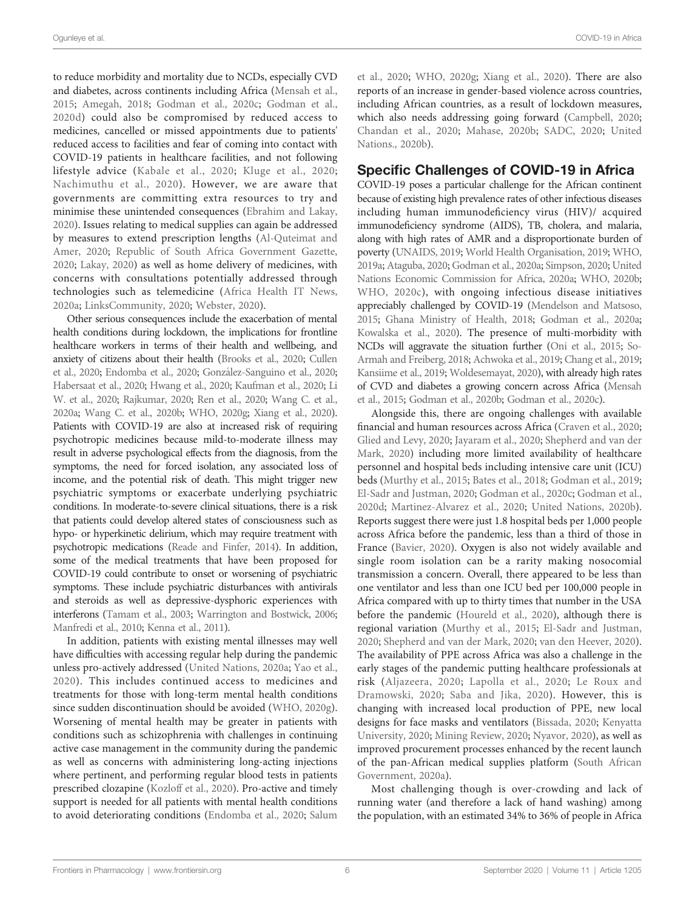to reduce morbidity and mortality due to NCDs, especially CVD and diabetes, across continents including Africa (Mensah et al., 2015; Amegah, 2018; Godman et al., 2020c; Godman et al., 2020d) could also be compromised by reduced access to medicines, cancelled or missed appointments due to patients' reduced access to facilities and fear of coming into contact with COVID-19 patients in healthcare facilities, and not following lifestyle advice (Kabale et al., 2020; Kluge et al., 2020; Nachimuthu et al., 2020). However, we are aware that governments are committing extra resources to try and minimise these unintended consequences (Ebrahim and Lakay, 2020). Issues relating to medical supplies can again be addressed by measures to extend prescription lengths (Al-Quteimat and Amer, 2020; Republic of South Africa Government Gazette, 2020; Lakay, 2020) as well as home delivery of medicines, with concerns with consultations potentially addressed through technologies such as telemedicine (Africa Health IT News, 2020a; LinksCommunity, 2020; Webster, 2020).

Other serious consequences include the exacerbation of mental health conditions during lockdown, the implications for frontline healthcare workers in terms of their health and wellbeing, and anxiety of citizens about their health (Brooks et al., 2020; Cullen et al., 2020; Endomba et al., 2020; González-Sanguino et al., 2020; Habersaat et al., 2020; Hwang et al., 2020; Kaufman et al., 2020; Li W. et al., 2020; Rajkumar, 2020; Ren et al., 2020; Wang C. et al., 2020a; Wang C. et al., 2020b; WHO, 2020g; Xiang et al., 2020). Patients with COVID-19 are also at increased risk of requiring psychotropic medicines because mild-to-moderate illness may result in adverse psychological effects from the diagnosis, from the symptoms, the need for forced isolation, any associated loss of income, and the potential risk of death. This might trigger new psychiatric symptoms or exacerbate underlying psychiatric conditions. In moderate-to-severe clinical situations, there is a risk that patients could develop altered states of consciousness such as hypo- or hyperkinetic delirium, which may require treatment with psychotropic medications (Reade and Finfer, 2014). In addition, some of the medical treatments that have been proposed for COVID-19 could contribute to onset or worsening of psychiatric symptoms. These include psychiatric disturbances with antivirals and steroids as well as depressive-dysphoric experiences with interferons (Tamam et al., 2003; Warrington and Bostwick, 2006; Manfredi et al., 2010; Kenna et al., 2011).

In addition, patients with existing mental illnesses may well have difficulties with accessing regular help during the pandemic unless pro-actively addressed (United Nations, 2020a; Yao et al., 2020). This includes continued access to medicines and treatments for those with long-term mental health conditions since sudden discontinuation should be avoided (WHO, 2020g). Worsening of mental health may be greater in patients with conditions such as schizophrenia with challenges in continuing active case management in the community during the pandemic as well as concerns with administering long-acting injections where pertinent, and performing regular blood tests in patients prescribed clozapine (Kozloff et al., 2020). Pro-active and timely support is needed for all patients with mental health conditions to avoid deteriorating conditions (Endomba et al., 2020; Salum et al., 2020; WHO, 2020g; Xiang et al., 2020). There are also reports of an increase in gender-based violence across countries, including African countries, as a result of lockdown measures, which also needs addressing going forward (Campbell, 2020; Chandan et al., 2020; Mahase, 2020b; SADC, 2020; United Nations., 2020b).

## Specific Challenges of COVID-19 in Africa

COVID-19 poses a particular challenge for the African continent because of existing high prevalence rates of other infectious diseases including human immunodeficiency virus (HIV)/ acquired immunodeficiency syndrome (AIDS), TB, cholera, and malaria, along with high rates of AMR and a disproportionate burden of poverty (UNAIDS, 2019; World Health Organisation, 2019; WHO, 2019a; Ataguba, 2020; Godman et al., 2020a; Simpson, 2020; United Nations Economic Commission for Africa, 2020a; WHO, 2020b; WHO, 2020c), with ongoing infectious disease initiatives appreciably challenged by COVID-19 (Mendelson and Matsoso, 2015; Ghana Ministry of Health, 2018; Godman et al., 2020a; Kowalska et al., 2020). The presence of multi-morbidity with NCDs will aggravate the situation further (Oni et al., 2015; So-Armah and Freiberg, 2018; Achwoka et al., 2019; Chang et al., 2019; Kansiime et al., 2019; Woldesemayat, 2020), with already high rates of CVD and diabetes a growing concern across Africa (Mensah et al., 2015; Godman et al., 2020b; Godman et al., 2020c).

Alongside this, there are ongoing challenges with available financial and human resources across Africa (Craven et al., 2020; Glied and Levy, 2020; Jayaram et al., 2020; Shepherd and van der Mark, 2020) including more limited availability of healthcare personnel and hospital beds including intensive care unit (ICU) beds (Murthy et al., 2015; Bates et al., 2018; Godman et al., 2019; El-Sadr and Justman, 2020; Godman et al., 2020c; Godman et al., 2020d; Martinez-Alvarez et al., 2020; United Nations, 2020b). Reports suggest there were just 1.8 hospital beds per 1,000 people across Africa before the pandemic, less than a third of those in France (Bavier, 2020). Oxygen is also not widely available and single room isolation can be a rarity making nosocomial transmission a concern. Overall, there appeared to be less than one ventilator and less than one ICU bed per 100,000 people in Africa compared with up to thirty times that number in the USA before the pandemic (Houreld et al., 2020), although there is regional variation (Murthy et al., 2015; El-Sadr and Justman, 2020; Shepherd and van der Mark, 2020; van den Heever, 2020). The availability of PPE across Africa was also a challenge in the early stages of the pandemic putting healthcare professionals at risk (Aljazeera, 2020; Lapolla et al., 2020; Le Roux and Dramowski, 2020; Saba and Jika, 2020). However, this is changing with increased local production of PPE, new local designs for face masks and ventilators (Bissada, 2020; Kenyatta University, 2020; Mining Review, 2020; Nyavor, 2020), as well as improved procurement processes enhanced by the recent launch of the pan-African medical supplies platform (South African Government, 2020a).

Most challenging though is over-crowding and lack of running water (and therefore a lack of hand washing) among the population, with an estimated 34% to 36% of people in Africa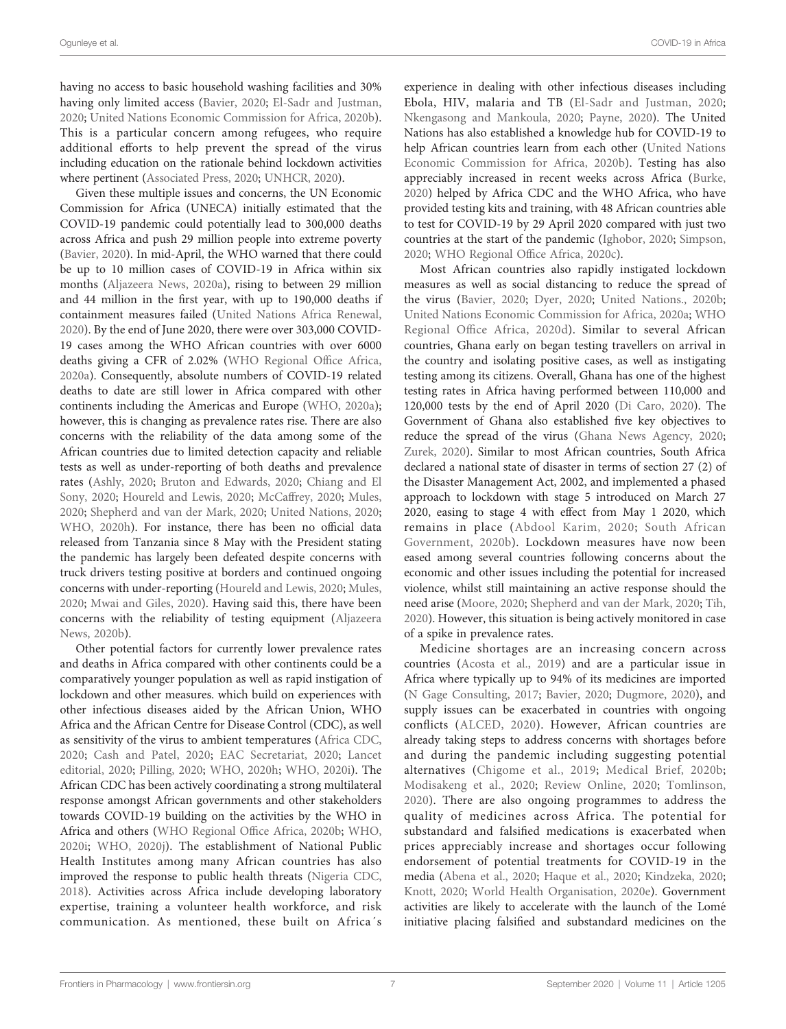having no access to basic household washing facilities and 30% having only limited access (Bavier, 2020; El-Sadr and Justman, 2020; United Nations Economic Commission for Africa, 2020b). This is a particular concern among refugees, who require additional efforts to help prevent the spread of the virus including education on the rationale behind lockdown activities where pertinent (Associated Press, 2020; UNHCR, 2020).

Given these multiple issues and concerns, the UN Economic Commission for Africa (UNECA) initially estimated that the COVID-19 pandemic could potentially lead to 300,000 deaths across Africa and push 29 million people into extreme poverty (Bavier, 2020). In mid-April, the WHO warned that there could be up to 10 million cases of COVID-19 in Africa within six months (Aljazeera News, 2020a), rising to between 29 million and 44 million in the first year, with up to 190,000 deaths if containment measures failed (United Nations Africa Renewal, 2020). By the end of June 2020, there were over 303,000 COVID-19 cases among the WHO African countries with over 6000 deaths giving a CFR of 2.02% (WHO Regional Office Africa, 2020a). Consequently, absolute numbers of COVID-19 related deaths to date are still lower in Africa compared with other continents including the Americas and Europe (WHO, 2020a); however, this is changing as prevalence rates rise. There are also concerns with the reliability of the data among some of the African countries due to limited detection capacity and reliable tests as well as under-reporting of both deaths and prevalence rates (Ashly, 2020; Bruton and Edwards, 2020; Chiang and El Sony, 2020; Houreld and Lewis, 2020; McCaffrey, 2020; Mules, 2020; Shepherd and van der Mark, 2020; United Nations, 2020; WHO, 2020h). For instance, there has been no official data released from Tanzania since 8 May with the President stating the pandemic has largely been defeated despite concerns with truck drivers testing positive at borders and continued ongoing concerns with under-reporting (Houreld and Lewis, 2020; Mules, 2020; Mwai and Giles, 2020). Having said this, there have been concerns with the reliability of testing equipment (Aljazeera News, 2020b).

Other potential factors for currently lower prevalence rates and deaths in Africa compared with other continents could be a comparatively younger population as well as rapid instigation of lockdown and other measures. which build on experiences with other infectious diseases aided by the African Union, WHO Africa and the African Centre for Disease Control (CDC), as well as sensitivity of the virus to ambient temperatures (Africa CDC, 2020; Cash and Patel, 2020; EAC Secretariat, 2020; Lancet editorial, 2020; Pilling, 2020; WHO, 2020h; WHO, 2020i). The African CDC has been actively coordinating a strong multilateral response amongst African governments and other stakeholders towards COVID-19 building on the activities by the WHO in Africa and others (WHO Regional Office Africa, 2020b; WHO, 2020i; WHO, 2020j). The establishment of National Public Health Institutes among many African countries has also improved the response to public health threats (Nigeria CDC, 2018). Activities across Africa include developing laboratory expertise, training a volunteer health workforce, and risk communication. As mentioned, these built on Africa´s experience in dealing with other infectious diseases including Ebola, HIV, malaria and TB (El-Sadr and Justman, 2020; Nkengasong and Mankoula, 2020; Payne, 2020). The United Nations has also established a knowledge hub for COVID-19 to help African countries learn from each other (United Nations Economic Commission for Africa, 2020b). Testing has also appreciably increased in recent weeks across Africa (Burke, 2020) helped by Africa CDC and the WHO Africa, who have provided testing kits and training, with 48 African countries able to test for COVID-19 by 29 April 2020 compared with just two countries at the start of the pandemic (Ighobor, 2020; Simpson, 2020; WHO Regional Office Africa, 2020c).

Most African countries also rapidly instigated lockdown measures as well as social distancing to reduce the spread of the virus (Bavier, 2020; Dyer, 2020; United Nations., 2020b; United Nations Economic Commission for Africa, 2020a; WHO Regional Office Africa, 2020d). Similar to several African countries, Ghana early on began testing travellers on arrival in the country and isolating positive cases, as well as instigating testing among its citizens. Overall, Ghana has one of the highest testing rates in Africa having performed between 110,000 and 120,000 tests by the end of April 2020 (Di Caro, 2020). The Government of Ghana also established five key objectives to reduce the spread of the virus (Ghana News Agency, 2020; Zurek, 2020). Similar to most African countries, South Africa declared a national state of disaster in terms of section 27 (2) of the Disaster Management Act, 2002, and implemented a phased approach to lockdown with stage 5 introduced on March 27 2020, easing to stage 4 with effect from May 1 2020, which remains in place (Abdool Karim, 2020; South African Government, 2020b). Lockdown measures have now been eased among several countries following concerns about the economic and other issues including the potential for increased violence, whilst still maintaining an active response should the need arise (Moore, 2020; Shepherd and van der Mark, 2020; Tih, 2020). However, this situation is being actively monitored in case of a spike in prevalence rates.

Medicine shortages are an increasing concern across countries (Acosta et al., 2019) and are a particular issue in Africa where typically up to 94% of its medicines are imported (N Gage Consulting, 2017; Bavier, 2020; Dugmore, 2020), and supply issues can be exacerbated in countries with ongoing conflicts (ALCED, 2020). However, African countries are already taking steps to address concerns with shortages before and during the pandemic including suggesting potential alternatives (Chigome et al., 2019; Medical Brief, 2020b; Modisakeng et al., 2020; Review Online, 2020; Tomlinson, 2020). There are also ongoing programmes to address the quality of medicines across Africa. The potential for substandard and falsified medications is exacerbated when prices appreciably increase and shortages occur following endorsement of potential treatments for COVID-19 in the media (Abena et al., 2020; Haque et al., 2020; Kindzeka, 2020; Knott, 2020; World Health Organisation, 2020e). Government activities are likely to accelerate with the launch of the Lomé initiative placing falsified and substandard medicines on the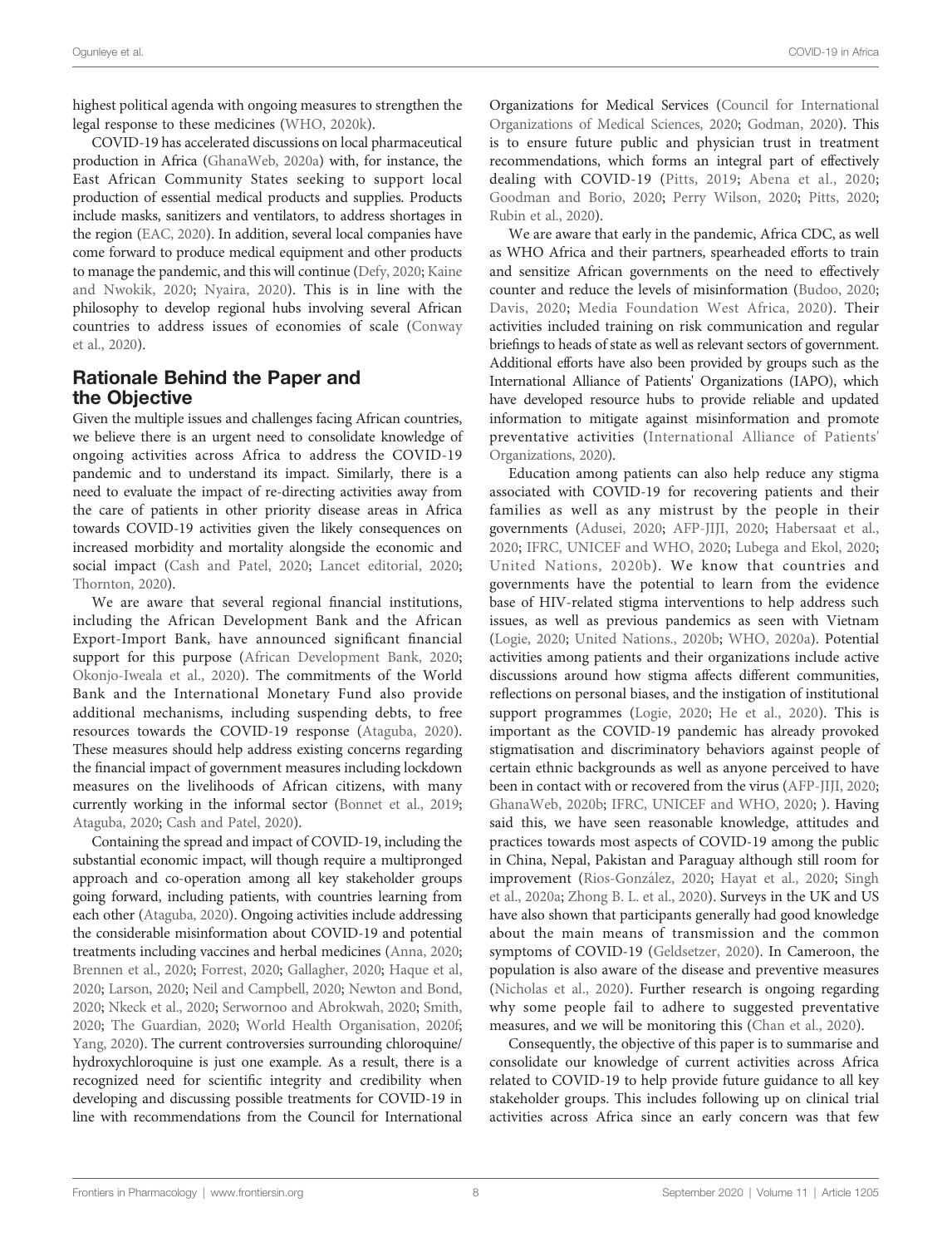highest political agenda with ongoing measures to strengthen the legal response to these medicines (WHO, 2020k).

COVID-19 has accelerated discussions on local pharmaceutical production in Africa (GhanaWeb, 2020a) with, for instance, the East African Community States seeking to support local production of essential medical products and supplies. Products include masks, sanitizers and ventilators, to address shortages in the region (EAC, 2020). In addition, several local companies have come forward to produce medical equipment and other products to manage the pandemic, and this will continue (Defy, 2020; Kaine and Nwokik, 2020; Nyaira, 2020). This is in line with the philosophy to develop regional hubs involving several African countries to address issues of economies of scale (Conway et al., 2020).

## Rationale Behind the Paper and the Objective

Given the multiple issues and challenges facing African countries, we believe there is an urgent need to consolidate knowledge of ongoing activities across Africa to address the COVID-19 pandemic and to understand its impact. Similarly, there is a need to evaluate the impact of re-directing activities away from the care of patients in other priority disease areas in Africa towards COVID-19 activities given the likely consequences on increased morbidity and mortality alongside the economic and social impact (Cash and Patel, 2020; Lancet editorial, 2020; Thornton, 2020).

We are aware that several regional financial institutions, including the African Development Bank and the African Export-Import Bank, have announced significant financial support for this purpose (African Development Bank, 2020; Okonjo-Iweala et al., 2020). The commitments of the World Bank and the International Monetary Fund also provide additional mechanisms, including suspending debts, to free resources towards the COVID-19 response (Ataguba, 2020). These measures should help address existing concerns regarding the financial impact of government measures including lockdown measures on the livelihoods of African citizens, with many currently working in the informal sector (Bonnet et al., 2019; Ataguba 2020; Cash and Patel, 2020).

Containing the spread and impact of COVID-19, including the substantial economic impact, will though require a multipronged approach and co-operation among all key stakeholder groups going forward, including patients, with countries learning from each other (Ataguba, 2020). Ongoing activities include addressing the considerable misinformation about COVID-19 and potential treatments including vaccines and herbal medicines (Anna, 2020; Brennen et al., 2020; Forrest, 2020; Gallagher, 2020; Haque et al, 2020; Larson, 2020; Neil and Campbell, 2020; Newton and Bond, 2020; Nkeck et al., 2020; Serwornoo and Abrokwah, 2020; Smith, 2020; The Guardian, 2020; World Health Organisation, 2020f; Yang, 2020). The current controversies surrounding chloroquine/hydroxychloroquine is just one example. As a result, there is a recognized need for scientific integrity and credibility when developing and discussing possible treatments for COVID-19 in line with recommendations from the Council for International Organizations for Medical Services (Council for International Organizations of Medical Sciences, 2020; Godman, 2020). This is to ensure future public and physician trust in treatment recommendations, which forms an integral part of effectively dealing with COVID-19 (Pitts, 2019; Abena et al., 2020; Goodman and Borio, 2020; Perry Wilson, 2020; Pitts, 2020; Rubin et al., 2020).

We are aware that early in the pandemic, Africa CDC, as well as WHO Africa and their partners, spearheaded efforts to train and sensitize African governments on the need to effectively counter and reduce the levels of misinformation (Budoo, 2020; Davis, 2020; Media Foundation West Africa, 2020). Their activities included training on risk communication and regular briefings to heads of state as well as relevant sectors of government. Additional efforts have also been provided by groups such as the International Alliance of Patients' Organizations (IAPO), which have developed resource hubs to provide reliable and updated information to mitigate against misinformation and promote preventative activities (International Alliance of Patients' Organizations, 2020).

Education among patients can also help reduce any stigma associated with COVID-19 for recovering patients and their families as well as any mistrust by the people in their governments (Adusei, 2020; AFP-JIJI, 2020; Habersaat et al., 2020; IFRC, UNICEF and WHO, 2020; Lubega and Ekol, 2020; United Nations, 2020b). We know that countries and governments have the potential to learn from the evidence base of HIV-related stigma interventions to help address such issues, as well as previous pandemics as seen with Vietnam (Logie, 2020; United Nations., 2020b; WHO, 2020a). Potential activities among patients and their organizations include active discussions around how stigma affects different communities, reflections on personal biases, and the instigation of institutional support programmes (Logie, 2020; He et al., 2020). This is important as the COVID-19 pandemic has already provoked stigmatisation and discriminatory behaviors against people of certain ethnic backgrounds as well as anyone perceived to have been in contact with or recovered from the virus (AFP-JIJI, 2020; GhanaWeb, 2020b; IFRC, UNICEF and WHO, 2020; ). Having said this, we have seen reasonable knowledge, attitudes and practices towards most aspects of COVID-19 among the public in China, Nepal, Pakistan and Paraguay although still room for improvement (Rios-González, 2020; Hayat et al., 2020; Singh et al., 2020a; Zhong B. L. et al., 2020). Surveys in the UK and US have also shown that participants generally had good knowledge about the main means of transmission and the common symptoms of COVID-19 (Geldsetzer, 2020). In Cameroon, the population is also aware of the disease and preventive measures (Nicholas et al., 2020). Further research is ongoing regarding why some people fail to adhere to suggested preventative measures, and we will be monitoring this (Chan et al., 2020).

Consequently, the objective of this paper is to summarise and consolidate our knowledge of current activities across Africa related to COVID-19 to help provide future guidance to all key stakeholder groups. This includes following up on clinical trial activities across Africa since an early concern was that few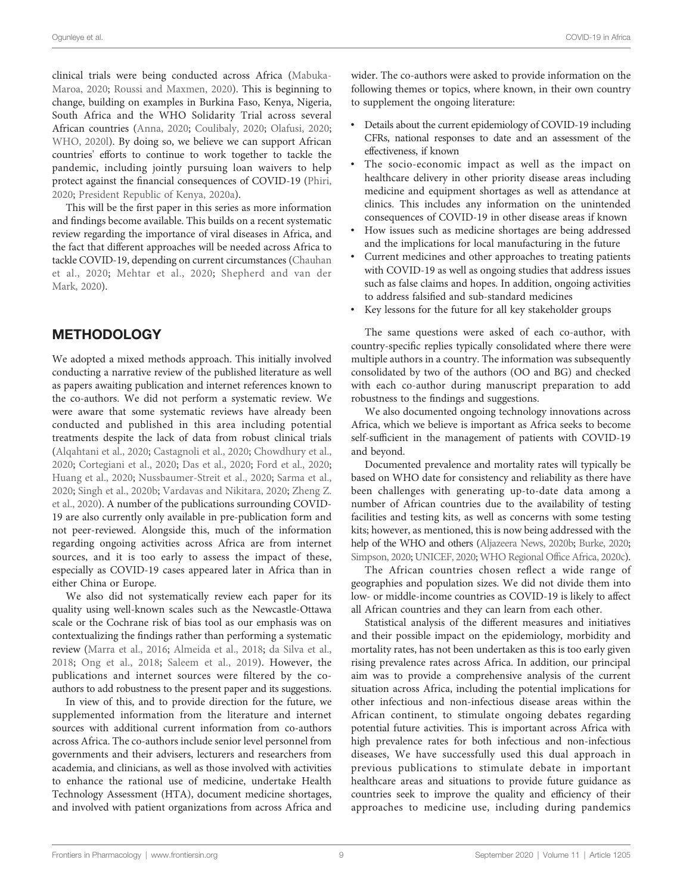clinical trials were being conducted across Africa (Mabuka-Maroa, 2020; Roussi and Maxmen, 2020). This is beginning to change, building on examples in Burkina Faso, Kenya, Nigeria, South Africa and the WHO Solidarity Trial across several African countries (Anna, 2020; Coulibaly, 2020; Olafusi, 2020; WHO, 2020l). By doing so, we believe we can support African countries' efforts to continue to work together to tackle the pandemic, including jointly pursuing loan waivers to help protect against the financial consequences of COVID-19 (Phiri, 2020; President Republic of Kenya, 2020a).

This will be the first paper in this series as more information and findings become available. This builds on a recent systematic review regarding the importance of viral diseases in Africa, and the fact that different approaches will be needed across Africa to tackle COVID-19, depending on current circumstances (Chauhan et al., 2020; Mehtar et al., 2020; Shepherd and van der Mark, 2020).

## METHODOLOGY

We adopted a mixed methods approach. This initially involved conducting a narrative review of the published literature as well as papers awaiting publication and internet references known to the co-authors. We did not perform a systematic review. We were aware that some systematic reviews have already been conducted and published in this area including potential treatments despite the lack of data from robust clinical trials (Alqahtani et al., 2020; Castagnoli et al., 2020; Chowdhury et al., 2020; Cortegiani et al., 2020; Das et al., 2020; Ford et al., 2020; Huang et al., 2020; Nussbaumer-Streit et al., 2020; Sarma et al., 2020; Singh et al., 2020b; Vardavas and Nikitara, 2020; Zheng Z. et al., 2020). A number of the publications surrounding COVID-19 are also currently only available in pre-publication form and not peer-reviewed. Alongside this, much of the information regarding ongoing activities across Africa are from internet sources, and it is too early to assess the impact of these, especially as COVID-19 cases appeared later in Africa than in either China or Europe.

We also did not systematically review each paper for its quality using well-known scales such as the Newcastle-Ottawa scale or the Cochrane risk of bias tool as our emphasis was on contextualizing the findings rather than performing a systematic review (Marra et al., 2016; Almeida et al., 2018; da Silva et al., 2018; Ong et al., 2018; Saleem et al., 2019). However, the publications and internet sources were filtered by the co-authors to add robustness to the present paper and its suggestions.

In view of this, and to provide direction for the future, we supplemented information from the literature and internet sources with additional current information from co-authors across Africa. The co-authors include senior level personnel from governments and their advisers, lecturers and researchers from academia, and clinicians, as well as those involved with activities to enhance the rational use of medicine, undertake Health Technology Assessment (HTA), document medicine shortages, and involved with patient organizations from across Africa and wider. The co-authors were asked to provide information on the following themes or topics, where known, in their own country to supplement the ongoing literature:

- Details about the current epidemiology of COVID-19 including CFRs, national responses to date and an assessment of the effectiveness, if known
- The socio-economic impact as well as the impact on healthcare delivery in other priority disease areas including medicine and equipment shortages as well as attendance at clinics. This includes any information on the unintended consequences of COVID-19 in other disease areas if known
- How issues such as medicine shortages are being addressed and the implications for local manufacturing in the future
- Current medicines and other approaches to treating patients with COVID-19 as well as ongoing studies that address issues such as false claims and hopes. In addition, ongoing activities to address falsified and sub-standard medicines
- Key lessons for the future for all key stakeholder groups

The same questions were asked of each co-author, with country-specific replies typically consolidated where there were multiple authors in a country. The information was subsequently consolidated by two of the authors (OO and BG) and checked with each co-author during manuscript preparation to add robustness to the findings and suggestions.

We also documented ongoing technology innovations across Africa, which we believe is important as Africa seeks to become self-sufficient in the management of patients with COVID-19 and beyond.

Documented prevalence and mortality rates will typically be based on WHO date for consistency and reliability as there have been challenges with generating up-to-date data among a number of African countries due to the availability of testing facilities and testing kits, as well as concerns with some testing kits; however, as mentioned, this is now being addressed with the help of the WHO and others (Aljazeera News, 2020b; Burke, 2020; Simpson, 2020; UNICEF, 2020; WHO Regional Office Africa, 2020c).

The African countries chosen reflect a wide range of geographies and population sizes. We did not divide them into low- or middle-income countries as COVID-19 is likely to affect all African countries and they can learn from each other.

Statistical analysis of the different measures and initiatives and their possible impact on the epidemiology, morbidity and mortality rates, has not been undertaken as this is too early given rising prevalence rates across Africa. In addition, our principal aim was to provide a comprehensive analysis of the current situation across Africa, including the potential implications for other infectious and non-infectious disease areas within the African continent, to stimulate ongoing debates regarding potential future activities. This is important across Africa with high prevalence rates for both infectious and non-infectious diseases, We have successfully used this dual approach in previous publications to stimulate debate in important healthcare areas and situations to provide future guidance as countries seek to improve the quality and efficiency of their approaches to medicine use, including during pandemics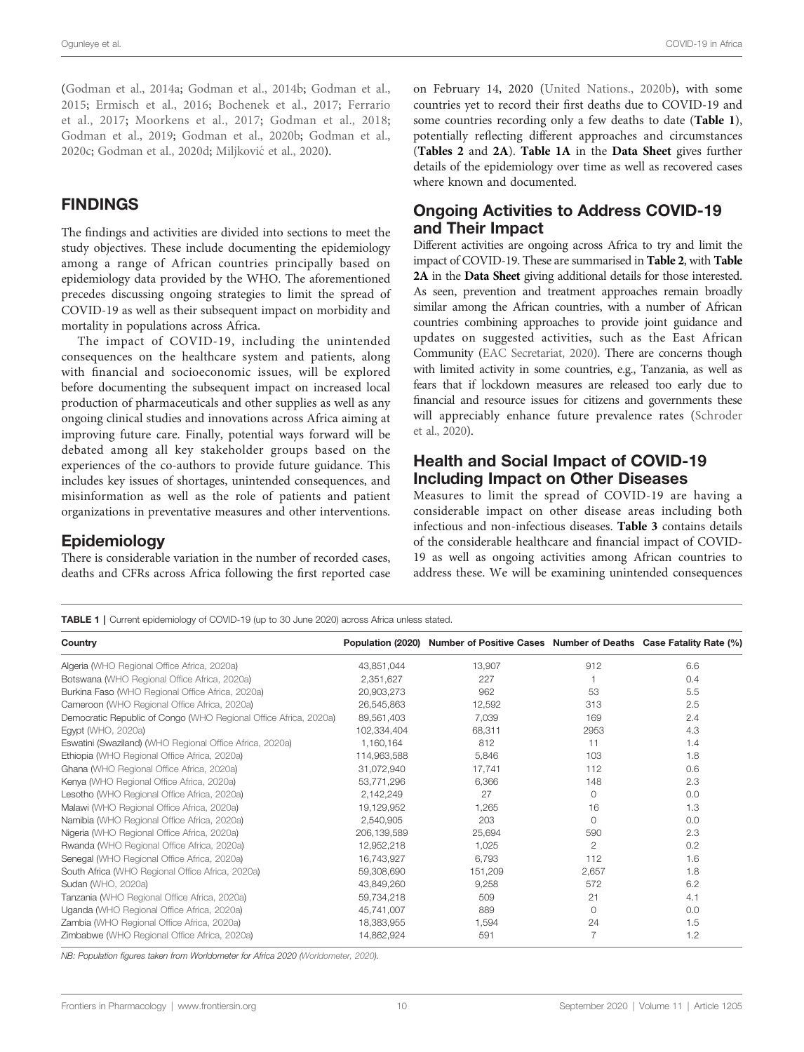(Godman et al., 2014a; Godman et al., 2014b; Godman et al., 2015; Ermisch et al., 2016; Bochenek et al., 2017; Ferrario et al., 2017; Moorkens et al., 2017; Godman et al., 2018; Godman et al., 2019; Godman et al., 2020b; Godman et al., 2020c; Godman et al., 2020d; Miljković et al., 2020).

## FINDINGS

The findings and activities are divided into sections to meet the study objectives. These include documenting the epidemiology among a range of African countries principally based on epidemiology data provided by the WHO. The aforementioned precedes discussing ongoing strategies to limit the spread of COVID-19 as well as their subsequent impact on morbidity and mortality in populations across Africa.

The impact of COVID-19, including the unintended consequences on the healthcare system and patients, along with financial and socioeconomic issues, will be explored before documenting the subsequent impact on increased local production of pharmaceuticals and other supplies as well as any ongoing clinical studies and innovations across Africa aiming at improving future care. Finally, potential ways forward will be debated among all key stakeholder groups based on the experiences of the co-authors to provide future guidance. This includes key issues of shortages, unintended consequences, and misinformation as well as the role of patients and patient organizations in preventative measures and other interventions.

### Epidemiology

There is considerable variation in the number of recorded cases, deaths and CFRs across Africa following the first reported case on February 14, 2020 (United Nations., 2020b), with some countries yet to record their first deaths due to COVID-19 and some countries recording only a few deaths to date (**Table 1**), potentially reflecting different approaches and circumstances (**Tables 2** and **2A**). **Table 1A** in the **Data Sheet** gives further details of the epidemiology over time as well as recovered cases where known and documented.

### Ongoing Activities to Address COVID-19 and Their Impact

Different activities are ongoing across Africa to try and limit the impact of COVID-19. These are summarised in **Table 2**, with **Table 2A** in the **Data Sheet** giving additional details for those interested. As seen, prevention and treatment approaches remain broadly similar among the African countries, with a number of African countries combining approaches to provide joint guidance and updates on suggested activities, such as the East African Community (EAC Secretariat, 2020). There are concerns though with limited activity in some countries, e.g., Tanzania, as well as fears that if lockdown measures are released too early due to financial and resource issues for citizens and governments these will appreciably enhance future prevalence rates (Schroder et al., 2020).

### Health and Social Impact of COVID-19 Including Impact on Other Diseases

Measures to limit the spread of COVID-19 are having a considerable impact on other disease areas including both infectious and non-infectious diseases. **Table 3** contains details of the considerable healthcare and financial impact of COVID-19 as well as ongoing activities among African countries to address these. We will be examining unintended consequences

**TABLE 1** | Current epidemiology of COVID-19 (up to 30 June 2020) across Africa unless stated.

| Country | Population (2020) | Number of Positive Cases | Number of Deaths | Case Fatality Rate (%) |
|---|---|---|---|---|
| Algeria (WHO Regional Office Africa, 2020a) | 43,851,044 | 13,907 | 912 | 6.6 |
| Botswana (WHO Regional Office Africa, 2020a) | 2,351,627 | 227 | 1 | 0.4 |
| Burkina Faso (WHO Regional Office Africa, 2020a) | 20,903,273 | 962 | 53 | 5.5 |
| Cameroon (WHO Regional Office Africa, 2020a) | 26,545,863 | 12,592 | 313 | 2.5 |
| Democratic Republic of Congo (WHO Regional Office Africa, 2020a) | 89,561,403 | 7,039 | 169 | 2.4 |
| Egypt (WHO, 2020a) | 102,334,404 | 68,311 | 2953 | 4.3 |
| Eswatini (Swaziland) (WHO Regional Office Africa, 2020a) | 1,160,164 | 812 | 11 | 1.4 |
| Ethiopia (WHO Regional Office Africa, 2020a) | 114,963,588 | 5,846 | 103 | 1.8 |
| Ghana (WHO Regional Office Africa, 2020a) | 31,072,940 | 17,741 | 112 | 0.6 |
| Kenya (WHO Regional Office Africa, 2020a) | 53,771,296 | 6,366 | 148 | 2.3 |
| Lesotho (WHO Regional Office Africa, 2020a) | 2,142,249 | 27 | 0 | 0.0 |
| Malawi (WHO Regional Office Africa, 2020a) | 19,129,952 | 1,265 | 16 | 1.3 |
| Namibia (WHO Regional Office Africa, 2020a) | 2,540,905 | 203 | 0 | 0.0 |
| Nigeria (WHO Regional Office Africa, 2020a) | 206,139,589 | 25,694 | 590 | 2.3 |
| Rwanda (WHO Regional Office Africa, 2020a) | 12,952,218 | 1,025 | 2 | 0.2 |
| Senegal (WHO Regional Office Africa, 2020a) | 16,743,927 | 6,793 | 112 | 1.6 |
| South Africa (WHO Regional Office Africa, 2020a) | 59,308,690 | 151,209 | 2,657 | 1.8 |
| Sudan (WHO, 2020a) | 43,849,260 | 9,258 | 572 | 6.2 |
| Tanzania (WHO Regional Office Africa, 2020a) | 59,734,218 | 509 | 21 | 4.1 |
| Uganda (WHO Regional Office Africa, 2020a) | 45,741,007 | 889 | 0 | 0.0 |
| Zambia (WHO Regional Office Africa, 2020a) | 18,383,955 | 1,594 | 24 | 1.5 |
| Zimbabwe (WHO Regional Office Africa, 2020a) | 14,862,924 | 591 | 7 | 1.2 |

*NB: Population figures taken from Worldometer for Africa 2020 (Worldometer, 2020).*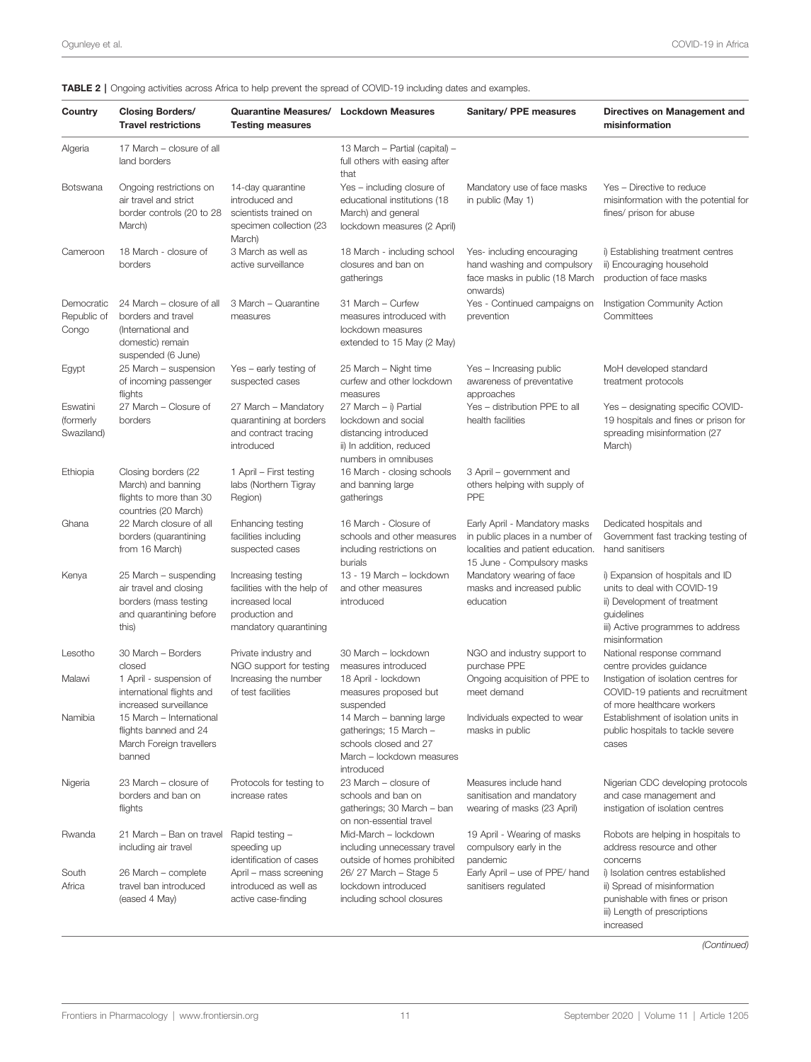**TABLE 2** | Ongoing activities across Africa to help prevent the spread of COVID-19 including dates and examples.

| Country | Closing Borders/ Travel restrictions | Quarantine Measures/ Testing measures | Lockdown Measures | Sanitary/ PPE measures | Directives on Management and misinformation |
|---|---|---|---|---|---|
| Algeria | 17 March – closure of all land borders | | 13 March – Partial (capital) – full others with easing after that | | |
| Botswana | Ongoing restrictions on air travel and strict border controls (20 to 28 March) | 14-day quarantine introduced and scientists trained on specimen collection (23 March) | Yes – including closure of educational institutions (18 March) and general lockdown measures (2 April) | Mandatory use of face masks in public (May 1) | Yes – Directive to reduce misinformation with the potential for fines/ prison for abuse |
| Cameroon | 18 March - closure of borders | 3 March as well as active surveillance | 18 March - including school closures and ban on gatherings | Yes- including encouraging hand washing and compulsory face masks in public (18 March onwards) | i) Establishing treatment centres ii) Encouraging household production of face masks |
| Democratic Republic of Congo | 24 March – closure of all borders and travel (International and domestic) remain suspended (6 June) | 3 March – Quarantine measures | 31 March – Curfew measures introduced with lockdown measures extended to 15 May (2 May) | Yes - Continued campaigns on prevention | Instigation Community Action Committees |
| Egypt | 25 March – suspension of incoming passenger flights | Yes – early testing of suspected cases | 25 March – Night time curfew and other lockdown measures | Yes – Increasing public awareness of preventative approaches | MoH developed standard treatment protocols |
| Eswatini (formerly Swaziland) | 27 March – Closure of borders | 27 March – Mandatory quarantining at borders and contract tracing introduced | 27 March – i) Partial lockdown and social distancing introduced ii) In addition, reduced numbers in omnibuses | Yes – distribution PPE to all health facilities | Yes – designating specific COVID-19 hospitals and fines or prison for spreading misinformation (27 March) |
| Ethiopia | Closing borders (22 March) and banning flights to more than 30 countries (20 March) | 1 April – First testing labs (Northern Tigray Region) | 16 March - closing schools and banning large gatherings | 3 April – government and others helping with supply of PPE | |
| Ghana | 22 March closure of all borders (quarantining from 16 March) | Enhancing testing facilities including suspected cases | 16 March - Closure of schools and other measures including restrictions on burials | Early April - Mandatory masks in public places in a number of localities and patient education. 15 June - Compulsory masks | Dedicated hospitals and Government fast tracking testing of hand sanitisers |
| Kenya | 25 March – suspending air travel and closing borders (mass testing and quarantining before this) | Increasing testing facilities with the help of increased local production and mandatory quarantining | 13 - 19 March – lockdown and other measures introduced | Mandatory wearing of face masks and increased public education | i) Expansion of hospitals and ID units to deal with COVID-19 ii) Development of treatment guidelines iii) Active programmes to address misinformation |
| Lesotho | 30 March – Borders closed | Private industry and NGO support for testing | 30 March – lockdown measures introduced | NGO and industry support to purchase PPE | National response command centre provides guidance |
| Malawi | 1 April - suspension of international flights and increased surveillance | Increasing the number of test facilities | 18 April - lockdown measures proposed but suspended | Ongoing acquisition of PPE to meet demand | Instigation of isolation centres for COVID-19 patients and recruitment of more healthcare workers |
| Namibia | 15 March – International flights banned and 24 March Foreign travellers banned | | 14 March – banning large gatherings; 15 March – schools closed and 27 March – lockdown measures introduced | Individuals expected to wear masks in public | Establishment of isolation units in public hospitals to tackle severe cases |
| Nigeria | 23 March – closure of borders and ban on flights | Protocols for testing to increase rates | 23 March – closure of schools and ban on gatherings; 30 March – ban on non-essential travel | Measures include hand sanitisation and mandatory wearing of masks (23 April) | Nigerian CDC developing protocols and case management and instigation of isolation centres |
| Rwanda | 21 March – Ban on travel including air travel | Rapid testing – speeding up identification of cases | Mid-March – lockdown including unnecessary travel outside of homes prohibited | 19 April - Wearing of masks compulsory early in the pandemic | Robots are helping in hospitals to address resource and other concerns |
| South Africa | 26 March – complete travel ban introduced (eased 4 May) | April – mass screening introduced as well as active case-finding | 26/ 27 March – Stage 5 lockdown introduced including school closures | Early April – use of PPE/ hand sanitisers regulated | i) Isolation centres established ii) Spread of misinformation punishable with fines or prison iii) Length of prescriptions increased |

*(Continued)*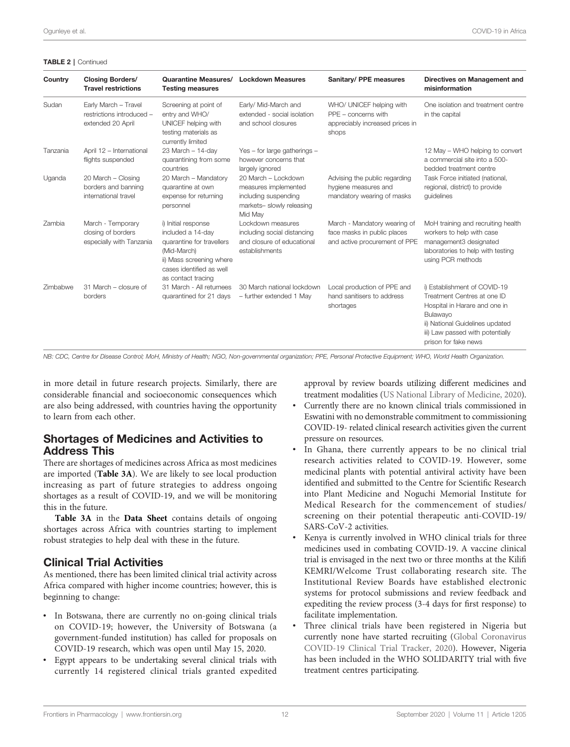**TABLE 2 |** Continued

| Country | Closing Borders/ Travel restrictions | Quarantine Measures/ Testing measures | Lockdown Measures | Sanitary/ PPE measures | Directives on Management and misinformation |
|---|---|---|---|---|---|
| Sudan | Early March – Travel restrictions introduced – extended 20 April | Screening at point of entry and WHO/ UNICEF helping with testing materials as currently limited | Early/ Mid-March and extended - social isolation and school closures | WHO/ UNICEF helping with PPE – concerns with appreciably increased prices in shops | One isolation and treatment centre in the capital |
| Tanzania | April 12 – International flights suspended | 23 March – 14-day quarantining from some countries | Yes – for large gatherings – however concerns that largely ignored | | 12 May – WHO helping to convert a commercial site into a 500-bedded treatment centre |
| Uganda | 20 March – Closing borders and banning international travel | 20 March – Mandatory quarantine at own expense for returning personnel | 20 March – Lockdown measures implemented including suspending markets– slowly releasing Mid May | Advising the public regarding hygiene measures and mandatory wearing of masks | Task Force initiated (national, regional, district) to provide guidelines |
| Zambia | March - Temporary closing of borders especially with Tanzania | i) Initial response included a 14-day quarantine for travellers (Mid-March)<br>ii) Mass screening where cases identified as well as contact tracing | Lockdown measures including social distancing and closure of educational establishments | March - Mandatory wearing of face masks in public places and active procurement of PPE | MoH training and recruiting health workers to help with case management3 designated laboratories to help with testing using PCR methods |
| Zimbabwe | 31 March – closure of borders | 31 March - All returnees quarantined for 21 days | 30 March national lockdown – further extended 1 May | Local production of PPE and hand sanitisers to address shortages | i) Establishment of COVID-19 Treatment Centres at one ID Hospital in Harare and one in Bulawayo<br>ii) National Guidelines updated<br>iii) Law passed with potentially prison for fake news |

*NB: CDC, Centre for Disease Control; MoH, Ministry of Health; NGO, Non-governmental organization; PPE, Personal Protective Equipment; WHO, World Health Organization.*

in more detail in future research projects. Similarly, there are considerable financial and socioeconomic consequences which are also being addressed, with countries having the opportunity to learn from each other.

## Shortages of Medicines and Activities to Address This

There are shortages of medicines across Africa as most medicines are imported (**Table 3A**). We are likely to see local production increasing as part of future strategies to address ongoing shortages as a result of COVID-19, and we will be monitoring this in the future.

**Table 3A** in the **Data Sheet** contains details of ongoing shortages across Africa with countries starting to implement robust strategies to help deal with these in the future.

## Clinical Trial Activities

As mentioned, there has been limited clinical trial activity across Africa compared with higher income countries; however, this is beginning to change:

- In Botswana, there are currently no on-going clinical trials on COVID-19; however, the University of Botswana (a government-funded institution) has called for proposals on COVID-19 research, which was open until May 15, 2020.
- Egypt appears to be undertaking several clinical trials with currently 14 registered clinical trials granted expedited approval by review boards utilizing different medicines and treatment modalities (US National Library of Medicine, 2020).
- Currently there are no known clinical trials commissioned in Eswatini with no demonstrable commitment to commissioning COVID-19- related clinical research activities given the current pressure on resources.
- In Ghana, there currently appears to be no clinical trial research activities related to COVID-19. However, some medicinal plants with potential antiviral activity have been identified and submitted to the Centre for Scientific Research into Plant Medicine and Noguchi Memorial Institute for Medical Research for the commencement of studies/ screening on their potential therapeutic anti-COVID-19/ SARS-CoV-2 activities.
- Kenya is currently involved in WHO clinical trials for three medicines used in combating COVID-19. A vaccine clinical trial is envisaged in the next two or three months at the Kilifi KEMRI/Welcome Trust collaborating research site. The Institutional Review Boards have established electronic systems for protocol submissions and review feedback and expediting the review process (3-4 days for first response) to facilitate implementation.
- Three clinical trials have been registered in Nigeria but currently none have started recruiting (Global Coronavirus COVID-19 Clinical Trial Tracker, 2020). However, Nigeria has been included in the WHO SOLIDARITY trial with five treatment centres participating.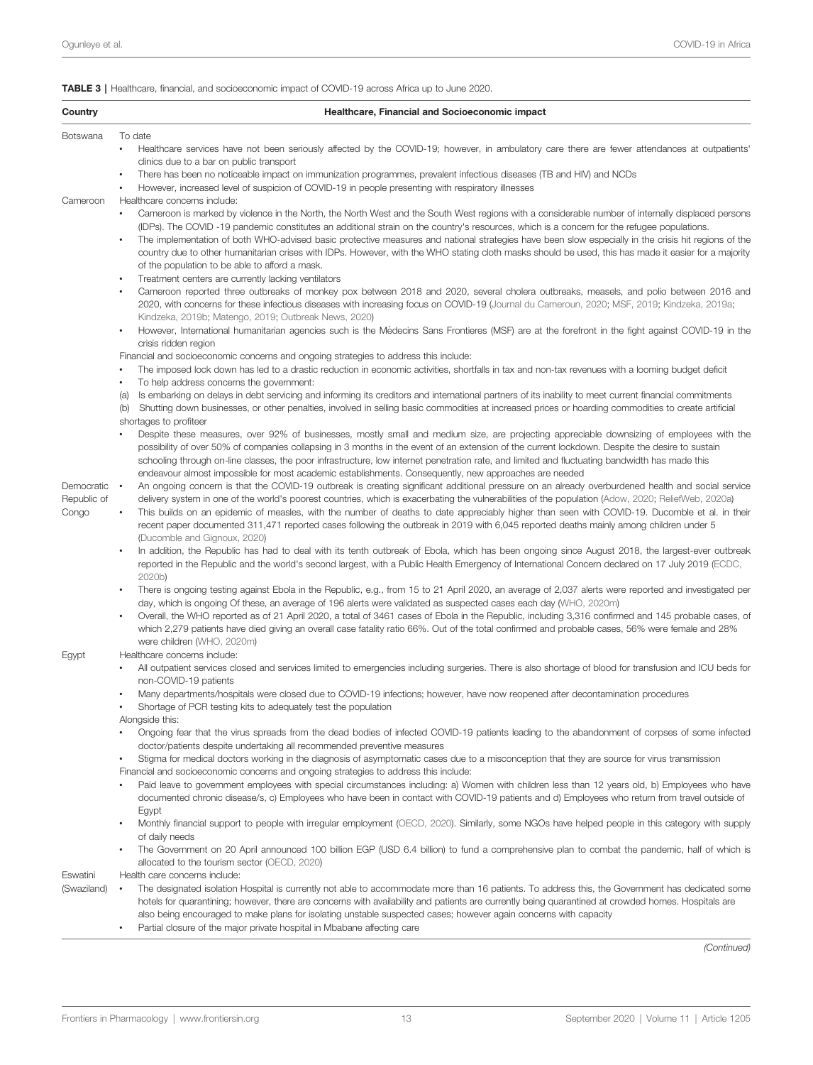**TABLE 3 |** Healthcare, financial, and socioeconomic impact of COVID-19 across Africa up to June 2020.

| Country | Healthcare, Financial and Socioeconomic impact |
|---|---|
| Botswana | To date<br>• Healthcare services have not been seriously affected by the COVID-19; however, in ambulatory care there are fewer attendances at outpatients' clinics due to a bar on public transport<br>• There has been no noticeable impact on immunization programmes, prevalent infectious diseases (TB and HIV) and NCDs<br>• However, increased level of suspicion of COVID-19 in people presenting with respiratory illnesses |
| Cameroon | Healthcare concerns include:<br>• Cameroon is marked by violence in the North, the North West and the South West regions with a considerable number of internally displaced persons (IDPs). The COVID -19 pandemic constitutes an additional strain on the country's resources, which is a concern for the refugee populations.<br>• The implementation of both WHO-advised basic protective measures and national strategies have been slow especially in the crisis hit regions of the country due to other humanitarian crises with IDPs. However, with the WHO stating cloth masks should be used, this has made it easier for a majority of the population to be able to afford a mask.<br>• Treatment centers are currently lacking ventilators<br>• Cameroon reported three outbreaks of monkey pox between 2018 and 2020, several cholera outbreaks, measels, and polio between 2016 and 2020, with concerns for these infectious diseases with increasing focus on COVID-19 (Journal du Cameroun, 2020; MSF, 2019; Kindzeka, 2019a; Kindzeka, 2019b; Matengo, 2019; Outbreak News, 2020)<br>• However, International humanitarian agencies such is the Médecins Sans Frontieres (MSF) are at the forefront in the fight against COVID-19 in the crisis ridden region<br>Financial and socioeconomic concerns and ongoing strategies to address this include:<br>• The imposed lock down has led to a drastic reduction in economic activities, shortfalls in tax and non-tax revenues with a looming budget deficit<br>• To help address concerns the government:<br>(a) Is embarking on delays in debt servicing and informing its creditors and international partners of its inability to meet current financial commitments<br>(b) Shutting down businesses, or other penalties, involved in selling basic commodities at increased prices or hoarding commodities to create artificial shortages to profiteer<br>• Despite these measures, over 92% of businesses, mostly small and medium size, are projecting appreciable downsizing of employees with the possibility of over 50% of companies collapsing in 3 months in the event of an extension of the current lockdown. Despite the desire to sustain schooling through on-line classes, the poor infrastructure, low internet penetration rate, and limited and fluctuating bandwidth has made this endeavour almost impossible for most academic establishments. Consequently, new approaches are needed |
| Democratic Republic of Congo | • An ongoing concern is that the COVID-19 outbreak is creating significant additional pressure on an already overburdened health and social service delivery system in one of the world's poorest countries, which is exacerbating the vulnerabilities of the population (Adow, 2020; ReliefWeb, 2020a)<br>• This builds on an epidemic of measles, with the number of deaths to date appreciably higher than seen with COVID-19. Ducomble et al. in their recent paper documented 311,471 reported cases following the outbreak in 2019 with 6,045 reported deaths mainly among children under 5 (Ducomble and Gignoux, 2020)<br>• In addition, the Republic has had to deal with its tenth outbreak of Ebola, which has been ongoing since August 2018, the largest-ever outbreak reported in the Republic and the world's second largest, with a Public Health Emergency of International Concern declared on 17 July 2019 (ECDC, 2020b)<br>• There is ongoing testing against Ebola in the Republic, e.g., from 15 to 21 April 2020, an average of 2,037 alerts were reported and investigated per day, which is ongoing Of these, an average of 196 alerts were validated as suspected cases each day (WHO, 2020m)<br>• Overall, the WHO reported as of 21 April 2020, a total of 3461 cases of Ebola in the Republic, including 3,316 confirmed and 145 probable cases, of which 2,279 patients have died giving an overall case fatality ratio 66%. Out of the total confirmed and probable cases, 56% were female and 28% were children (WHO, 2020m) |
| Egypt | Healthcare concerns include:<br>• All outpatient services closed and services limited to emergencies including surgeries. There is also shortage of blood for transfusion and ICU beds for non-COVID-19 patients<br>• Many departments/hospitals were closed due to COVID-19 infections; however, have now reopened after decontamination procedures<br>• Shortage of PCR testing kits to adequately test the population<br>Alongside this:<br>• Ongoing fear that the virus spreads from the dead bodies of infected COVID-19 patients leading to the abandonment of corpses of some infected doctor/patients despite undertaking all recommended preventive measures<br>• Stigma for medical doctors working in the diagnosis of asymptomatic cases due to a misconception that they are source for virus transmission<br>Financial and socioeconomic concerns and ongoing strategies to address this include:<br>• Paid leave to government employees with special circumstances including: a) Women with children less than 12 years old, b) Employees who have documented chronic disease/s, c) Employees who have been in contact with COVID-19 patients and d) Employees who return from travel outside of Egypt<br>• Monthly financial support to people with irregular employment (OECD, 2020). Similarly, some NGOs have helped people in this category with supply of daily needs<br>• The Government on 20 April announced 100 billion EGP (USD 6.4 billion) to fund a comprehensive plan to combat the pandemic, half of which is allocated to the tourism sector (OECD, 2020) |
| Eswatini (Swaziland) | Health care concerns include:<br>• The designated isolation Hospital is currently not able to accommodate more than 16 patients. To address this, the Government has dedicated some hotels for quarantining; however, there are concerns with availability and patients are currently being quarantined at crowded homes. Hospitals are also being encouraged to make plans for isolating unstable suspected cases; however again concerns with capacity<br>• Partial closure of the major private hospital in Mbabane affecting care |

*(Continued)*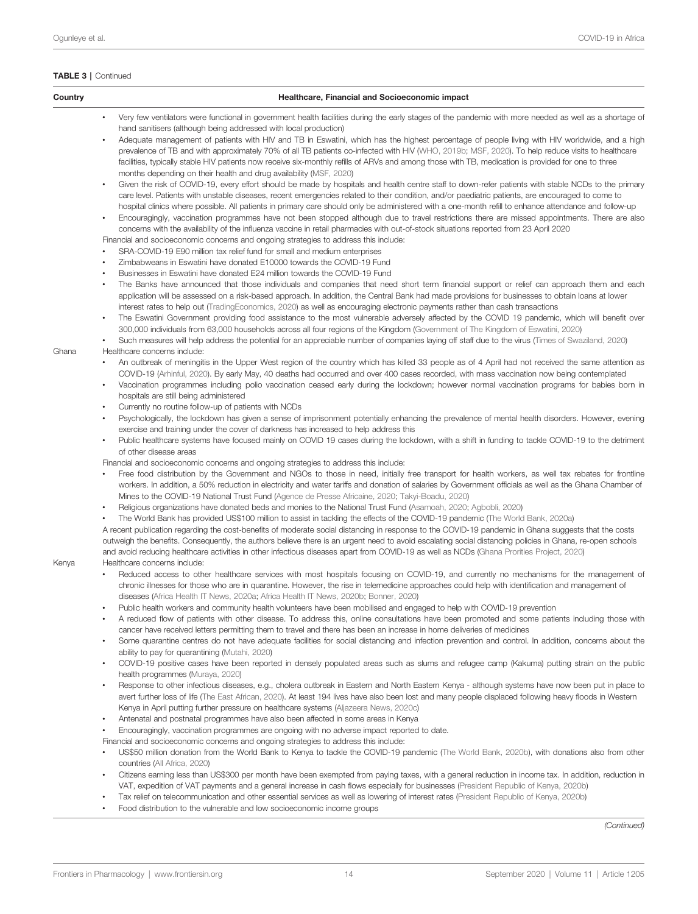**TABLE 3 |** Continued

| Country | Healthcare, Financial and Socioeconomic impact |
|---|---|
| | • Very few ventilators were functional in government health facilities during the early stages of the pandemic with more needed as well as a shortage of hand sanitisers (although being addressed with local production)<br>• Adequate management of patients with HIV and TB in Eswatini, which has the highest percentage of people living with HIV worldwide, and a high prevalence of TB and with approximately 70% of all TB patients co-infected with HIV (WHO, 2019b; MSF, 2020). To help reduce visits to healthcare facilities, typically stable HIV patients now receive six-monthly refills of ARVs and among those with TB, medication is provided for one to three months depending on their health and drug availability (MSF, 2020)<br>• Given the risk of COVID-19, every effort should be made by hospitals and health centre staff to down-refer patients with stable NCDs to the primary care level. Patients with unstable diseases, recent emergencies related to their condition, and/or paediatric patients, are encouraged to come to hospital clinics where possible. All patients in primary care should only be administered with a one-month refill to enhance attendance and follow-up<br>• Encouragingly, vaccination programmes have not been stopped although due to travel restrictions there are missed appointments. There are also concerns with the availability of the influenza vaccine in retail pharmacies with out-of-stock situations reported from 23 April 2020<br>Financial and socioeconomic concerns and ongoing strategies to address this include:<br>• SRA-COVID-19 E90 million tax relief fund for small and medium enterprises<br>• Zimbabweans in Eswatini have donated E10000 towards the COVID-19 Fund<br>• Businesses in Eswatini have donated E24 million towards the COVID-19 Fund<br>• The Banks have announced that those individuals and companies that need short term financial support or relief can approach them and each application will be assessed on a risk-based approach. In addition, the Central Bank had made provisions for businesses to obtain loans at lower interest rates to help out (TradingEconomics, 2020) as well as encouraging electronic payments rather than cash transactions<br>• The Eswatini Government providing food assistance to the most vulnerable adversely affected by the COVID 19 pandemic, which will benefit over 300,000 individuals from 63,000 households across all four regions of the Kingdom (Government of The Kingdom of Eswatini, 2020)<br>• Such measures will help address the potential for an appreciable number of companies laying off staff due to the virus (Times of Swaziland, 2020) |
| Ghana | Healthcare concerns include:<br>• An outbreak of meningitis in the Upper West region of the country which has killed 33 people as of 4 April had not received the same attention as COVID-19 (Arhinful, 2020). By early May, 40 deaths had occurred and over 400 cases recorded, with mass vaccination now being contemplated<br>• Vaccination programmes including polio vaccination ceased early during the lockdown; however normal vaccination programs for babies born in hospitals are still being administered<br>• Currently no routine follow-up of patients with NCDs<br>• Psychologically, the lockdown has given a sense of imprisonment potentially enhancing the prevalence of mental health disorders. However, evening exercise and training under the cover of darkness has increased to help address this<br>• Public healthcare systems have focused mainly on COVID 19 cases during the lockdown, with a shift in funding to tackle COVID-19 to the detriment of other disease areas<br>Financial and socioeconomic concerns and ongoing strategies to address this include:<br>• Free food distribution by the Government and NGOs to those in need, initially free transport for health workers, as well tax rebates for frontline workers. In addition, a 50% reduction in electricity and water tariffs and donation of salaries by Government officials as well as the Ghana Chamber of Mines to the COVID-19 National Trust Fund (Agence de Presse Africaine, 2020; Takyi-Boadu, 2020)<br>• Religious organizations have donated beds and monies to the National Trust Fund (Asamoah, 2020; Agbobli, 2020)<br>• The World Bank has provided US$100 million to assist in tackling the effects of the COVID-19 pandemic (The World Bank, 2020a)<br>A recent publication regarding the cost-benefits of moderate social distancing in response to the COVID-19 pandemic in Ghana suggests that the costs outweigh the benefits. Consequently, the authors believe there is an urgent need to avoid escalating social distancing policies in Ghana, re-open schools and avoid reducing healthcare activities in other infectious diseases apart from COVID-19 as well as NCDs (Ghana Prorities Project, 2020) |
| Kenya | Healthcare concerns include:<br>• Reduced access to other healthcare services with most hospitals focusing on COVID-19, and currently no mechanisms for the management of chronic illnesses for those who are in quarantine. However, the rise in telemedicine approaches could help with identification and management of diseases (Africa Health IT News, 2020a; Africa Health IT News, 2020b; Bonner, 2020)<br>• Public health workers and community health volunteers have been mobilised and engaged to help with COVID-19 prevention<br>• A reduced flow of patients with other disease. To address this, online consultations have been promoted and some patients including those with cancer have received letters permitting them to travel and there has been an increase in home deliveries of medicines<br>• Some quarantine centres do not have adequate facilities for social distancing and infection prevention and control. In addition, concerns about the ability to pay for quarantining (Mutahi, 2020)<br>• COVID-19 positive cases have been reported in densely populated areas such as slums and refugee camp (Kakuma) putting strain on the public health programmes (Muraya, 2020)<br>• Response to other infectious diseases, e.g., cholera outbreak in Eastern and North Eastern Kenya - although systems have now been put in place to avert further loss of life (The East African, 2020). At least 194 lives have also been lost and many people displaced following heavy floods in Western Kenya in April putting further pressure on healthcare systems (Aljazeera News, 2020c)<br>• Antenatal and postnatal programmes have also been affected in some areas in Kenya<br>• Encouragingly, vaccination programmes are ongoing with no adverse impact reported to date.<br>Financial and socioeconomic concerns and ongoing strategies to address this include:<br>• US$50 million donation from the World Bank to Kenya to tackle the COVID-19 pandemic (The World Bank, 2020b), with donations also from other countries (All Africa, 2020)<br>• Citizens earning less than US$300 per month have been exempted from paying taxes, with a general reduction in income tax. In addition, reduction in VAT, expedition of VAT payments and a general increase in cash flows especially for businesses (President Republic of Kenya, 2020b)<br>• Tax relief on telecommunication and other essential services as well as lowering of interest rates (President Republic of Kenya, 2020b)<br>• Food distribution to the vulnerable and low socioeconomic income groups |

*(Continued)*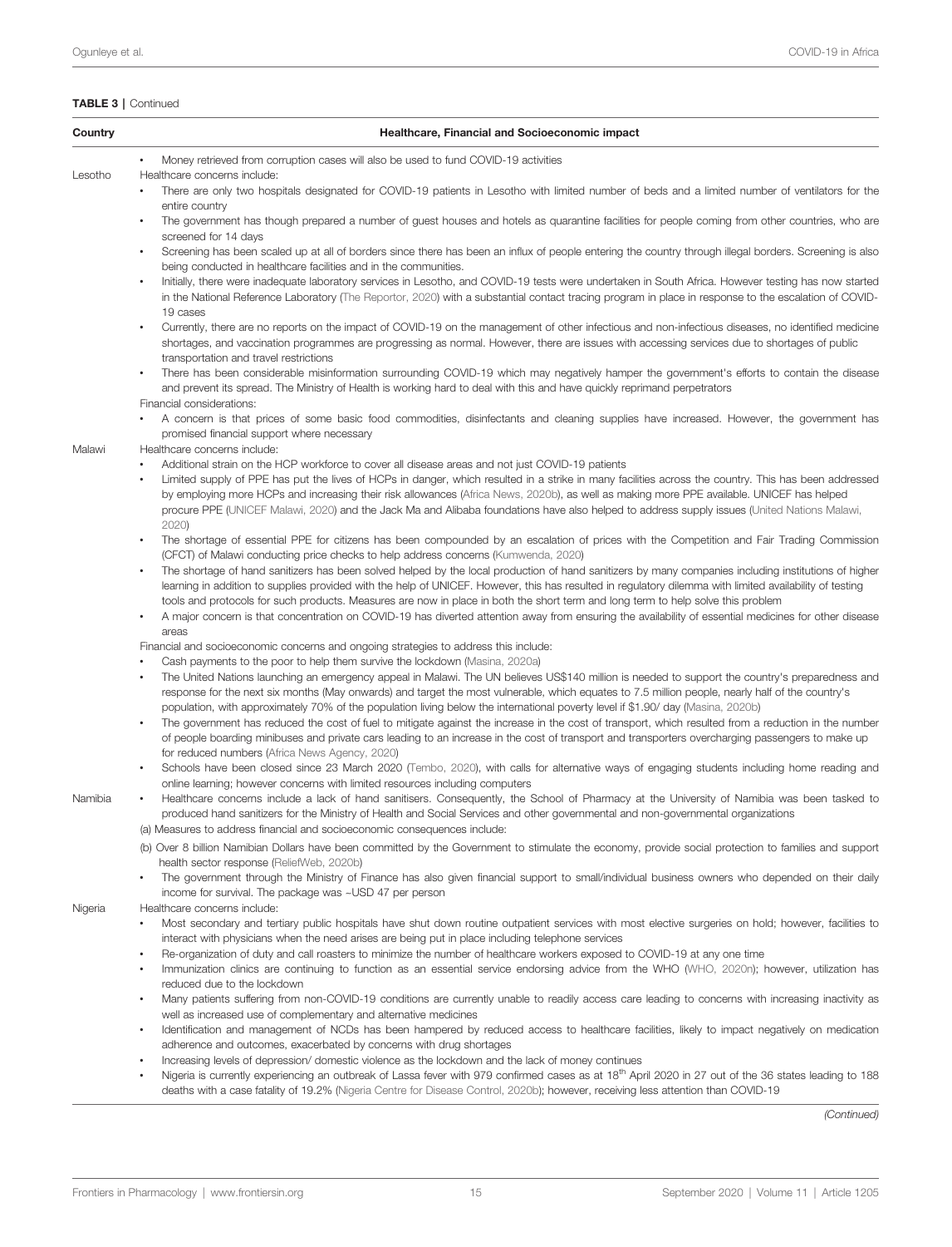**TABLE 3 |** Continued

| Country | Healthcare, Financial and Socioeconomic impact |
|---|---|
| | • Money retrieved from corruption cases will also be used to fund COVID-19 activities |
| Lesotho | Healthcare concerns include:<br>• There are only two hospitals designated for COVID-19 patients in Lesotho with limited number of beds and a limited number of ventilators for the entire country<br>• The government has though prepared a number of guest houses and hotels as quarantine facilities for people coming from other countries, who are screened for 14 days<br>• Screening has been scaled up at all of borders since there has been an influx of people entering the country through illegal borders. Screening is also being conducted in healthcare facilities and in the communities.<br>• Initially, there were inadequate laboratory services in Lesotho, and COVID-19 tests were undertaken in South Africa. However testing has now started in the National Reference Laboratory (The Reportor, 2020) with a substantial contact tracing program in place in response to the escalation of COVID-19 cases<br>• Currently, there are no reports on the impact of COVID-19 on the management of other infectious and non-infectious diseases, no identified medicine shortages, and vaccination programmes are progressing as normal. However, there are issues with accessing services due to shortages of public transportation and travel restrictions<br>• There has been considerable misinformation surrounding COVID-19 which may negatively hamper the government's efforts to contain the disease and prevent its spread. The Ministry of Health is working hard to deal with this and have quickly reprimand perpetrators<br>Financial considerations:<br>• A concern is that prices of some basic food commodities, disinfectants and cleaning supplies have increased. However, the government has promised financial support where necessary |
| Malawi | Healthcare concerns include:<br>• Additional strain on the HCP workforce to cover all disease areas and not just COVID-19 patients<br>• Limited supply of PPE has put the lives of HCPs in danger, which resulted in a strike in many facilities across the country. This has been addressed by employing more HCPs and increasing their risk allowances (Africa News, 2020b), as well as making more PPE available. UNICEF has helped procure PPE (UNICEF Malawi, 2020) and the Jack Ma and Alibaba foundations have also helped to address supply issues (United Nations Malawi, 2020)<br>• The shortage of essential PPE for citizens has been compounded by an escalation of prices with the Competition and Fair Trading Commission (CFCT) of Malawi conducting price checks to help address concerns (Kumwenda, 2020)<br>• The shortage of hand sanitizers has been solved helped by the local production of hand sanitizers by many companies including institutions of higher learning in addition to supplies provided with the help of UNICEF. However, this has resulted in regulatory dilemma with limited availability of testing tools and protocols for such products. Measures are now in place in both the short term and long term to help solve this problem<br>• A major concern is that concentration on COVID-19 has diverted attention away from ensuring the availability of essential medicines for other disease areas<br>Financial and socioeconomic concerns and ongoing strategies to address this include:<br>• Cash payments to the poor to help them survive the lockdown (Masina, 2020a)<br>• The United Nations launching an emergency appeal in Malawi. The UN believes US$140 million is needed to support the country's preparedness and response for the next six months (May onwards) and target the most vulnerable, which equates to 7.5 million people, nearly half of the country's population, with approximately 70% of the population living below the international poverty level if $1.90/ day (Masina, 2020b)<br>• The government has reduced the cost of fuel to mitigate against the increase in the cost of transport, which resulted from a reduction in the number of people boarding minibuses and private cars leading to an increase in the cost of transport and transporters overcharging passengers to make up for reduced numbers (Africa News Agency, 2020)<br>• Schools have been closed since 23 March 2020 (Tembo, 2020), with calls for alternative ways of engaging students including home reading and online learning; however concerns with limited resources including computers |
| Namibia | • Healthcare concerns include a lack of hand sanitisers. Consequently, the School of Pharmacy at the University of Namibia was been tasked to produced hand sanitizers for the Ministry of Health and Social Services and other governmental and non-governmental organizations<br>(a) Measures to address financial and socioeconomic consequences include:<br>(b) Over 8 billion Namibian Dollars have been committed by the Government to stimulate the economy, provide social protection to families and support health sector response (ReliefWeb, 2020b)<br>• The government through the Ministry of Finance has also given financial support to small/individual business owners who depended on their daily income for survival. The package was ~USD 47 per person |
| Nigeria | Healthcare concerns include:<br>• Most secondary and tertiary public hospitals have shut down routine outpatient services with most elective surgeries on hold; however, facilities to interact with physicians when the need arises are being put in place including telephone services<br>• Re-organization of duty and call roasters to minimize the number of healthcare workers exposed to COVID-19 at any one time<br>• Immunization clinics are continuing to function as an essential service endorsing advice from the WHO (WHO, 2020n); however, utilization has reduced due to the lockdown<br>• Many patients suffering from non-COVID-19 conditions are currently unable to readily access care leading to concerns with increasing inactivity as well as increased use of complementary and alternative medicines<br>• Identification and management of NCDs has been hampered by reduced access to healthcare facilities, likely to impact negatively on medication adherence and outcomes, exacerbated by concerns with drug shortages<br>• Increasing levels of depression/ domestic violence as the lockdown and the lack of money continues<br>• Nigeria is currently experiencing an outbreak of Lassa fever with 979 confirmed cases as at 18th April 2020 in 27 out of the 36 states leading to 188 deaths with a case fatality of 19.2% (Nigeria Centre for Disease Control, 2020b); however, receiving less attention than COVID-19 |

*(Continued)*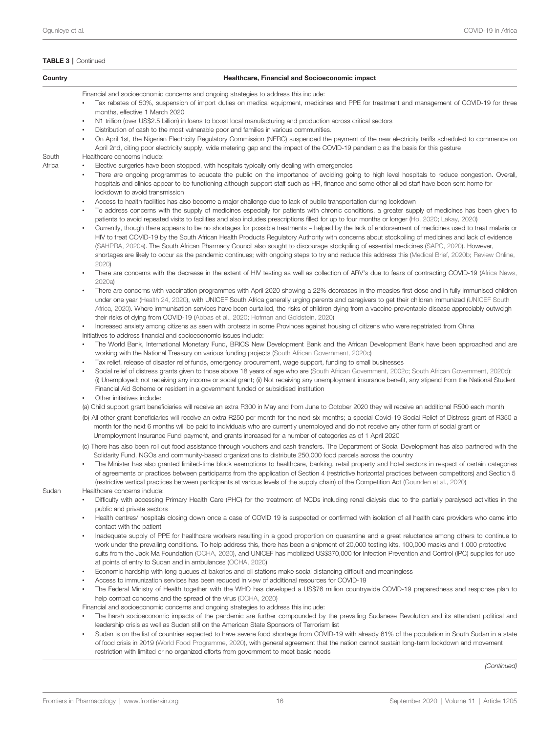**TABLE 3 |** Continued

| Country | Healthcare, Financial and Socioeconomic impact |
|---|---|
| | Financial and socioeconomic concerns and ongoing strategies to address this include:<br>• Tax rebates of 50%, suspension of import duties on medical equipment, medicines and PPE for treatment and management of COVID-19 for three months, effective 1 March 2020<br>• N1 trillion (over US$2.5 billion) in loans to boost local manufacturing and production across critical sectors<br>• Distribution of cash to the most vulnerable poor and families in various communities.<br>• On April 1st, the Nigerian Electricity Regulatory Commission (NERC) suspended the payment of the new electricity tariffs scheduled to commence on April 2nd, citing poor electricity supply, wide metering gap and the impact of the COVID-19 pandemic as the basis for this gesture |
| South Africa | Healthcare concerns include:<br>• Elective surgeries have been stopped, with hospitals typically only dealing with emergencies<br>• There are ongoing programmes to educate the public on the importance of avoiding going to high level hospitals to reduce congestion. Overall, hospitals and clinics appear to be functioning although support staff such as HR, finance and some other allied staff have been sent home for lockdown to avoid transmission<br>• Access to health facilities has also become a major challenge due to lack of public transportation during lockdown<br>• To address concerns with the supply of medicines especially for patients with chronic conditions, a greater supply of medicines has been given to patients to avoid repeated visits to facilities and also includes prescriptions filled for up to four months or longer (Ho, 2020; Lakay, 2020)<br>• Currently, though there appears to be no shortages for possible treatments – helped by the lack of endorsement of medicines used to treat malaria or HIV to treat COVID-19 by the South African Health Products Regulatory Authority with concerns about stockpiling of medicines and lack of evidence (SAHPRA, 2020a). The South African Pharmacy Council also sought to discourage stockpiling of essential medicines (SAPC, 2020). However, shortages are likely to occur as the pandemic continues; with ongoing steps to try and reduce this address this (Medical Brief, 2020b; Review Online, 2020)<br>• There are concerns with the decrease in the extent of HIV testing as well as collection of ARV's due to fears of contracting COVID-19 (Africa News, 2020a)<br>• There are concerns with vaccination programmes with April 2020 showing a 22% decreases in the measles first dose and in fully immunised children under one year (Health 24, 2020), with UNICEF South Africa generally urging parents and caregivers to get their children immunized (UNICEF South Africa, 2020). Where immunisation services have been curtailed, the risks of children dying from a vaccine-preventable disease appreciably outweigh their risks of dying from COVID-19 (Abbas et al., 2020; Hofman and Goldstein, 2020)<br>• Increased anxiety among citizens as seen with protests in some Provinces against housing of citizens who were repatriated from China<br>Initiatives to address financial and socioeconomic issues include:<br>• The World Bank, International Monetary Fund, BRICS New Development Bank and the African Development Bank have been approached and are working with the National Treasury on various funding projects (South African Government, 2020c)<br>• Tax relief, release of disaster relief funds, emergency procurement, wage support, funding to small businesses<br>• Social relief of distress grants given to those above 18 years of age who are (South African Government, 2002c; South African Government, 2020d): (i) Unemployed; not receiving any income or social grant; (ii) Not receiving any unemployment insurance benefit, any stipend from the National Student Financial Aid Scheme or resident in a government funded or subsidised institution<br>• Other initiatives include:<br>(a) Child support grant beneficiaries will receive an extra R300 in May and from June to October 2020 they will receive an additional R500 each month<br>(b) All other grant beneficiaries will receive an extra R250 per month for the next six months; a special Covid-19 Social Relief of Distress grant of R350 a month for the next 6 months will be paid to individuals who are currently unemployed and do not receive any other form of social grant or Unemployment Insurance Fund payment, and grants increased for a number of categories as of 1 April 2020<br>(c) There has also been roll out food assistance through vouchers and cash transfers. The Department of Social Development has also partnered with the Solidarity Fund, NGOs and community-based organizations to distribute 250,000 food parcels across the country<br>• The Minister has also granted limited-time block exemptions to healthcare, banking, retail property and hotel sectors in respect of certain categories of agreements or practices between participants from the application of Section 4 (restrictive horizontal practices between competitors) and Section 5 (restrictive vertical practices between participants at various levels of the supply chain) of the Competition Act (Gounden et al., 2020) |
| Sudan | Healthcare concerns include:<br>• Difficulty with accessing Primary Health Care (PHC) for the treatment of NCDs including renal dialysis due to the partially paralysed activities in the public and private sectors<br>• Health centres/ hospitals closing down once a case of COVID 19 is suspected or confirmed with isolation of all health care providers who came into contact with the patient<br>• Inadequate supply of PPE for healthcare workers resulting in a good proportion on quarantine and a great reluctance among others to continue to work under the prevailing conditions. To help address this, there has been a shipment of 20,000 testing kits, 100,000 masks and 1,000 protective suits from the Jack Ma Foundation (OCHA, 2020), and UNICEF has mobilized US$370,000 for Infection Prevention and Control (IPC) supplies for use at points of entry to Sudan and in ambulances (OCHA, 2020)<br>• Economic hardship with long queues at bakeries and oil stations make social distancing difficult and meaningless<br>• Access to immunization services has been reduced in view of additional resources for COVID-19<br>• The Federal Ministry of Health together with the WHO has developed a US$76 million countrywide COVID-19 preparedness and response plan to help combat concerns and the spread of the virus (OCHA, 2020)<br>Financial and socioeconomic concerns and ongoing strategies to address this include:<br>• The harsh socioeconomic impacts of the pandemic are further compounded by the prevailing Sudanese Revolution and its attendant political and leadership crisis as well as Sudan still on the American State Sponsors of Terrorism list<br>• Sudan is on the list of countries expected to have severe food shortage from COVID-19 with already 61% of the population in South Sudan in a state of food crisis in 2019 (World Food Programme, 2020), with general agreement that the nation cannot sustain long-term lockdown and movement restriction with limited or no organized efforts from government to meet basic needs |

*(Continued)*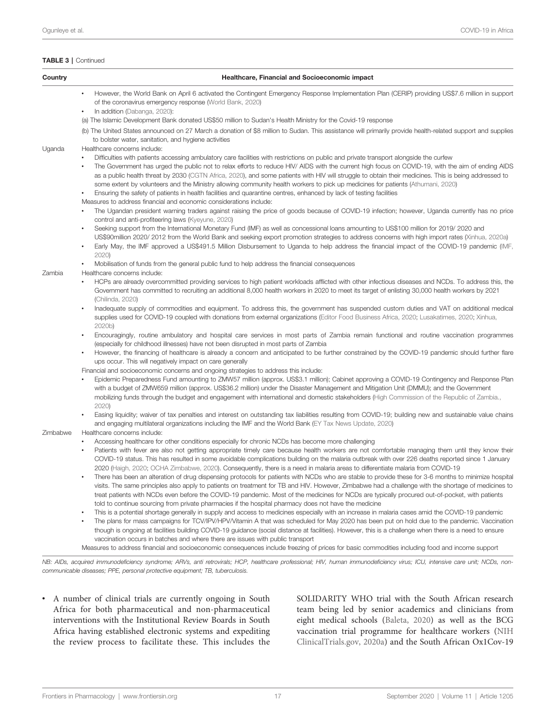**TABLE 3** | Continued

| Country | Healthcare, Financial and Socioeconomic impact |
|---|---|
| | • However, the World Bank on April 6 activated the Contingent Emergency Response Implementation Plan (CERIP) providing US$7.6 million in support of the coronavirus emergency response (World Bank, 2020)<br>• In addition (Dabanga, 2020):<br>(a) The Islamic Development Bank donated US$50 million to Sudan's Health Ministry for the Covid-19 response<br>(b) The United States announced on 27 March a donation of $8 million to Sudan. This assistance will primarily provide health-related support and supplies to bolster water, sanitation, and hygiene activities |
| Uganda | Healthcare concerns include:<br>• Difficulties with patients accessing ambulatory care facilities with restrictions on public and private transport alongside the curfew<br>• The Government has urged the public not to relax efforts to reduce HIV/ AIDS with the current high focus on COVID-19, with the aim of ending AIDS as a public health threat by 2030 (CGTN Africa, 2020), and some patients with HIV will struggle to obtain their medicines. This is being addressed to some extent by volunteers and the Ministry allowing community health workers to pick up medicines for patients (Athumani, 2020)<br>• Ensuring the safety of patients in health facilities and quarantine centres, enhanced by lack of testing facilities<br>Measures to address financial and economic considerations include:<br>• The Ugandan president warning traders against raising the price of goods because of COVID-19 infection; however, Uganda currently has no price control and anti-profiteering laws (Kyeyune, 2020)<br>• Seeking support from the International Monetary Fund (IMF) as well as concessional loans amounting to US$100 million for 2019/ 2020 and US$90million 2020/ 2012 from the World Bank and seeking export promotion strategies to address concerns with high import rates (Xinhua, 2020a)<br>• Early May, the IMF approved a US$491.5 Million Disbursement to Uganda to help address the financial impact of the COVID-19 pandemic (IMF, 2020)<br>• Mobilisation of funds from the general public fund to help address the financial consequences |
| Zambia | Healthcare concerns include:<br>• HCPs are already overcommitted providing services to high patient workloads afflicted with other infectious diseases and NCDs. To address this, the Government has committed to recruiting an additional 8,000 health workers in 2020 to meet its target of enlisting 30,000 health workers by 2021 (Chilinda, 2020)<br>• Inadequate supply of commodities and equipment. To address this, the government has suspended custom duties and VAT on additional medical supplies used for COVID-19 coupled with donations from external organizations (Editor Food Business Africa, 2020; Lusakatimes, 2020; Xinhua, 2020b)<br>• Encouragingly, routine ambulatory and hospital care services in most parts of Zambia remain functional and routine vaccination programmes (especially for childhood illnesses) have not been disrupted in most parts of Zambia<br>• However, the financing of healthcare is already a concern and anticipated to be further constrained by the COVID-19 pandemic should further flare ups occur. This will negatively impact on care generally<br>Financial and socioeconomic concerns and ongoing strategies to address this include:<br>• Epidemic Preparedness Fund amounting to ZMW57 million (approx. US$3.1 million); Cabinet approving a COVID-19 Contingency and Response Plan with a budget of ZMW659 million (approx. US$36.2 million) under the Disaster Management and Mitigation Unit (DMMU); and the Government mobilizing funds through the budget and engagement with international and domestic stakeholders (High Commission of the Republic of Zambia., 2020)<br>• Easing liquidity; waiver of tax penalties and interest on outstanding tax liabilities resulting from COVID-19; building new and sustainable value chains and engaging multilateral organizations including the IMF and the World Bank (EY Tax News Update, 2020) |
| Zimbabwe | Healthcare concerns include:<br>• Accessing healthcare for other conditions especially for chronic NCDs has become more challenging<br>• Patients with fever are also not getting appropriate timely care because health workers are not comfortable managing them until they know their COVID-19 status. This has resulted in some avoidable complications building on the malaria outbreak with over 226 deaths reported since 1 January 2020 (Haigh, 2020; OCHA Zimbabwe, 2020). Consequently, there is a need in malaria areas to differentiate malaria from COVID-19<br>• There has been an alteration of drug dispensing protocols for patients with NCDs who are stable to provide these for 3-6 months to minimize hospital visits. The same principles also apply to patients on treatment for TB and HIV. However, Zimbabwe had a challenge with the shortage of medicines to treat patients with NCDs even before the COVID-19 pandemic. Most of the medicines for NCDs are typically procured out-of-pocket, with patients told to continue sourcing from private pharmacies if the hospital pharmacy does not have the medicine<br>• This is a potential shortage generally in supply and access to medicines especially with an increase in malaria cases amid the COVID-19 pandemic<br>• The plans for mass campaigns for TCV/IPV/HPV/Vitamin A that was scheduled for May 2020 has been put on hold due to the pandemic. Vaccination though is ongoing at facilities building COVID-19 guidance (social distance at facilities). However, this is a challenge when there is a need to ensure vaccination occurs in batches and where there are issues with public transport<br>Measures to address financial and socioeconomic consequences include freezing of prices for basic commodities including food and income support |

*NB: AIDs, acquired immunodeficiency syndrome; ARVs, anti retrovirals; HCP, healthcare professional; HIV, human immunodeficiency virus; ICU, intensive care unit; NCDs, non-communicable diseases; PPE, personal protective equipment; TB, tuberculosis.*

- A number of clinical trials are currently ongoing in South Africa for both pharmaceutical and non-pharmaceutical interventions with the Institutional Review Boards in South Africa having established electronic systems and expediting the review process to facilitate these. This includes the SOLIDARITY WHO trial with the South African research team being led by senior academics and clinicians from eight medical schools (Baleta, 2020) as well as the BCG vaccination trial programme for healthcare workers (NIH ClinicalTrials.gov, 2020a) and the South African Ox1Cov-19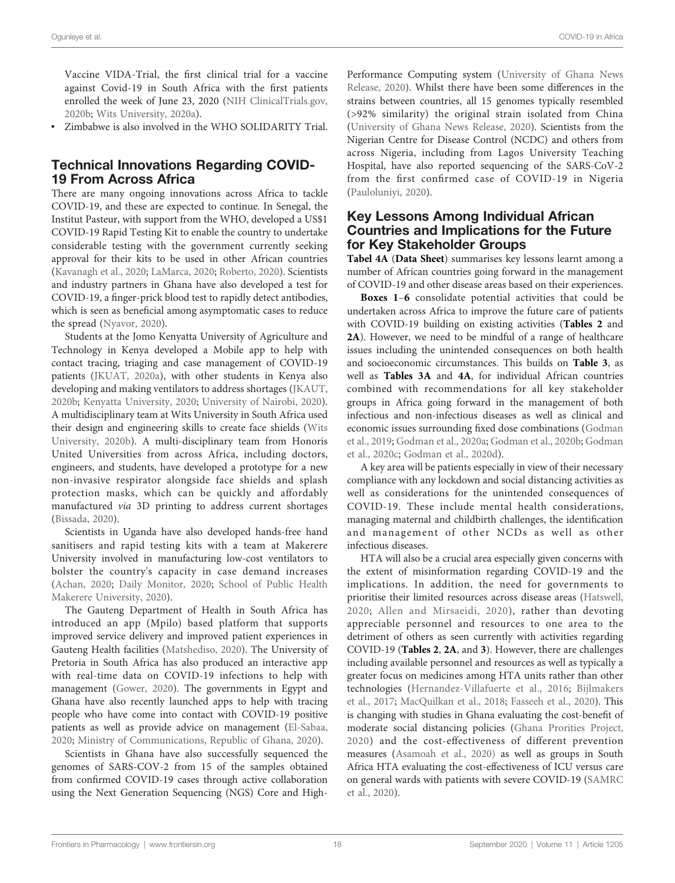Vaccine VIDA-Trial, the first clinical trial for a vaccine against Covid-19 in South Africa with the first patients enrolled the week of June 23, 2020 (NIH ClinicalTrials.gov, 2020b; Wits University, 2020a).

- Zimbabwe is also involved in the WHO SOLIDARITY Trial.

## Technical Innovations Regarding COVID-19 From Across Africa

There are many ongoing innovations across Africa to tackle COVID-19, and these are expected to continue. In Senegal, the Institut Pasteur, with support from the WHO, developed a US$1 COVID-19 Rapid Testing Kit to enable the country to undertake considerable testing with the government currently seeking approval for their kits to be used in other African countries (Kavanagh et al., 2020; LaMarca, 2020; Roberto, 2020). Scientists and industry partners in Ghana have also developed a test for COVID-19, a finger-prick blood test to rapidly detect antibodies, which is seen as beneficial among asymptomatic cases to reduce the spread (Nyavor, 2020).

Students at the Jomo Kenyatta University of Agriculture and Technology in Kenya developed a Mobile app to help with contact tracing, triaging and case management of COVID-19 patients (JKUAT, 2020a), with other students in Kenya also developing and making ventilators to address shortages (JKAUT, 2020b; Kenyatta University, 2020; University of Nairobi, 2020). A multidisciplinary team at Wits University in South Africa used their design and engineering skills to create face shields (Wits University, 2020b). A multi-disciplinary team from Honoris United Universities from across Africa, including doctors, engineers, and students, have developed a prototype for a new non-invasive respirator alongside face shields and splash protection masks, which can be quickly and affordably manufactured *via* 3D printing to address current shortages (Bissada, 2020).

Scientists in Uganda have also developed hands-free hand sanitisers and rapid testing kits with a team at Makerere University involved in manufacturing low-cost ventilators to bolster the country's capacity in case demand increases (Achan, 2020; Daily Monitor, 2020; School of Public Health Makerere University, 2020).

The Gauteng Department of Health in South Africa has introduced an app (Mpilo) based platform that supports improved service delivery and improved patient experiences in Gauteng Health facilities (Matshediso, 2020). The University of Pretoria in South Africa has also produced an interactive app with real-time data on COVID-19 infections to help with management (Gower, 2020). The governments in Egypt and Ghana have also recently launched apps to help with tracing people who have come into contact with COVID-19 positive patients as well as provide advice on management (El-Sabaa, 2020; Ministry of Communications, Republic of Ghana, 2020).

Scientists in Ghana have also successfully sequenced the genomes of SARS-COV-2 from 15 of the samples obtained from confirmed COVID-19 cases through active collaboration using the Next Generation Sequencing (NGS) Core and High-Performance Computing system (University of Ghana News Release, 2020). Whilst there have been some differences in the strains between countries, all 15 genomes typically resembled (>92% similarity) the original strain isolated from China (University of Ghana News Release, 2020). Scientists from the Nigerian Centre for Disease Control (NCDC) and others from across Nigeria, including from Lagos University Teaching Hospital, have also reported sequencing of the SARS-CoV-2 from the first confirmed case of COVID-19 in Nigeria (Pauloluniyi, 2020).

## Key Lessons Among Individual African Countries and Implications for the Future for Key Stakeholder Groups

**Tabel 4A** (**Data Sheet**) summarises key lessons learnt among a number of African countries going forward in the management of COVID-19 and other disease areas based on their experiences.

**Boxes 1**–**6** consolidate potential activities that could be undertaken across Africa to improve the future care of patients with COVID-19 building on existing activities (**Tables 2** and **2A**). However, we need to be mindful of a range of healthcare issues including the unintended consequences on both health and socioeconomic circumstances. This builds on **Table 3**, as well as **Tables 3A** and **4A**, for individual African countries combined with recommendations for all key stakeholder groups in Africa going forward in the management of both infectious and non-infectious diseases as well as clinical and economic issues surrounding fixed dose combinations (Godman et al., 2019; Godman et al., 2020a; Godman et al., 2020b; Godman et al., 2020c; Godman et al., 2020d).

A key area will be patients especially in view of their necessary compliance with any lockdown and social distancing activities as well as considerations for the unintended consequences of COVID-19. These include mental health considerations, managing maternal and childbirth challenges, the identification and management of other NCDs as well as other infectious diseases.

HTA will also be a crucial area especially given concerns with the extent of misinformation regarding COVID-19 and the implications. In addition, the need for governments to prioritise their limited resources across disease areas (Hatswell, 2020; Allen and Mirsaeidi, 2020), rather than devoting appreciable personnel and resources to one area to the detriment of others as seen currently with activities regarding COVID-19 (**Tables 2**, **2A**, and **3**). However, there are challenges including available personnel and resources as well as typically a greater focus on medicines among HTA units rather than other technologies (Hernandez-Villafuerte et al., 2016; Bijlmakers et al., 2017; MacQuilkan et al., 2018; Fasseeh et al., 2020). This is changing with studies in Ghana evaluating the cost-benefit of moderate social distancing policies (Ghana Prorities Project, 2020) and the cost-effectiveness of different prevention measures (Asamoah et al., 2020) as well as groups in South Africa HTA evaluating the cost-effectiveness of ICU versus care on general wards with patients with severe COVID-19 (SAMRC et al., 2020).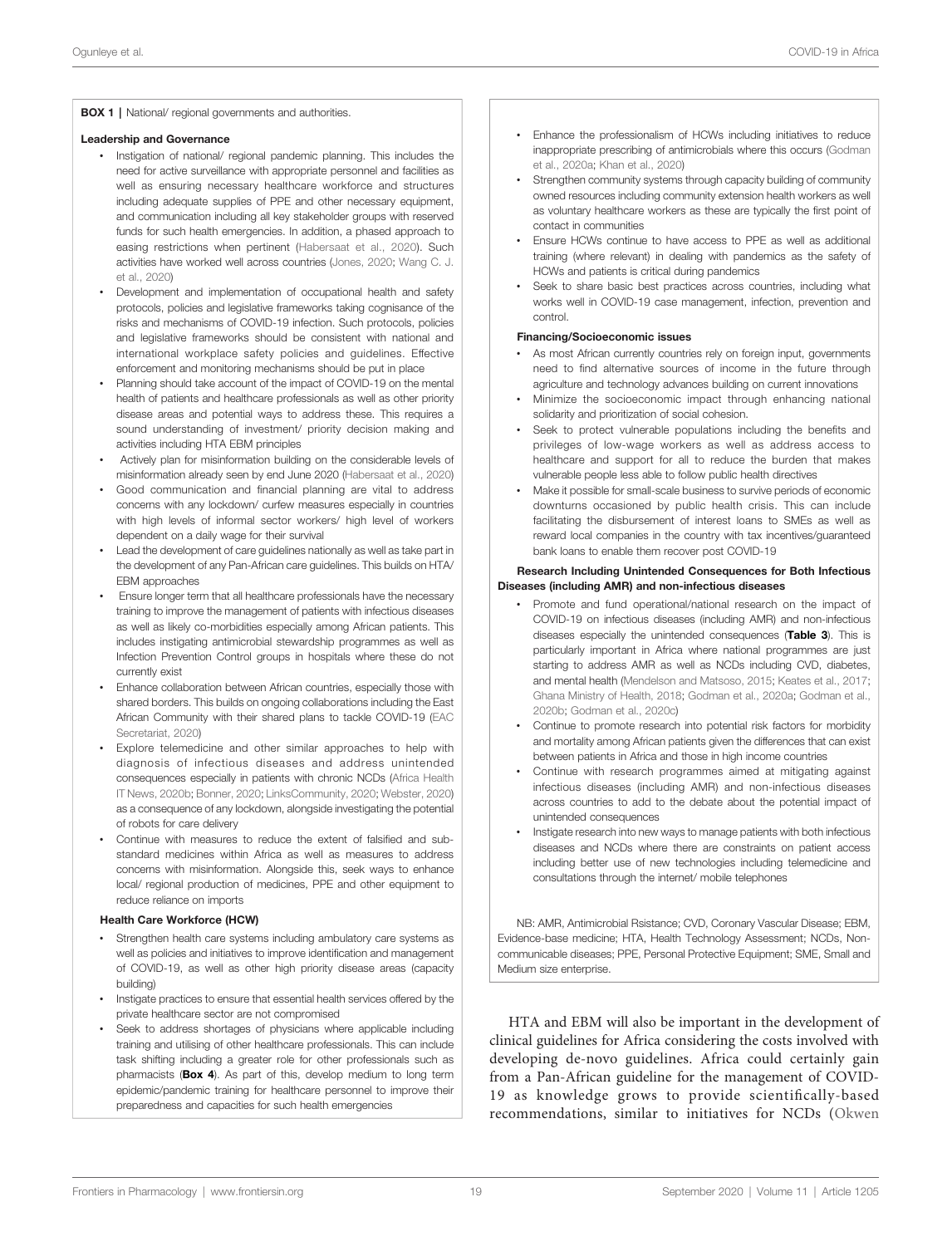**BOX 1 |** National/ regional governments and authorities.

**Leadership and Governance**

- Instigation of national/ regional pandemic planning. This includes the need for active surveillance with appropriate personnel and facilities as well as ensuring necessary healthcare workforce and structures including adequate supplies of PPE and other necessary equipment, and communication including all key stakeholder groups with reserved funds for such health emergencies. In addition, a phased approach to easing restrictions when pertinent (Habersaat et al., 2020). Such activities have worked well across countries (Jones, 2020; Wang C. J. et al., 2020)
- Development and implementation of occupational health and safety protocols, policies and legislative frameworks taking cognisance of the risks and mechanisms of COVID-19 infection. Such protocols, policies and legislative frameworks should be consistent with national and international workplace safety policies and guidelines. Effective enforcement and monitoring mechanisms should be put in place
- Planning should take account of the impact of COVID-19 on the mental health of patients and healthcare professionals as well as other priority disease areas and potential ways to address these. This requires a sound understanding of investment/ priority decision making and activities including HTA EBM principles
- Actively plan for misinformation building on the considerable levels of misinformation already seen by end June 2020 (Habersaat et al., 2020)
- Good communication and financial planning are vital to address concerns with any lockdown/ curfew measures especially in countries with high levels of informal sector workers/ high level of workers dependent on a daily wage for their survival
- Lead the development of care guidelines nationally as well as take part in the development of any Pan-African care guidelines. This builds on HTA/ EBM approaches
- Ensure longer term that all healthcare professionals have the necessary training to improve the management of patients with infectious diseases as well as likely co-morbidities especially among African patients. This includes instigating antimicrobial stewardship programmes as well as Infection Prevention Control groups in hospitals where these do not currently exist
- Enhance collaboration between African countries, especially those with shared borders. This builds on ongoing collaborations including the East African Community with their shared plans to tackle COVID-19 (EAC Secretariat, 2020)
- Explore telemedicine and other similar approaches to help with diagnosis of infectious diseases and address unintended consequences especially in patients with chronic NCDs (Africa Health IT News, 2020b; Bonner, 2020; LinksCommunity, 2020; Webster, 2020) as a consequence of any lockdown, alongside investigating the potential of robots for care delivery
- Continue with measures to reduce the extent of falsified and sub-standard medicines within Africa as well as measures to address concerns with misinformation. Alongside this, seek ways to enhance local/ regional production of medicines, PPE and other equipment to reduce reliance on imports

**Health Care Workforce (HCW)**

- Strengthen health care systems including ambulatory care systems as well as policies and initiatives to improve identification and management of COVID-19, as well as other high priority disease areas (capacity building)
- Instigate practices to ensure that essential health services offered by the private healthcare sector are not compromised
- Seek to address shortages of physicians where applicable including training and utilising of other healthcare professionals. This can include task shifting including a greater role for other professionals such as pharmacists (**Box 4**). As part of this, develop medium to long term epidemic/pandemic training for healthcare personnel to improve their preparedness and capacities for such health emergencies
- Enhance the professionalism of HCWs including initiatives to reduce inappropriate prescribing of antimicrobials where this occurs (Godman et al., 2020a; Khan et al., 2020)
- Strengthen community systems through capacity building of community owned resources including community extension health workers as well as voluntary healthcare workers as these are typically the first point of contact in communities
- Ensure HCWs continue to have access to PPE as well as additional training (where relevant) in dealing with pandemics as the safety of HCWs and patients is critical during pandemics
- Seek to share basic best practices across countries, including what works well in COVID-19 case management, infection, prevention and control.

**Financing/Socioeconomic issues**

- As most African currently countries rely on foreign input, governments need to find alternative sources of income in the future through agriculture and technology advances building on current innovations
- Minimize the socioeconomic impact through enhancing national solidarity and prioritization of social cohesion.
- Seek to protect vulnerable populations including the benefits and privileges of low-wage workers as well as address access to healthcare and support for all to reduce the burden that makes vulnerable people less able to follow public health directives
- Make it possible for small-scale business to survive periods of economic downturns occasioned by public health crisis. This can include facilitating the disbursement of interest loans to SMEs as well as reward local companies in the country with tax incentives/guaranteed bank loans to enable them recover post COVID-19

**Research Including Unintended Consequences for Both Infectious Diseases (including AMR) and non-infectious diseases**

- Promote and fund operational/national research on the impact of COVID-19 on infectious diseases (including AMR) and non-infectious diseases especially the unintended consequences (**Table 3**). This is particularly important in Africa where national programmes are just starting to address AMR as well as NCDs including CVD, diabetes, and mental health (Mendelson and Matsoso, 2015; Keates et al., 2017; Ghana Ministry of Health, 2018; Godman et al., 2020a; Godman et al., 2020b; Godman et al., 2020c)
- Continue to promote research into potential risk factors for morbidity and mortality among African patients given the differences that can exist between patients in Africa and those in high income countries
- Continue with research programmes aimed at mitigating against infectious diseases (including AMR) and non-infectious diseases across countries to add to the debate about the potential impact of unintended consequences
- Instigate research into new ways to manage patients with both infectious diseases and NCDs where there are constraints on patient access including better use of new technologies including telemedicine and consultations through the internet/ mobile telephones

NB: AMR, Antimicrobial Rsistance; CVD, Coronary Vascular Disease; EBM, Evidence-base medicine; HTA, Health Technology Assessment; NCDs, Non-communicable diseases; PPE, Personal Protective Equipment; SME, Small and Medium size enterprise.

HTA and EBM will also be important in the development of clinical guidelines for Africa considering the costs involved with developing de-novo guidelines. Africa could certainly gain from a Pan-African guideline for the management of COVID-19 as knowledge grows to provide scientifically-based recommendations, similar to initiatives for NCDs (Okwen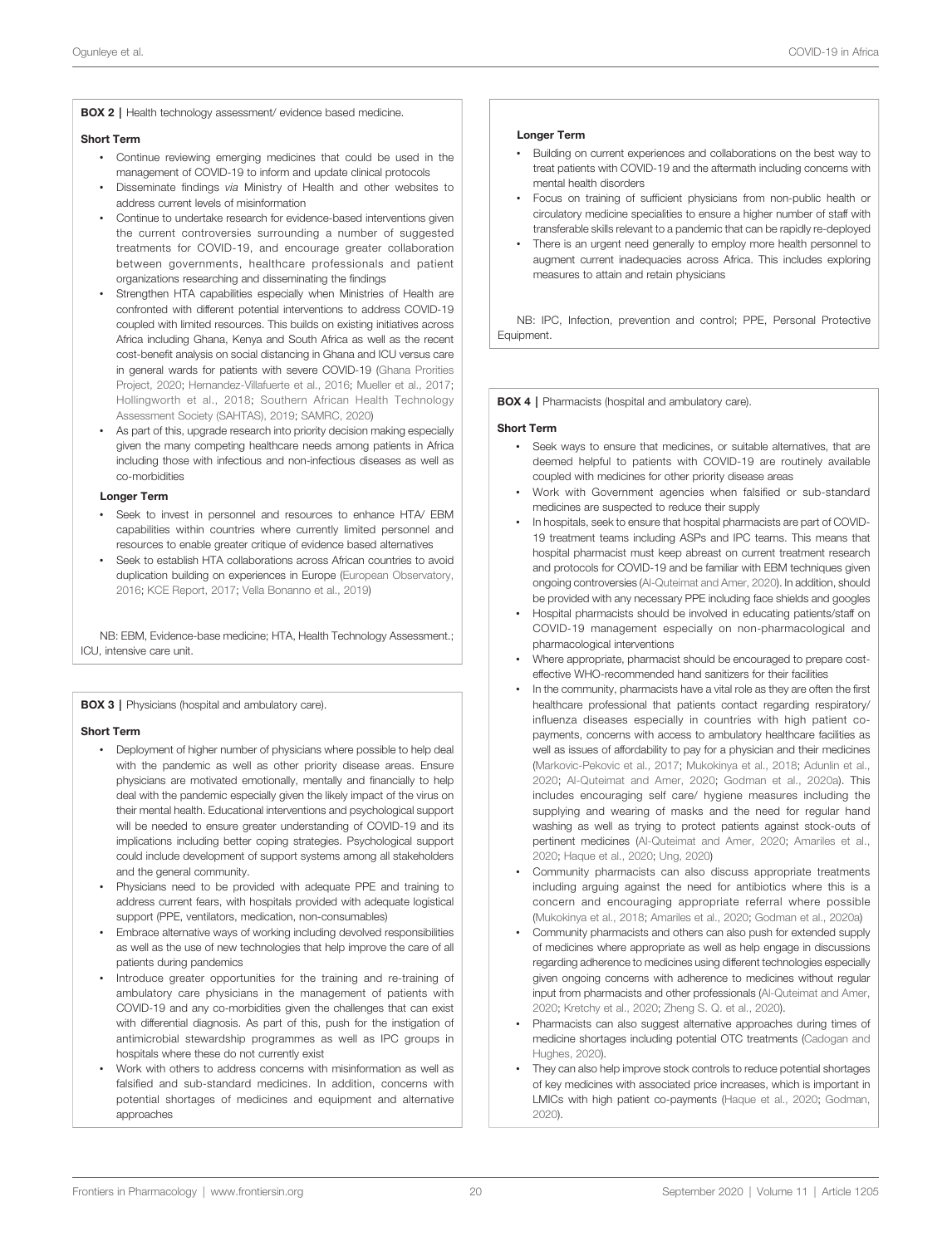**BOX 2 |** Health technology assessment/ evidence based medicine.

**Short Term**

- Continue reviewing emerging medicines that could be used in the management of COVID-19 to inform and update clinical protocols
- Disseminate findings *via* Ministry of Health and other websites to address current levels of misinformation
- Continue to undertake research for evidence-based interventions given the current controversies surrounding a number of suggested treatments for COVID-19, and encourage greater collaboration between governments, healthcare professionals and patient organizations researching and disseminating the findings
- Strengthen HTA capabilities especially when Ministries of Health are confronted with different potential interventions to address COVID-19 coupled with limited resources. This builds on existing initiatives across Africa including Ghana, Kenya and South Africa as well as the recent cost-benefit analysis on social distancing in Ghana and ICU versus care in general wards for patients with severe COVID-19 (Ghana Prorities Project, 2020; Hernandez-Villafuerte et al., 2016; Mueller et al., 2017; Hollingworth et al., 2018; Southern African Health Technology Assessment Society (SAHTAS), 2019; SAMRC, 2020)
- As part of this, upgrade research into priority decision making especially given the many competing healthcare needs among patients in Africa including those with infectious and non-infectious diseases as well as co-morbidities

**Longer Term**

- Seek to invest in personnel and resources to enhance HTA/ EBM capabilities within countries where currently limited personnel and resources to enable greater critique of evidence based alternatives
- Seek to establish HTA collaborations across African countries to avoid duplication building on experiences in Europe (European Observatory, 2016; KCE Report, 2017; Vella Bonanno et al., 2019)

NB: EBM, Evidence-base medicine; HTA, Health Technology Assessment.; ICU, intensive care unit.

**BOX 3 |** Physicians (hospital and ambulatory care).

**Short Term**

- Deployment of higher number of physicians where possible to help deal with the pandemic as well as other priority disease areas. Ensure physicians are motivated emotionally, mentally and financially to help deal with the pandemic especially given the likely impact of the virus on their mental health. Educational interventions and psychological support will be needed to ensure greater understanding of COVID-19 and its implications including better coping strategies. Psychological support could include development of support systems among all stakeholders and the general community.
- Physicians need to be provided with adequate PPE and training to address current fears, with hospitals provided with adequate logistical support (PPE, ventilators, medication, non-consumables)
- Embrace alternative ways of working including devolved responsibilities as well as the use of new technologies that help improve the care of all patients during pandemics
- Introduce greater opportunities for the training and re-training of ambulatory care physicians in the management of patients with COVID-19 and any co-morbidities given the challenges that can exist with differential diagnosis. As part of this, push for the instigation of antimicrobial stewardship programmes as well as IPC groups in hospitals where these do not currently exist
- Work with others to address concerns with misinformation as well as falsified and sub-standard medicines. In addition, concerns with potential shortages of medicines and equipment and alternative approaches

**Longer Term**

- Building on current experiences and collaborations on the best way to treat patients with COVID-19 and the aftermath including concerns with mental health disorders
- Focus on training of sufficient physicians from non-public health or circulatory medicine specialities to ensure a higher number of staff with transferable skills relevant to a pandemic that can be rapidly re-deployed
- There is an urgent need generally to employ more health personnel to augment current inadequacies across Africa. This includes exploring measures to attain and retain physicians

NB: IPC, Infection, prevention and control; PPE, Personal Protective Equipment.

**BOX 4 |** Pharmacists (hospital and ambulatory care).

**Short Term**

- Seek ways to ensure that medicines, or suitable alternatives, that are deemed helpful to patients with COVID-19 are routinely available coupled with medicines for other priority disease areas
- Work with Government agencies when falsified or sub-standard medicines are suspected to reduce their supply
- In hospitals, seek to ensure that hospital pharmacists are part of COVID-19 treatment teams including ASPs and IPC teams. This means that hospital pharmacist must keep abreast on current treatment research and protocols for COVID-19 and be familiar with EBM techniques given ongoing controversies (Al-Quteimat and Amer, 2020). In addition, should be provided with any necessary PPE including face shields and googles
- Hospital pharmacists should be involved in educating patients/staff on COVID-19 management especially on non-pharmacological and pharmacological interventions
- Where appropriate, pharmacist should be encouraged to prepare cost-effective WHO-recommended hand sanitizers for their facilities
- In the community, pharmacists have a vital role as they are often the first healthcare professional that patients contact regarding respiratory/ influenza diseases especially in countries with high patient co-payments, concerns with access to ambulatory healthcare facilities as well as issues of affordability to pay for a physician and their medicines (Markovic-Pekovic et al., 2017; Mukokinya et al., 2018; Adunlin et al., 2020; Al-Quteimat and Amer, 2020; Godman et al., 2020a). This includes encouraging self care/ hygiene measures including the supplying and wearing of masks and the need for regular hand washing as well as trying to protect patients against stock-outs of pertinent medicines (Al-Quteimat and Amer, 2020; Amariles et al., 2020; Haque et al., 2020; Ung, 2020)
- Community pharmacists can also discuss appropriate treatments including arguing against the need for antibiotics where this is a concern and encouraging appropriate referral where possible (Mukokinya et al., 2018; Amariles et al., 2020; Godman et al., 2020a)
- Community pharmacists and others can also push for extended supply of medicines where appropriate as well as help engage in discussions regarding adherence to medicines using different technologies especially given ongoing concerns with adherence to medicines without regular input from pharmacists and other professionals (Al-Quteimat and Amer, 2020; Kretchy et al., 2020; Zheng S. Q. et al., 2020).
- Pharmacists can also suggest alternative approaches during times of medicine shortages including potential OTC treatments (Cadogan and Hughes, 2020).
- They can also help improve stock controls to reduce potential shortages of key medicines with associated price increases, which is important in LMICs with high patient co-payments (Haque et al., 2020; Godman, 2020).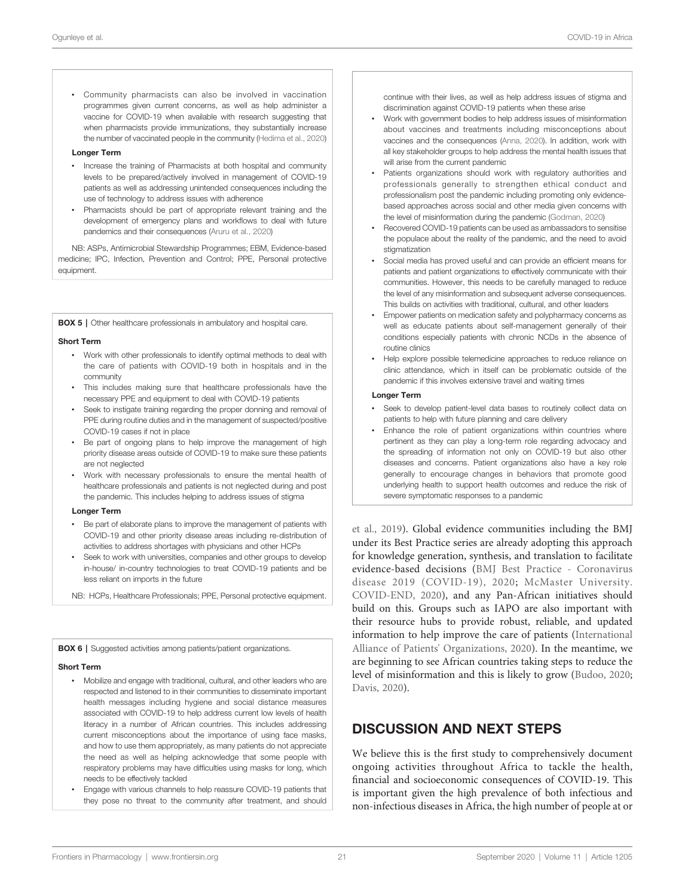- Community pharmacists can also be involved in vaccination programmes given current concerns, as well as help administer a vaccine for COVID-19 when available with research suggesting that when pharmacists provide immunizations, they substantially increase the number of vaccinated people in the community (Hedima et al., 2020)

**Longer Term**

- Increase the training of Pharmacists at both hospital and community levels to be prepared/actively involved in management of COVID-19 patients as well as addressing unintended consequences including the use of technology to address issues with adherence
- Pharmacists should be part of appropriate relevant training and the development of emergency plans and workflows to deal with future pandemics and their consequences (Aruru et al., 2020)

NB: ASPs, Antimicrobial Stewardship Programmes; EBM, Evidence-based medicine; IPC, Infection, Prevention and Control; PPE, Personal protective equipment.

**BOX 5 |** Other healthcare professionals in ambulatory and hospital care.

**Short Term**

- Work with other professionals to identify optimal methods to deal with the care of patients with COVID-19 both in hospitals and in the community
- This includes making sure that healthcare professionals have the necessary PPE and equipment to deal with COVID-19 patients
- Seek to instigate training regarding the proper donning and removal of PPE during routine duties and in the management of suspected/positive COVID-19 cases if not in place
- Be part of ongoing plans to help improve the management of high priority disease areas outside of COVID-19 to make sure these patients are not neglected
- Work with necessary professionals to ensure the mental health of healthcare professionals and patients is not neglected during and post the pandemic. This includes helping to address issues of stigma

**Longer Term**

- Be part of elaborate plans to improve the management of patients with COVID-19 and other priority disease areas including re-distribution of activities to address shortages with physicians and other HCPs
- Seek to work with universities, companies and other groups to develop in-house/ in-country technologies to treat COVID-19 patients and be less reliant on imports in the future

NB: HCPs, Healthcare Professionals; PPE, Personal protective equipment.

**BOX 6 |** Suggested activities among patients/patient organizations.

**Short Term**

- Mobilize and engage with traditional, cultural, and other leaders who are respected and listened to in their communities to disseminate important health messages including hygiene and social distance measures associated with COVID-19 to help address current low levels of health literacy in a number of African countries. This includes addressing current misconceptions about the importance of using face masks, and how to use them appropriately, as many patients do not appreciate the need as well as helping acknowledge that some people with respiratory problems may have difficulties using masks for long, which needs to be effectively tackled
- Engage with various channels to help reassure COVID-19 patients that they pose no threat to the community after treatment, and should continue with their lives, as well as help address issues of stigma and discrimination against COVID-19 patients when these arise
- Work with government bodies to help address issues of misinformation about vaccines and treatments including misconceptions about vaccines and the consequences (Anna, 2020). In addition, work with all key stakeholder groups to help address the mental health issues that will arise from the current pandemic
- Patients organizations should work with regulatory authorities and professionals generally to strengthen ethical conduct and professionalism post the pandemic including promoting only evidence-based approaches across social and other media given concerns with the level of misinformation during the pandemic (Godman, 2020)
- Recovered COVID-19 patients can be used as ambassadors to sensitise the populace about the reality of the pandemic, and the need to avoid stigmatization
- Social media has proved useful and can provide an efficient means for patients and patient organizations to effectively communicate with their communities. However, this needs to be carefully managed to reduce the level of any misinformation and subsequent adverse consequences. This builds on activities with traditional, cultural, and other leaders
- Empower patients on medication safety and polypharmacy concerns as well as educate patients about self-management generally of their conditions especially patients with chronic NCDs in the absence of routine clinics
- Help explore possible telemedicine approaches to reduce reliance on clinic attendance, which in itself can be problematic outside of the pandemic if this involves extensive travel and waiting times

**Longer Term**

- Seek to develop patient-level data bases to routinely collect data on patients to help with future planning and care delivery
- Enhance the role of patient organizations within countries where pertinent as they can play a long-term role regarding advocacy and the spreading of information not only on COVID-19 but also other diseases and concerns. Patient organizations also have a key role generally to encourage changes in behaviors that promote good underlying health to support health outcomes and reduce the risk of severe symptomatic responses to a pandemic

et al., 2019). Global evidence communities including the BMJ under its Best Practice series are already adopting this approach for knowledge generation, synthesis, and translation to facilitate evidence-based decisions (BMJ Best Practice - Coronavirus disease 2019 (COVID-19), 2020; McMaster University. COVID-END, 2020), and any Pan-African initiatives should build on this. Groups such as IAPO are also important with their resource hubs to provide robust, reliable, and updated information to help improve the care of patients (International Alliance of Patients' Organizations, 2020). In the meantime, we are beginning to see African countries taking steps to reduce the level of misinformation and this is likely to grow (Budoo, 2020; Davis, 2020).

## DISCUSSION AND NEXT STEPS

We believe this is the first study to comprehensively document ongoing activities throughout Africa to tackle the health, financial and socioeconomic consequences of COVID-19. This is important given the high prevalence of both infectious and non-infectious diseases in Africa, the high number of people at or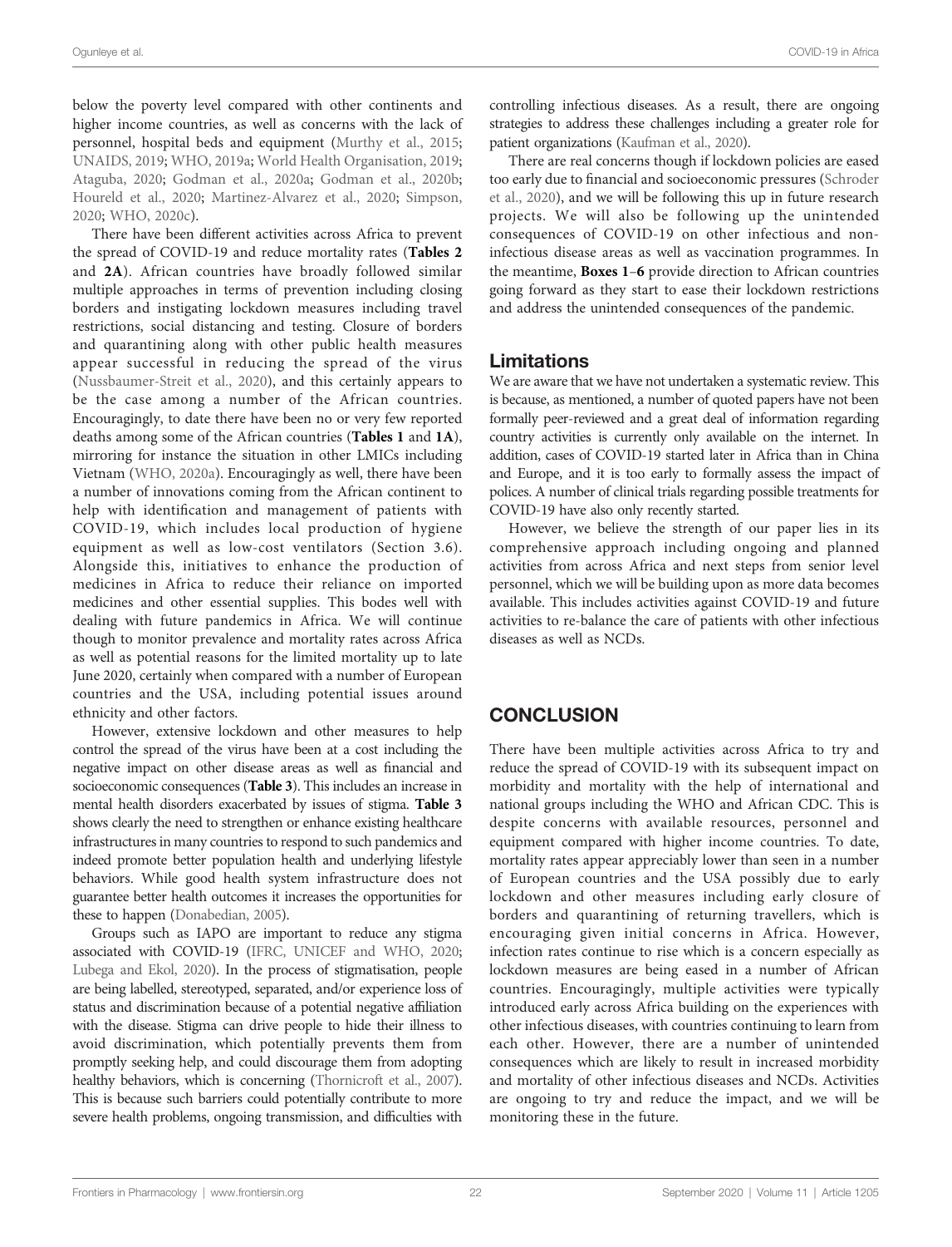below the poverty level compared with other continents and higher income countries, as well as concerns with the lack of personnel, hospital beds and equipment (Murthy et al., 2015; UNAIDS, 2019; WHO, 2019a; World Health Organisation, 2019; Ataguba, 2020; Godman et al., 2020a; Godman et al., 2020b; Houreld et al., 2020; Martinez-Alvarez et al., 2020; Simpson, 2020; WHO, 2020c).

There have been different activities across Africa to prevent the spread of COVID-19 and reduce mortality rates (**Tables 2** and **2A**). African countries have broadly followed similar multiple approaches in terms of prevention including closing borders and instigating lockdown measures including travel restrictions, social distancing and testing. Closure of borders and quarantining along with other public health measures appear successful in reducing the spread of the virus (Nussbaumer-Streit et al., 2020), and this certainly appears to be the case among a number of the African countries. Encouragingly, to date there have been no or very few reported deaths among some of the African countries (**Tables 1** and **1A**), mirroring for instance the situation in other LMICs including Vietnam (WHO, 2020a). Encouragingly as well, there have been a number of innovations coming from the African continent to help with identification and management of patients with COVID-19, which includes local production of hygiene equipment as well as low-cost ventilators (Section 3.6). Alongside this, initiatives to enhance the production of medicines in Africa to reduce their reliance on imported medicines and other essential supplies. This bodes well with dealing with future pandemics in Africa. We will continue though to monitor prevalence and mortality rates across Africa as well as potential reasons for the limited mortality up to late June 2020, certainly when compared with a number of European countries and the USA, including potential issues around ethnicity and other factors.

However, extensive lockdown and other measures to help control the spread of the virus have been at a cost including the negative impact on other disease areas as well as financial and socioeconomic consequences (**Table 3**). This includes an increase in mental health disorders exacerbated by issues of stigma. **Table 3** shows clearly the need to strengthen or enhance existing healthcare infrastructures in many countries to respond to such pandemics and indeed promote better population health and underlying lifestyle behaviors. While good health system infrastructure does not guarantee better health outcomes it increases the opportunities for these to happen (Donabedian, 2005).

Groups such as IAPO are important to reduce any stigma associated with COVID-19 (IFRC, UNICEF and WHO, 2020; Lubega and Ekol, 2020). In the process of stigmatisation, people are being labelled, stereotyped, separated, and/or experience loss of status and discrimination because of a potential negative affiliation with the disease. Stigma can drive people to hide their illness to avoid discrimination, which potentially prevents them from promptly seeking help, and could discourage them from adopting healthy behaviors, which is concerning (Thornicroft et al., 2007). This is because such barriers could potentially contribute to more severe health problems, ongoing transmission, and difficulties with controlling infectious diseases. As a result, there are ongoing strategies to address these challenges including a greater role for patient organizations (Kaufman et al., 2020).

There are real concerns though if lockdown policies are eased too early due to financial and socioeconomic pressures (Schroder et al., 2020), and we will be following this up in future research projects. We will also be following up the unintended consequences of COVID-19 on other infectious and non-infectious disease areas as well as vaccination programmes. In the meantime, **Boxes 1**–**6** provide direction to African countries going forward as they start to ease their lockdown restrictions and address the unintended consequences of the pandemic.

## Limitations

We are aware that we have not undertaken a systematic review. This is because, as mentioned, a number of quoted papers have not been formally peer-reviewed and a great deal of information regarding country activities is currently only available on the internet. In addition, cases of COVID-19 started later in Africa than in China and Europe, and it is too early to formally assess the impact of polices. A number of clinical trials regarding possible treatments for COVID-19 have also only recently started.

However, we believe the strength of our paper lies in its comprehensive approach including ongoing and planned activities from across Africa and next steps from senior level personnel, which we will be building upon as more data becomes available. This includes activities against COVID-19 and future activities to re-balance the care of patients with other infectious diseases as well as NCDs.

# CONCLUSION

There have been multiple activities across Africa to try and reduce the spread of COVID-19 with its subsequent impact on morbidity and mortality with the help of international and national groups including the WHO and African CDC. This is despite concerns with available resources, personnel and equipment compared with higher income countries. To date, mortality rates appear appreciably lower than seen in a number of European countries and the USA possibly due to early lockdown and other measures including early closure of borders and quarantining of returning travellers, which is encouraging given initial concerns in Africa. However, infection rates continue to rise which is a concern especially as lockdown measures are being eased in a number of African countries. Encouragingly, multiple activities were typically introduced early across Africa building on the experiences with other infectious diseases, with countries continuing to learn from each other. However, there are a number of unintended consequences which are likely to result in increased morbidity and mortality of other infectious diseases and NCDs. Activities are ongoing to try and reduce the impact, and we will be monitoring these in the future.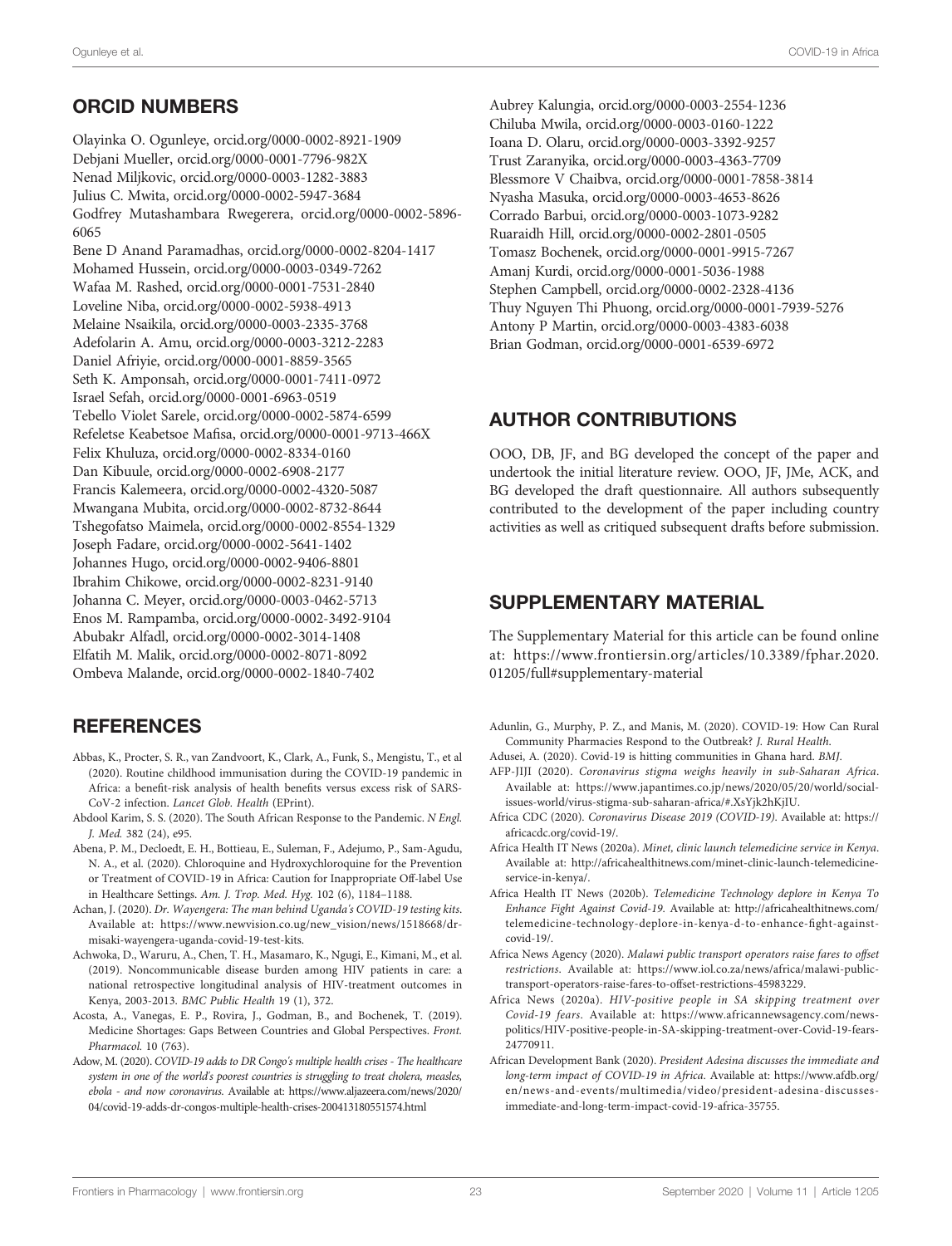## ORCID NUMBERS

Olayinka O. Ogunleye, orcid.org/0000-0002-8921-1909
Debjani Mueller, orcid.org/0000-0001-7796-982X
Nenad Miljkovic, orcid.org/0000-0003-1282-3883
Julius C. Mwita, orcid.org/0000-0002-5947-3684
Godfrey Mutashambara Rwegerera, orcid.org/0000-0002-5896-6065
Bene D Anand Paramadhas, orcid.org/0000-0002-8204-1417
Mohamed Hussein, orcid.org/0000-0003-0349-7262
Wafaa M. Rashed, orcid.org/0000-0001-7531-2840
Loveline Niba, orcid.org/0000-0002-5938-4913
Melaine Nsaikila, orcid.org/0000-0003-2335-3768
Adefolarin A. Amu, orcid.org/0000-0003-3212-2283
Daniel Afriyie, orcid.org/0000-0001-8859-3565
Seth K. Amponsah, orcid.org/0000-0001-7411-0972
Israel Sefah, orcid.org/0000-0001-6963-0519
Tebello Violet Sarele, orcid.org/0000-0002-5874-6599
Refeletse Keabetsoe Mafisa, orcid.org/0000-0001-9713-466X
Felix Khuluza, orcid.org/0000-0002-8334-0160
Dan Kibuule, orcid.org/0000-0002-6908-2177
Francis Kalemeera, orcid.org/0000-0002-4320-5087
Mwangana Mubita, orcid.org/0000-0002-8732-8644
Tshegofatso Maimela, orcid.org/0000-0002-8554-1329
Joseph Fadare, orcid.org/0000-0002-5641-1402
Johannes Hugo, orcid.org/0000-0002-9406-8801
Ibrahim Chikowe, orcid.org/0000-0002-8231-9140
Johanna C. Meyer, orcid.org/0000-0003-0462-5713
Enos M. Rampamba, orcid.org/0000-0002-3492-9104
Abubakr Alfadl, orcid.org/0000-0002-3014-1408
Elfatih M. Malik, orcid.org/0000-0002-8071-8092
Ombeva Malande, orcid.org/0000-0002-1840-7402
Aubrey Kalungia, orcid.org/0000-0003-2554-1236
Chiluba Mwila, orcid.org/0000-0003-0160-1222
Ioana D. Olaru, orcid.org/0000-0003-3392-9257
Trust Zaranyika, orcid.org/0000-0003-4363-7709
Blessmore V Chaibva, orcid.org/0000-0001-7858-3814
Nyasha Masuka, orcid.org/0000-0003-4653-8626
Corrado Barbui, orcid.org/0000-0003-1073-9282
Ruaraidh Hill, orcid.org/0000-0002-2801-0505
Tomasz Bochenek, orcid.org/0000-0001-9915-7267
Amanj Kurdi, orcid.org/0000-0001-5036-1988
Stephen Campbell, orcid.org/0000-0002-2328-4136
Thuy Nguyen Thi Phuong, orcid.org/0000-0001-7939-5276
Antony P Martin, orcid.org/0000-0003-4383-6038
Brian Godman, orcid.org/0000-0001-6539-6972

## AUTHOR CONTRIBUTIONS

OOO, DB, JF, and BG developed the concept of the paper and undertook the initial literature review. OOO, JF, JMe, ACK, and BG developed the draft questionnaire. All authors subsequently contributed to the development of the paper including country activities as well as critiqued subsequent drafts before submission.

## SUPPLEMENTARY MATERIAL

The Supplementary Material for this article can be found online at: https://www.frontiersin.org/articles/10.3389/fphar.2020.01205/full#supplementary-material

## REFERENCES

Abbas, K., Procter, S. R., van Zandvoort, K., Clark, A., Funk, S., Mengistu, T., et al (2020). Routine childhood immunisation during the COVID-19 pandemic in Africa: a benefit-risk analysis of health benefits versus excess risk of SARS-CoV-2 infection. *Lancet Glob. Health* (EPrint).

Abdool Karim, S. S. (2020). The South African Response to the Pandemic. *N Engl. J. Med.* 382 (24), e95.

Abena, P. M., Decloedt, E. H., Bottieau, E., Suleman, F., Adejumo, P., Sam-Agudu, N. A., et al. (2020). Chloroquine and Hydroxychloroquine for the Prevention or Treatment of COVID-19 in Africa: Caution for Inappropriate Off-label Use in Healthcare Settings. *Am. J. Trop. Med. Hyg.* 102 (6), 1184–1188.

Achan, J. (2020). *Dr. Wayengera: The man behind Uganda's COVID-19 testing kits*. Available at: https://www.newvision.co.ug/new_vision/news/1518668/dr-misaki-wayengera-uganda-covid-19-test-kits.

Achwoka, D., Waruru, A., Chen, T. H., Masamaro, K., Ngugi, E., Kimani, M., et al. (2019). Noncommunicable disease burden among HIV patients in care: a national retrospective longitudinal analysis of HIV-treatment outcomes in Kenya, 2003-2013. *BMC Public Health* 19 (1), 372.

Acosta, A., Vanegas, E. P., Rovira, J., Godman, B., and Bochenek, T. (2019). Medicine Shortages: Gaps Between Countries and Global Perspectives. *Front. Pharmacol.* 10 (763).

Adow, M. (2020). *COVID-19 adds to DR Congo's multiple health crises - The healthcare system in one of the world's poorest countries is struggling to treat cholera, measles, ebola - and now coronavirus*. Available at: https://www.aljazeera.com/news/2020/04/covid-19-adds-dr-congos-multiple-health-crises-200413180551574.html

Adunlin, G., Murphy, P. Z., and Manis, M. (2020). COVID-19: How Can Rural Community Pharmacies Respond to the Outbreak? *J. Rural Health*.

Adusei, A. (2020). Covid-19 is hitting communities in Ghana hard. *BMJ*.

AFP-JIJI (2020). *Coronavirus stigma weighs heavily in sub-Saharan Africa*. Available at: https://www.japantimes.co.jp/news/2020/05/20/world/social-issues-world/virus-stigma-sub-saharan-africa/#.XsYjk2hKjIU.

Africa CDC (2020). *Coronavirus Disease 2019 (COVID-19)*. Available at: https://africacdc.org/covid-19/.

Africa Health IT News (2020a). *Minet, clinic launch telemedicine service in Kenya*. Available at: http://africahealthitnews.com/minet-clinic-launch-telemedicine-service-in-kenya/.

Africa Health IT News (2020b). *Telemedicine Technology deplore in Kenya To Enhance Fight Against Covid-19*. Available at: http://africahealthitnews.com/telemedicine-technology-deplore-in-kenya-d-to-enhance-fight-against-covid-19/.

Africa News Agency (2020). *Malawi public transport operators raise fares to offset restrictions*. Available at: https://www.iol.co.za/news/africa/malawi-public-transport-operators-raise-fares-to-offset-restrictions-45983229.

Africa News (2020a). *HIV-positive people in SA skipping treatment over Covid-19 fears*. Available at: https://www.africannewsagency.com/news-politics/HIV-positive-people-in-SA-skipping-treatment-over-Covid-19-fears-24770911.

African Development Bank (2020). *President Adesina discusses the immediate and long-term impact of COVID-19 in Africa*. Available at: https://www.afdb.org/en/news-and-events/multimedia/video/president-adesina-discusses-immediate-and-long-term-impact-covid-19-africa-35755.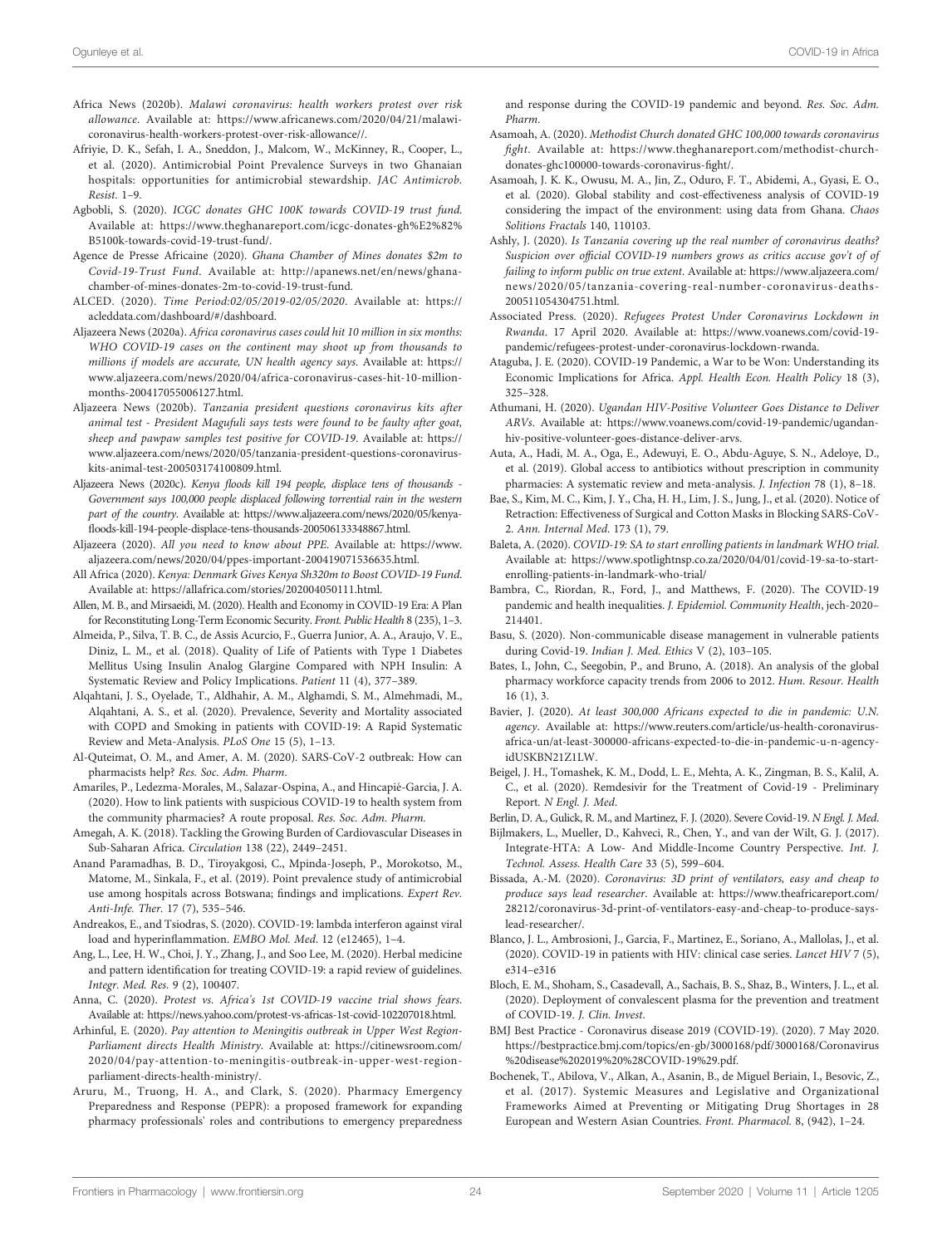Africa News (2020b). *Malawi coronavirus: health workers protest over risk allowance*. Available at: https://www.africanews.com/2020/04/21/malawi-coronavirus-health-workers-protest-over-risk-allowance//.

Afriyie, D. K., Sefah, I. A., Sneddon, J., Malcom, W., McKinney, R., Cooper, L., et al. (2020). Antimicrobial Point Prevalence Surveys in two Ghanaian hospitals: opportunities for antimicrobial stewardship. *JAC Antimicrob. Resist.* 1–9.

Agbobli, S. (2020). *ICGC donates GHC 100K towards COVID-19 trust fund.* Available at: https://www.theghanareport.com/icgc-donates-gh%E2%82%B5100k-towards-covid-19-trust-fund/.

Agence de Presse Africaine (2020). *Ghana Chamber of Mines donates $2m to Covid-19-Trust Fund*. Available at: http://apanews.net/en/news/ghana-chamber-of-mines-donates-2m-to-covid-19-trust-fund.

ALCED. (2020). *Time Period:02/05/2019-02/05/2020*. Available at: https://acleddata.com/dashboard/#/dashboard.

Aljazeera News (2020a). *Africa coronavirus cases could hit 10 million in six months: WHO COVID-19 cases on the continent may shoot up from thousands to millions if models are accurate, UN health agency says.* Available at: https://www.aljazeera.com/news/2020/04/africa-coronavirus-cases-hit-10-million-months-200417055006127.html.

Aljazeera News (2020b). *Tanzania president questions coronavirus kits after animal test - President Magufuli says tests were found to be faulty after goat, sheep and pawpaw samples test positive for COVID-19.* Available at: https://www.aljazeera.com/news/2020/05/tanzania-president-questions-coronavirus-kits-animal-test-200503174100809.html.

Aljazeera News (2020c). *Kenya floods kill 194 people, displace tens of thousands - Government says 100,000 people displaced following torrential rain in the western part of the country.* Available at: https://www.aljazeera.com/news/2020/05/kenya-floods-kill-194-people-displace-tens-thousands-200506133348867.html.

Aljazeera (2020). *All you need to know about PPE*. Available at: https://www.aljazeera.com/news/2020/04/ppes-important-200419071536635.html.

All Africa (2020). *Kenya: Denmark Gives Kenya Sh320m to Boost COVID-19 Fund.* Available at: https://allafrica.com/stories/202004050111.html.

Allen, M. B., and Mirsaeidi, M. (2020). Health and Economy in COVID-19 Era: A Plan for Reconstituting Long-Term Economic Security. *Front. Public Health* 8 (235), 1–3.

Almeida, P., Silva, T. B. C., de Assis Acurcio, F., Guerra Junior, A. A., Araujo, V. E., Diniz, L. M., et al. (2018). Quality of Life of Patients with Type 1 Diabetes Mellitus Using Insulin Analog Glargine Compared with NPH Insulin: A Systematic Review and Policy Implications. *Patient* 11 (4), 377–389.

Alqahtani, J. S., Oyelade, T., Aldhahir, A. M., Alghamdi, S. M., Almehmadi, M., Alqahtani, A. S., et al. (2020). Prevalence, Severity and Mortality associated with COPD and Smoking in patients with COVID-19: A Rapid Systematic Review and Meta-Analysis. *PLoS One* 15 (5), 1–13.

Al-Quteimat, O. M., and Amer, A. M. (2020). SARS-CoV-2 outbreak: How can pharmacists help? *Res. Soc. Adm. Pharm.*

Amariles, P., Ledezma-Morales, M., Salazar-Ospina, A., and Hincapié-Garcia, J. A. (2020). How to link patients with suspicious COVID-19 to health system from the community pharmacies? A route proposal. *Res. Soc. Adm. Pharm.*

Amegah, A. K. (2018). Tackling the Growing Burden of Cardiovascular Diseases in Sub-Saharan Africa. *Circulation* 138 (22), 2449–2451.

Anand Paramadhas, B. D., Tiroyakgosi, C., Mpinda-Joseph, P., Morokotso, M., Matome, M., Sinkala, F., et al. (2019). Point prevalence study of antimicrobial use among hospitals across Botswana; findings and implications. *Expert Rev. Anti-Infe. Ther.* 17 (7), 535–546.

Andreakos, E., and Tsiodras, S. (2020). COVID-19: lambda interferon against viral load and hyperinflammation. *EMBO Mol. Med.* 12 (e12465), 1–4.

Ang, L., Lee, H. W., Choi, J. Y., Zhang, J., and Soo Lee, M. (2020). Herbal medicine and pattern identification for treating COVID-19: a rapid review of guidelines. *Integr. Med. Res.* 9 (2), 100407.

Anna, C. (2020). *Protest vs. Africa's 1st COVID-19 vaccine trial shows fears.* Available at: https://news.yahoo.com/protest-vs-africas-1st-covid-102207018.html.

Arhinful, E. (2020). *Pay attention to Meningitis outbreak in Upper West Region-Parliament directs Health Ministry.* Available at: https://citinewsroom.com/2020/04/pay-attention-to-meningitis-outbreak-in-upper-west-region-parliament-directs-health-ministry/.

Aruru, M., Truong, H. A., and Clark, S. (2020). Pharmacy Emergency Preparedness and Response (PEPR): a proposed framework for expanding pharmacy professionals' roles and contributions to emergency preparedness and response during the COVID-19 pandemic and beyond. *Res. Soc. Adm. Pharm.*

Asamoah, A. (2020). *Methodist Church donated GHC 100,000 towards coronavirus fight*. Available at: https://www.theghanareport.com/methodist-church-donates-ghc100000-towards-coronavirus-fight/.

Asamoah, J. K. K., Owusu, M. A., Jin, Z., Oduro, F. T., Abidemi, A., Gyasi, E. O., et al. (2020). Global stability and cost-effectiveness analysis of COVID-19 considering the impact of the environment: using data from Ghana. *Chaos Solitions Fractals* 140, 110103.

Ashly, J. (2020). *Is Tanzania covering up the real number of coronavirus deaths? Suspicion over official COVID-19 numbers grows as critics accuse gov't of of failing to inform public on true extent*. Available at: https://www.aljazeera.com/news/2020/05/tanzania-covering-real-number-coronavirus-deaths-200511054304751.html.

Associated Press. (2020). *Refugees Protest Under Coronavirus Lockdown in Rwanda*. 17 April 2020. Available at: https://www.voanews.com/covid-19-pandemic/refugees-protest-under-coronavirus-lockdown-rwanda.

Ataguba, J. E. (2020). COVID-19 Pandemic, a War to be Won: Understanding its Economic Implications for Africa. *Appl. Health Econ. Health Policy* 18 (3), 325–328.

Athumani, H. (2020). *Ugandan HIV-Positive Volunteer Goes Distance to Deliver ARVs*. Available at: https://www.voanews.com/covid-19-pandemic/ugandan-hiv-positive-volunteer-goes-distance-deliver-arvs.

Auta, A., Hadi, M. A., Oga, E., Adewuyi, E. O., Abdu-Aguye, S. N., Adeloye, D., et al. (2019). Global access to antibiotics without prescription in community pharmacies: A systematic review and meta-analysis. *J. Infection* 78 (1), 8–18.

Bae, S., Kim, M. C., Kim, J. Y., Cha, H. H., Lim, J. S., Jung, J., et al. (2020). Notice of Retraction: Effectiveness of Surgical and Cotton Masks in Blocking SARS-CoV-2. *Ann. Internal Med.* 173 (1), 79.

Baleta, A. (2020). *COVID-19: SA to start enrolling patients in landmark WHO trial*. Available at: https://www.spotlightnsp.co.za/2020/04/01/covid-19-sa-to-start-enrolling-patients-in-landmark-who-trial/

Bambra, C., Riordan, R., Ford, J., and Matthews, F. (2020). The COVID-19 pandemic and health inequalities. *J. Epidemiol. Community Health*, jech-2020–214401.

Basu, S. (2020). Non-communicable disease management in vulnerable patients during Covid-19. *Indian J. Med. Ethics* V (2), 103–105.

Bates, I., John, C., Seegobin, P., and Bruno, A. (2018). An analysis of the global pharmacy workforce capacity trends from 2006 to 2012. *Hum. Resour. Health* 16 (1), 3.

Bavier, J. (2020). *At least 300,000 Africans expected to die in pandemic: U.N. agency*. Available at: https://www.reuters.com/article/us-health-coronavirus-africa-un/at-least-300000-africans-expected-to-die-in-pandemic-u-n-agency-idUSKBN21Z1LW.

Beigel, J. H., Tomashek, K. M., Dodd, L. E., Mehta, A. K., Zingman, B. S., Kalil, A. C., et al. (2020). Remdesivir for the Treatment of Covid-19 - Preliminary Report. *N Engl. J. Med.*

Berlin, D. A., Gulick, R. M., and Martinez, F. J. (2020). Severe Covid-19. *N Engl. J. Med.*

Bijlmakers, L., Mueller, D., Kahveci, R., Chen, Y., and van der Wilt, G. J. (2017). Integrate-HTA: A Low- And Middle-Income Country Perspective. *Int. J. Technol. Assess. Health Care* 33 (5), 599–604.

Bissada, A.-M. (2020). *Coronavirus: 3D print of ventilators, easy and cheap to produce says lead researcher*. Available at: https://www.theafricareport.com/28212/coronavirus-3d-print-of-ventilators-easy-and-cheap-to-produce-says-lead-researcher/.

Blanco, J. L., Ambrosioni, J., Garcia, F., Martinez, E., Soriano, A., Mallolas, J., et al. (2020). COVID-19 in patients with HIV: clinical case series. *Lancet HIV* 7 (5), e314–e316

Bloch, E. M., Shoham, S., Casadevall, A., Sachais, B. S., Shaz, B., Winters, J. L., et al. (2020). Deployment of convalescent plasma for the prevention and treatment of COVID-19. *J. Clin. Invest*.

BMJ Best Practice - Coronavirus disease 2019 (COVID-19). (2020). 7 May 2020. https://bestpractice.bmj.com/topics/en-gb/3000168/pdf/3000168/Coronavirus%20disease%202019%20%28COVID-19%29.pdf.

Bochenek, T., Abilova, V., Alkan, A., Asanin, B., de Miguel Beriain, I., Besovic, Z., et al. (2017). Systemic Measures and Legislative and Organizational Frameworks Aimed at Preventing or Mitigating Drug Shortages in 28 European and Western Asian Countries. *Front. Pharmacol.* 8, (942), 1–24.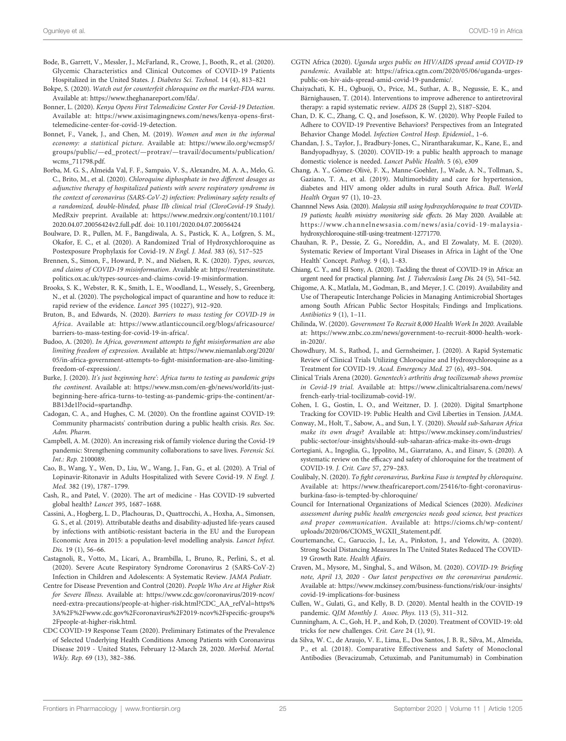Bode, B., Garrett, V., Messler, J., McFarland, R., Crowe, J., Booth, R., et al. (2020). Glycemic Characteristics and Clinical Outcomes of COVID-19 Patients Hospitalized in the United States. *J. Diabetes Sci. Technol.* 14 (4), 813–821

Bokpe, S. (2020). *Watch out for counterfeit chloroquine on the market-FDA warns*. Available at: https://www.theghanareport.com/fda/.

Bonner, L. (2020). *Kenya Opens First Telemedicine Center For Covid-19 Detection*. Available at: https://www.axisimagingnews.com/news/kenya-opens-first-telemedicine-center-for-covid-19-detection.

Bonnet, F., Vanek, J., and Chen, M. (2019). *Women and men in the informal economy: a statistical picture*. Available at: https://www.ilo.org/wcmsp5/groups/public/—ed_protect/—protrav/—travail/documents/publication/wcms_711798.pdf.

Borba, M. G. S., Almeida Val, F. F., Sampaio, V. S., Alexandre, M. A. A., Melo, G. C., Brito, M., et al. (2020). *Chloroquine diphosphate in two different dosages as adjunctive therapy of hospitalized patients with severe respiratory syndrome in the context of coronavirus (SARS-CoV-2) infection: Preliminary safety results of a randomized, double-blinded, phase IIb clinical trial (CloroCovid-19 Study)*. MedRxiv preprint. Available at: https://www.medrxiv.org/content/10.1101/2020.04.07.20056424v2.full.pdf. doi: 10.1101/2020.04.07.20056424

Boulware, D. R., Pullen, M. F., Bangdiwala, A. S., Pastick, K. A., Lofgren, S. M., Okafor, E. C., et al. (2020). A Randomized Trial of Hydroxychloroquine as Postexposure Prophylaxis for Covid-19. *N Engl. J. Med.* 383 (6), 517–525

Brennen, S., Simon, F., Howard, P. N., and Nielsen, R. K. (2020). *Types, sources, and claims of COVID-19 misinformation*. Available at: https://reutersinstitute.politics.ox.ac.uk/types-sources-and-claims-covid-19-misinformation.

Brooks, S. K., Webster, R. K., Smith, L. E., Woodland, L., Wessely, S., Greenberg, N., et al. (2020). The psychological impact of quarantine and how to reduce it: rapid review of the evidence. *Lancet* 395 (10227), 912–920.

Bruton, B., and Edwards, N. (2020). *Barriers to mass testing for COVID-19 in Africa*. Available at: https://www.atlanticcouncil.org/blogs/africasource/barriers-to-mass-testing-for-covid-19-in-africa/.

Budoo, A. (2020). *In Africa, government attempts to fight misinformation are also limiting freedom of expression*. Available at: https://www.niemanlab.org/2020/05/in-africa-government-attempts-to-fight-misinformation-are-also-limiting-freedom-of-expression/.

Burke, J. (2020). *It's just beginning here': Africa turns to testing as pandemic grips the continent*. Available at: https://www.msn.com/en-gb/news/world/its-just-beginning-here-africa-turns-to-testing-as-pandemic-grips-the-continent/ar-BB13de1l?ocid=spartandhp.

Cadogan, C. A., and Hughes, C. M. (2020). On the frontline against COVID-19: Community pharmacists' contribution during a public health crisis. *Res. Soc. Adm. Pharm.*

Campbell, A. M. (2020). An increasing risk of family violence during the Covid-19 pandemic: Strengthening community collaborations to save lives. *Forensic Sci. Int.: Rep.* 2100089.

Cao, B., Wang, Y., Wen, D., Liu, W., Wang, J., Fan, G., et al. (2020). A Trial of Lopinavir-Ritonavir in Adults Hospitalized with Severe Covid-19. *N Engl. J. Med.* 382 (19), 1787–1799.

Cash, R., and Patel, V. (2020). The art of medicine - Has COVID-19 subverted global health? *Lancet* 395, 1687–1688.

Cassini, A., Hogberg, L. D., Plachouras, D., Quattrocchi, A., Hoxha, A., Simonsen, G. S., et al. (2019). Attributable deaths and disability-adjusted life-years caused by infections with antibiotic-resistant bacteria in the EU and the European Economic Area in 2015: a population-level modelling analysis. *Lancet Infect. Dis.* 19 (1), 56–66.

Castagnoli, R., Votto, M., Licari, A., Brambilla, I., Bruno, R., Perlini, S., et al. (2020). Severe Acute Respiratory Syndrome Coronavirus 2 (SARS-CoV-2) Infection in Children and Adolescents: A Systematic Review. *JAMA Pediatr.*

Centre for Disease Prevention and Control (2020). *People Who Are at Higher Risk for Severe Illness*. Available at: https://www.cdc.gov/coronavirus/2019-ncov/need-extra-precautions/people-at-higher-risk.html?CDC_AA_refVal=https%3A%2F%2Fwww.cdc.gov%2Fcoronavirus%2F2019-ncov%2Fspecific-groups%2Fpeople-at-higher-risk.html.

CDC COVID-19 Response Team (2020). Preliminary Estimates of the Prevalence of Selected Underlying Health Conditions Among Patients with Coronavirus Disease 2019 - United States, February 12-March 28, 2020. *Morbid. Mortal. Wkly. Rep.* 69 (13), 382–386.

CGTN Africa (2020). *Uganda urges public on HIV/AIDS spread amid COVID-19 pandemic*. Available at: https://africa.cgtn.com/2020/05/06/uganda-urges-public-on-hiv-aids-spread-amid-covid-19-pandemic/.

Chaiyachati, K. H., Ogbuoji, O., Price, M., Suthar, A. B., Negussie, E. K., and Bärnighausen, T. (2014). Interventions to improve adherence to antiretroviral therapy: a rapid systematic review. *AIDS* 28 (Suppl 2), S187–S204.

Chan, D. K. C., Zhang, C. Q., and Josefsson, K. W. (2020). Why People Failed to Adhere to COVID-19 Preventive Behaviors? Perspectives from an Integrated Behavior Change Model. *Infection Control Hosp. Epidemiol.*, 1–6.

Chandan, J. S., Taylor, J., Bradbury-Jones, C., Nirantharakumar, K., Kane, E., and Bandyopadhyay, S. (2020). COVID-19: a public health approach to manage domestic violence is needed. *Lancet Public Health.* 5 (6), e309

Chang, A. Y., Gómez-Olivé, F. X., Manne-Goehler, J., Wade, A. N., Tollman, S., Gaziano, T. A., et al. (2019). Multimorbidity and care for hypertension, diabetes and HIV among older adults in rural South Africa. *Bull. World Health Organ* 97 (1), 10–23.

Channnel News Asia. (2020). *Malaysia still using hydroxychloroquine to treat COVID-19 patients; health ministry monitoring side effects*. 26 May 2020. Available at: https://www.channelnewsasia.com/news/asia/covid-19-malaysia-hydroxychloroquine-still-using-treatment-12771770.

Chauhan, R. P., Dessie, Z. G., Noreddin, A., and El Zowalaty, M. E. (2020). Systematic Review of Important Viral Diseases in Africa in Light of the 'One Health' Concept. *Pathog.* 9 (4), 1–83.

Chiang, C. Y., and El Sony, A. (2020). Tackling the threat of COVID-19 in Africa: an urgent need for practical planning. *Int. J. Tuberculosis Lung Dis.* 24 (5), 541–542.

Chigome, A. K., Matlala, M., Godman, B., and Meyer, J. C. (2019). Availability and Use of Therapeutic Interchange Policies in Managing Antimicrobial Shortages among South African Public Sector Hospitals; Findings and Implications. *Antibiotics* 9 (1), 1–11.

Chilinda, W. (2020). *Government To Recruit 8,000 Health Work In 2020*. Available at: https://www.znbc.co.zm/news/government-to-recruit-8000-health-work-in-2020/.

Chowdhury, M. S., Rathod, J., and Gernsheimer, J. (2020). A Rapid Systematic Review of Clinical Trials Utilizing Chloroquine and Hydroxychloroquine as a Treatment for COVID-19. *Acad. Emergency Med.* 27 (6), 493–504.

Clinical Trials Arena (2020). *Genentech's arthritis drug tocilizumab shows promise in Covid-19 trial*. Available at: https://www.clinicaltrialsarena.com/news/french-early-trial-tocilizumab-covid-19/.

Cohen, I. G., Gostin, L. O., and Weitzner, D. J. (2020). Digital Smartphone Tracking for COVID-19: Public Health and Civil Liberties in Tension. *JAMA*.

Conway, M., Holt, T., Sabow, A., and Sun, I. Y. (2020). *Should sub-Saharan Africa make its own drugs*? Available at: https://www.mckinsey.com/industries/public-sector/our-insights/should-sub-saharan-africa-make-its-own-drugs

Cortegiani, A., Ingoglia, G., Ippolito, M., Giarratano, A., and Einav, S. (2020). A systematic review on the efficacy and safety of chloroquine for the treatment of COVID-19. *J. Crit. Care* 57, 279–283.

Coulibaly, N. (2020). *To fight coronavirus, Burkina Faso is tempted by chloroquine*. Available at: https://www.theafricareport.com/25416/to-fight-coronavirus-burkina-faso-is-tempted-by-chloroquine/

Council for International Organizations of Medical Sciences (2020). *Medicines assessment during public health emergencies needs good science, best practices and proper communication*. Available at: https://cioms.ch/wp-content/uploads/2020/06/CIOMS_WGXII_Statement.pdf.

Courtemanche, C., Garuccio, J., Le, A., Pinkston, J., and Yelowitz, A. (2020). Strong Social Distancing Measures In The United States Reduced The COVID-19 Growth Rate. *Health Affairs.*

Craven, M., Mysore, M., Singhal, S., and Wilson, M. (2020). *COVID-19: Briefing note, April 13, 2020 - Our latest perspectives on the coronavirus pandemic*. Available at: https://www.mckinsey.com/business-functions/risk/our-insights/covid-19-implications-for-business

Cullen, W., Gulati, G., and Kelly, B. D. (2020). Mental health in the COVID-19 pandemic. *QJM Monthly J. Assoc. Phys.* 113 (5), 311–312.

Cunningham, A. C., Goh, H. P., and Koh, D. (2020). Treatment of COVID-19: old tricks for new challenges. *Crit. Care* 24 (1), 91.

da Silva, W. C., de Araujo, V. E., Lima, E., Dos Santos, J. B. R., Silva, M., Almeida, P., et al. (2018). Comparative Effectiveness and Safety of Monoclonal Antibodies (Bevacizumab, Cetuximab, and Panitumumab) in Combination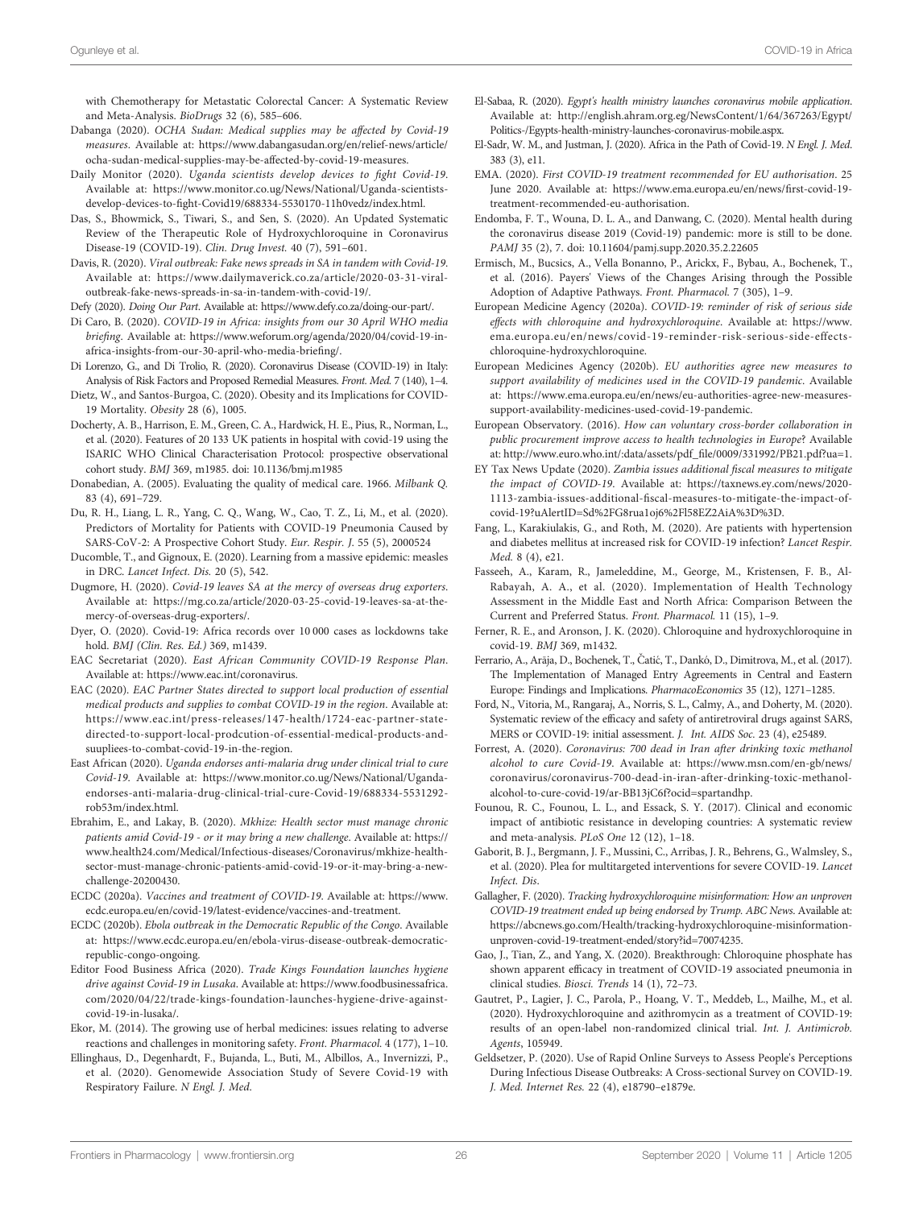with Chemotherapy for Metastatic Colorectal Cancer: A Systematic Review and Meta-Analysis. *BioDrugs* 32 (6), 585–606.

Dabanga (2020). *OCHA Sudan: Medical supplies may be affected by Covid-19 measures*. Available at: https://www.dabangasudan.org/en/relief-news/article/ocha-sudan-medical-supplies-may-be-affected-by-covid-19-measures.

Daily Monitor (2020). *Uganda scientists develop devices to fight Covid-19*. Available at: https://www.monitor.co.ug/News/National/Uganda-scientists-develop-devices-to-fight-Covid19/688334-5530170-11h0vedz/index.html.

Das, S., Bhowmick, S., Tiwari, S., and Sen, S. (2020). An Updated Systematic Review of the Therapeutic Role of Hydroxychloroquine in Coronavirus Disease-19 (COVID-19). *Clin. Drug Invest.* 40 (7), 591–601.

Davis, R. (2020). *Viral outbreak: Fake news spreads in SA in tandem with Covid-19*. Available at: https://www.dailymaverick.co.za/article/2020-03-31-viral-outbreak-fake-news-spreads-in-sa-in-tandem-with-covid-19/.

Defy (2020). *Doing Our Part*. Available at: https://www.defy.co.za/doing-our-part/.

Di Caro, B. (2020). *COVID-19 in Africa: insights from our 30 April WHO media briefing*. Available at: https://www.weforum.org/agenda/2020/04/covid-19-in-africa-insights-from-our-30-april-who-media-briefing/.

Di Lorenzo, G., and Di Trolio, R. (2020). Coronavirus Disease (COVID-19) in Italy: Analysis of Risk Factors and Proposed Remedial Measures. *Front. Med.* 7 (140), 1–4.

Dietz, W., and Santos-Burgoa, C. (2020). Obesity and its Implications for COVID-19 Mortality. *Obesity* 28 (6), 1005.

Docherty, A. B., Harrison, E. M., Green, C. A., Hardwick, H. E., Pius, R., Norman, L., et al. (2020). Features of 20 133 UK patients in hospital with covid-19 using the ISARIC WHO Clinical Characterisation Protocol: prospective observational cohort study. *BMJ* 369, m1985. doi: 10.1136/bmj.m1985

Donabedian, A. (2005). Evaluating the quality of medical care. 1966. *Milbank Q.* 83 (4), 691–729.

Du, R. H., Liang, L. R., Yang, C. Q., Wang, W., Cao, T. Z., Li, M., et al. (2020). Predictors of Mortality for Patients with COVID-19 Pneumonia Caused by SARS-CoV-2: A Prospective Cohort Study. *Eur. Respir. J.* 55 (5), 2000524

Ducomble, T., and Gignoux, E. (2020). Learning from a massive epidemic: measles in DRC. *Lancet Infect. Dis.* 20 (5), 542.

Dugmore, H. (2020). *Covid-19 leaves SA at the mercy of overseas drug exporters*. Available at: https://mg.co.za/article/2020-03-25-covid-19-leaves-sa-at-the-mercy-of-overseas-drug-exporters/.

Dyer, O. (2020). Covid-19: Africa records over 10 000 cases as lockdowns take hold. *BMJ (Clin. Res. Ed.)* 369, m1439.

EAC Secretariat (2020). *East African Community COVID-19 Response Plan*. Available at: https://www.eac.int/coronavirus.

EAC (2020). *EAC Partner States directed to support local production of essential medical products and supplies to combat COVID-19 in the region*. Available at: https://www.eac.int/press-releases/147-health/1724-eac-partner-state-directed-to-support-local-prodcution-of-essential-medical-products-and-suupliees-to-combat-covid-19-in-the-region.

East African (2020). *Uganda endorses anti-malaria drug under clinical trial to cure Covid-19*. Available at: https://www.monitor.co.ug/News/National/Uganda-endorses-anti-malaria-drug-clinical-trial-cure-Covid-19/688334-5531292-rob53m/index.html.

Ebrahim, E., and Lakay, B. (2020). *Mkhize: Health sector must manage chronic patients amid Covid-19 - or it may bring a new challenge*. Available at: https://www.health24.com/Medical/Infectious-diseases/Coronavirus/mkhize-health-sector-must-manage-chronic-patients-amid-covid-19-or-it-may-bring-a-new-challenge-20200430.

ECDC (2020a). *Vaccines and treatment of COVID-19*. Available at: https://www.ecdc.europa.eu/en/covid-19/latest-evidence/vaccines-and-treatment.

ECDC (2020b). *Ebola outbreak in the Democratic Republic of the Congo*. Available at: https://www.ecdc.europa.eu/en/ebola-virus-disease-outbreak-democratic-republic-congo-ongoing.

Editor Food Business Africa (2020). *Trade Kings Foundation launches hygiene drive against Covid-19 in Lusaka*. Available at: https://www.foodbusinessafrica.com/2020/04/22/trade-kings-foundation-launches-hygiene-drive-against-covid-19-in-lusaka/.

Ekor, M. (2014). The growing use of herbal medicines: issues relating to adverse reactions and challenges in monitoring safety. *Front. Pharmacol.* 4 (177), 1–10.

Ellinghaus, D., Degenhardt, F., Bujanda, L., Buti, M., Albillos, A., Invernizzi, P., et al. (2020). Genomewide Association Study of Severe Covid-19 with Respiratory Failure. *N Engl. J. Med.*

El-Sabaa, R. (2020). *Egypt's health ministry launches coronavirus mobile application*. Available at: http://english.ahram.org.eg/NewsContent/1/64/367263/Egypt/Politics-/Egypts-health-ministry-launches-coronavirus-mobile.aspx.

El-Sadr, W. M., and Justman, J. (2020). Africa in the Path of Covid-19. *N Engl. J. Med.* 383 (3), e11.

EMA. (2020). *First COVID-19 treatment recommended for EU authorisation*. 25 June 2020. Available at: https://www.ema.europa.eu/en/news/first-covid-19-treatment-recommended-eu-authorisation.

Endomba, F. T., Wouna, D. L. A., and Danwang, C. (2020). Mental health during the coronavirus disease 2019 (Covid-19) pandemic: more is still to be done. *PAMJ* 35 (2), 7. doi: 10.11604/pamj.supp.2020.35.2.22605

Ermisch, M., Bucsics, A., Vella Bonanno, P., Arickx, F., Bybau, A., Bochenek, T., et al. (2016). Payers' Views of the Changes Arising through the Possible Adoption of Adaptive Pathways. *Front. Pharmacol.* 7 (305), 1–9.

European Medicine Agency (2020a). *COVID-19: reminder of risk of serious side effects with chloroquine and hydroxychloroquine*. Available at: https://www.ema.europa.eu/en/news/covid-19-reminder-risk-serious-side-effects-chloroquine-hydroxychloroquine.

European Medicines Agency (2020b). *EU authorities agree new measures to support availability of medicines used in the COVID-19 pandemic*. Available at: https://www.ema.europa.eu/en/news/eu-authorities-agree-new-measures-support-availability-medicines-used-covid-19-pandemic.

European Observatory. (2016). *How can voluntary cross-border collaboration in public procurement improve access to health technologies in Europe*? Available at: http://www.euro.who.int/:data/assets/pdf_file/0009/331992/PB21.pdf?ua=1.

EY Tax News Update (2020). *Zambia issues additional fiscal measures to mitigate the impact of COVID-19*. Available at: https://taxnews.ey.com/news/2020-1113-zambia-issues-additional-fiscal-measures-to-mitigate-the-impact-of-covid-19?uAlertID=Sd%2FG8rua1oj6%2Fl58EZ2AiA%3D%3D.

Fang, L., Karakiulakis, G., and Roth, M. (2020). Are patients with hypertension and diabetes mellitus at increased risk for COVID-19 infection? *Lancet Respir. Med.* 8 (4), e21.

Fasseeh, A., Karam, R., Jameleddine, M., George, M., Kristensen, F. B., Al-Rabayah, A. A., et al. (2020). Implementation of Health Technology Assessment in the Middle East and North Africa: Comparison Between the Current and Preferred Status. *Front. Pharmacol.* 11 (15), 1–9.

Ferner, R. E., and Aronson, J. K. (2020). Chloroquine and hydroxychloroquine in covid-19. *BMJ* 369, m1432.

Ferrario, A., Arāja, D., Bochenek, T., Čatić, T., Dankó, D., Dimitrova, M., et al. (2017). The Implementation of Managed Entry Agreements in Central and Eastern Europe: Findings and Implications. *PharmacoEconomics* 35 (12), 1271–1285.

Ford, N., Vitoria, M., Rangaraj, A., Norris, S. L., Calmy, A., and Doherty, M. (2020). Systematic review of the efficacy and safety of antiretroviral drugs against SARS, MERS or COVID-19: initial assessment. *J. Int. AIDS Soc.* 23 (4), e25489.

Forrest, A. (2020). *Coronavirus: 700 dead in Iran after drinking toxic methanol alcohol to cure Covid-19*. Available at: https://www.msn.com/en-gb/news/coronavirus/coronavirus-700-dead-in-iran-after-drinking-toxic-methanol-alcohol-to-cure-covid-19/ar-BB13jC6f?ocid=spartandhp.

Founou, R. C., Founou, L. L., and Essack, S. Y. (2017). Clinical and economic impact of antibiotic resistance in developing countries: A systematic review and meta-analysis. *PLoS One* 12 (12), 1–18.

Gaborit, B. J., Bergmann, J. F., Mussini, C., Arribas, J. R., Behrens, G., Walmsley, S., et al. (2020). Plea for multitargeted interventions for severe COVID-19. *Lancet Infect. Dis.*

Gallagher, F. (2020). *Tracking hydroxychloroquine misinformation: How an unproven COVID-19 treatment ended up being endorsed by Trump. ABC News*. Available at: https://abcnews.go.com/Health/tracking-hydroxychloroquine-misinformation-unproven-covid-19-treatment-ended/story?id=70074235.

Gao, J., Tian, Z., and Yang, X. (2020). Breakthrough: Chloroquine phosphate has shown apparent efficacy in treatment of COVID-19 associated pneumonia in clinical studies. *Biosci. Trends* 14 (1), 72–73.

Gautret, P., Lagier, J. C., Parola, P., Hoang, V. T., Meddeb, L., Mailhe, M., et al. (2020). Hydroxychloroquine and azithromycin as a treatment of COVID-19: results of an open-label non-randomized clinical trial. *Int. J. Antimicrob. Agents*, 105949.

Geldsetzer, P. (2020). Use of Rapid Online Surveys to Assess People's Perceptions During Infectious Disease Outbreaks: A Cross-sectional Survey on COVID-19. *J. Med. Internet Res.* 22 (4), e18790–e1879e.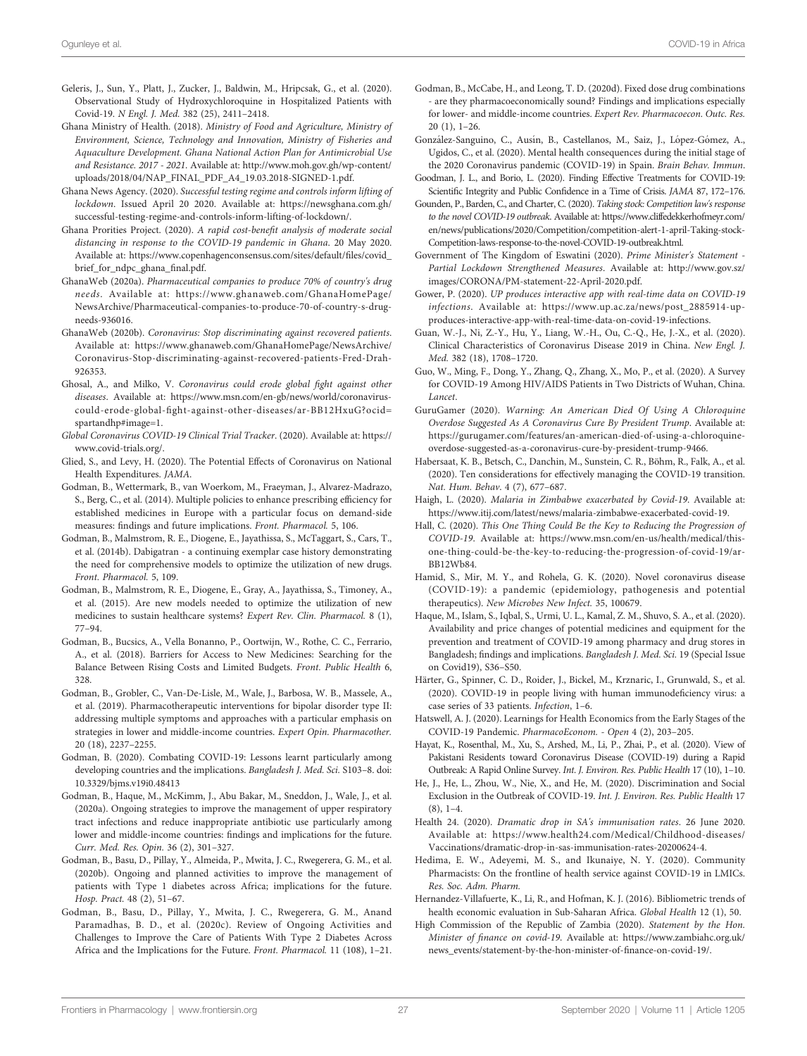Geleris, J., Sun, Y., Platt, J., Zucker, J., Baldwin, M., Hripcsak, G., et al. (2020). Observational Study of Hydroxychloroquine in Hospitalized Patients with Covid-19. *N Engl. J. Med.* 382 (25), 2411–2418.

Ghana Ministry of Health. (2018). *Ministry of Food and Agriculture, Ministry of Environment, Science, Technology and Innovation, Ministry of Fisheries and Aquaculture Development. Ghana National Action Plan for Antimicrobial Use and Resistance. 2017 - 2021*. Available at: http://www.moh.gov.gh/wp-content/uploads/2018/04/NAP_FINAL_PDF_A4_19.03.2018-SIGNED-1.pdf.

Ghana News Agency. (2020). *Successful testing regime and controls inform lifting of lockdown*. Issued April 20 2020. Available at: https://newsghana.com.gh/successful-testing-regime-and-controls-inform-lifting-of-lockdown/.

Ghana Prorities Project. (2020). *A rapid cost-benefit analysis of moderate social distancing in response to the COVID-19 pandemic in Ghana*. 20 May 2020. Available at: https://www.copenhagenconsensus.com/sites/default/files/covid_brief_for_ndpc_ghana_final.pdf.

GhanaWeb (2020a). *Pharmaceutical companies to produce 70% of country's drug needs*. Available at: https://www.ghanaweb.com/GhanaHomePage/NewsArchive/Pharmaceutical-companies-to-produce-70-of-country-s-drug-needs-936016.

GhanaWeb (2020b). *Coronavirus: Stop discriminating against recovered patients*. Available at: https://www.ghanaweb.com/GhanaHomePage/NewsArchive/Coronavirus-Stop-discriminating-against-recovered-patients-Fred-Drah-926353.

Ghosal, A., and Milko, V. *Coronavirus could erode global fight against other diseases*. Available at: https://www.msn.com/en-gb/news/world/coronavirus-could-erode-global-fight-against-other-diseases/ar-BB12HxuG?ocid=spartandhp#image=1.

*Global Coronavirus COVID-19 Clinical Trial Tracker*. (2020). Available at: https://www.covid-trials.org/.

Glied, S., and Levy, H. (2020). The Potential Effects of Coronavirus on National Health Expenditures. *JAMA*.

Godman, B., Wettermark, B., van Woerkom, M., Fraeyman, J., Alvarez-Madrazo, S., Berg, C., et al. (2014). Multiple policies to enhance prescribing efficiency for established medicines in Europe with a particular focus on demand-side measures: findings and future implications. *Front. Pharmacol.* 5, 106.

Godman, B., Malmstrom, R. E., Diogene, E., Jayathissa, S., McTaggart, S., Cars, T., et al. (2014b). Dabigatran - a continuing exemplar case history demonstrating the need for comprehensive models to optimize the utilization of new drugs. *Front. Pharmacol.* 5, 109.

Godman, B., Malmstrom, R. E., Diogene, E., Gray, A., Jayathissa, S., Timoney, A., et al. (2015). Are new models needed to optimize the utilization of new medicines to sustain healthcare systems? *Expert Rev. Clin. Pharmacol.* 8 (1), 77–94.

Godman, B., Bucsics, A., Vella Bonanno, P., Oortwijn, W., Rothe, C. C., Ferrario, A., et al. (2018). Barriers for Access to New Medicines: Searching for the Balance Between Rising Costs and Limited Budgets. *Front. Public Health* 6, 328.

Godman, B., Grobler, C., Van-De-Lisle, M., Wale, J., Barbosa, W. B., Massele, A., et al. (2019). Pharmacotherapeutic interventions for bipolar disorder type II: addressing multiple symptoms and approaches with a particular emphasis on strategies in lower and middle-income countries. *Expert Opin. Pharmacother.* 20 (18), 2237–2255.

Godman, B. (2020). Combating COVID-19: Lessons learnt particularly among developing countries and the implications. *Bangladesh J. Med. Sci.* S103–8. doi: 10.3329/bjms.v19i0.48413

Godman, B., Haque, M., McKimm, J., Abu Bakar, M., Sneddon, J., Wale, J., et al. (2020a). Ongoing strategies to improve the management of upper respiratory tract infections and reduce inappropriate antibiotic use particularly among lower and middle-income countries: findings and implications for the future. *Curr. Med. Res. Opin.* 36 (2), 301–327.

Godman, B., Basu, D., Pillay, Y., Almeida, P., Mwita, J. C., Rwegerera, G. M., et al. (2020b). Ongoing and planned activities to improve the management of patients with Type 1 diabetes across Africa; implications for the future. *Hosp. Pract.* 48 (2), 51–67.

Godman, B., Basu, D., Pillay, Y., Mwita, J. C., Rwegerera, G. M., Anand Paramadhas, B. D., et al. (2020c). Review of Ongoing Activities and Challenges to Improve the Care of Patients With Type 2 Diabetes Across Africa and the Implications for the Future. *Front. Pharmacol.* 11 (108), 1–21.

Godman, B., McCabe, H., and Leong, T. D. (2020d). Fixed dose drug combinations - are they pharmacoeconomically sound? Findings and implications especially for lower- and middle-income countries. *Expert Rev. Pharmacoecon. Outc. Res.* 20 (1), 1–26.

González-Sanguino, C., Ausín, B., Castellanos, M., Saiz, J., López-Gómez, A., Ugidos, C., et al. (2020). Mental health consequences during the initial stage of the 2020 Coronavirus pandemic (COVID-19) in Spain. *Brain Behav. Immun.*

Goodman, J. L., and Borio, L. (2020). Finding Effective Treatments for COVID-19: Scientific Integrity and Public Confidence in a Time of Crisis. *JAMA* 87, 172–176.

Gounden, P., Barden, C., and Charter, C. (2020). *Taking stock: Competition law's response to the novel COVID-19 outbreak*. Available at: https://www.cliffedekkerhofmeyr.com/en/news/publications/2020/Competition/competition-alert-1-april-Taking-stock-Competition-laws-response-to-the-novel-COVID-19-outbreak.html.

Government of The Kingdom of Eswatini (2020). *Prime Minister's Statement - Partial Lockdown Strengthened Measures*. Available at: http://www.gov.sz/images/CORONA/PM-statement-22-April-2020.pdf.

Gower, P. (2020). *UP produces interactive app with real-time data on COVID-19 infections*. Available at: https://www.up.ac.za/news/post_2885914-up-produces-interactive-app-with-real-time-data-on-covid-19-infections.

Guan, W.-J., Ni, Z.-Y., Hu, Y., Liang, W.-H., Ou, C.-Q., He, J.-X., et al. (2020). Clinical Characteristics of Coronavirus Disease 2019 in China. *New Engl. J. Med.* 382 (18), 1708–1720.

Guo, W., Ming, F., Dong, Y., Zhang, Q., Zhang, X., Mo, P., et al. (2020). A Survey for COVID-19 Among HIV/AIDS Patients in Two Districts of Wuhan, China. *Lancet*.

GuruGamer (2020). *Warning: An American Died Of Using A Chloroquine Overdose Suggested As A Coronavirus Cure By President Trump*. Available at: https://gurugamer.com/features/an-american-died-of-using-a-chloroquine-overdose-suggested-as-a-coronavirus-cure-by-president-trump-9466.

Habersaat, K. B., Betsch, C., Danchin, M., Sunstein, C. R., Böhm, R., Falk, A., et al. (2020). Ten considerations for effectively managing the COVID-19 transition. *Nat. Hum. Behav.* 4 (7), 677–687.

Haigh, L. (2020). *Malaria in Zimbabwe exacerbated by Covid-19*. Available at: https://www.itij.com/latest/news/malaria-zimbabwe-exacerbated-covid-19.

Hall, C. (2020). *This One Thing Could Be the Key to Reducing the Progression of COVID-19*. Available at: https://www.msn.com/en-us/health/medical/this-one-thing-could-be-the-key-to-reducing-the-progression-of-covid-19/ar-BB12Wb84.

Hamid, S., Mir, M. Y., and Rohela, G. K. (2020). Novel coronavirus disease (COVID-19): a pandemic (epidemiology, pathogenesis and potential therapeutics). *New Microbes New Infect.* 35, 100679.

Haque, M., Islam, S., Iqbal, S., Urmi, U. L., Kamal, Z. M., Shuvo, S. A., et al. (2020). Availability and price changes of potential medicines and equipment for the prevention and treatment of COVID-19 among pharmacy and drug stores in Bangladesh; findings and implications. *Bangladesh J. Med. Sci.* 19 (Special Issue on Covid19), S36–S50.

Härter, G., Spinner, C. D., Roider, J., Bickel, M., Krznaric, I., Grunwald, S., et al. (2020). COVID-19 in people living with human immunodeficiency virus: a case series of 33 patients. *Infection*, 1–6.

Hatswell, A. J. (2020). Learnings for Health Economics from the Early Stages of the COVID-19 Pandemic. *PharmacoEconom. - Open* 4 (2), 203–205.

Hayat, K., Rosenthal, M., Xu, S., Arshed, M., Li, P., Zhai, P., et al. (2020). View of Pakistani Residents toward Coronavirus Disease (COVID-19) during a Rapid Outbreak: A Rapid Online Survey. *Int. J. Environ. Res. Public Health* 17 (10), 1–10.

He, J., He, L., Zhou, W., Nie, X., and He, M. (2020). Discrimination and Social Exclusion in the Outbreak of COVID-19. *Int. J. Environ. Res. Public Health* 17 (8), 1–4.

Health 24. (2020). *Dramatic drop in SA's immunisation rates*. 26 June 2020. Available at: https://www.health24.com/Medical/Childhood-diseases/Vaccinations/dramatic-drop-in-sas-immunisation-rates-20200624-4.

Hedima, E. W., Adeyemi, M. S., and Ikunaiye, N. Y. (2020). Community Pharmacists: On the frontline of health service against COVID-19 in LMICs. *Res. Soc. Adm. Pharm.*

Hernandez-Villafuerte, K., Li, R., and Hofman, K. J. (2016). Bibliometric trends of health economic evaluation in Sub-Saharan Africa. *Global Health* 12 (1), 50.

High Commission of the Republic of Zambia (2020). *Statement by the Hon. Minister of finance on covid-19*. Available at: https://www.zambiahc.org.uk/news_events/statement-by-the-hon-minister-of-finance-on-covid-19/.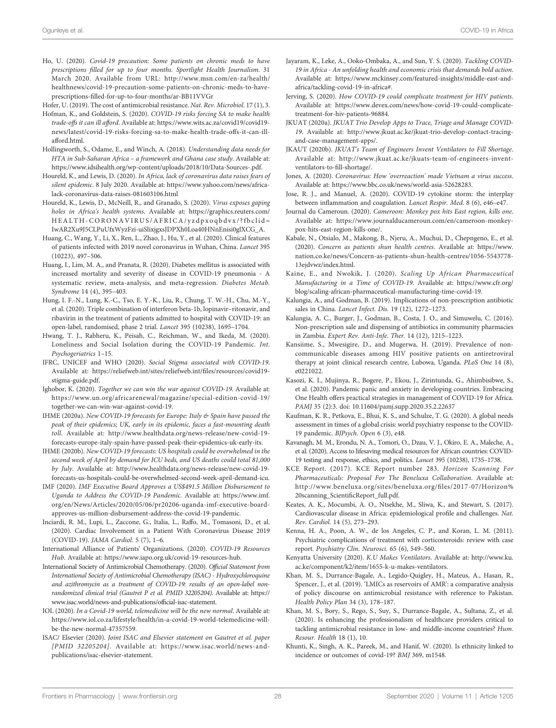Ho, U. (2020). *Covid-19 precaution: Some patients on chronic meds to have prescriptions filled for up to four months. Sportlight Health Journalism*. 31 March 2020. Available from URL: http://www.msn.com/en-za/health/healthnews/covid-19-precaution-some-patients-on-chronic-meds-to-have-prescriptions-filled-for-up-to-four-months/ar-BB11VVGr

Hofer, U. (2019). The cost of antimicrobial resistance. *Nat. Rev. Microbiol.* 17 (1), 3.

Hofman, K., and Goldstein, S. (2020). *COVID-19 risks forcing SA to make health trade-offs it can ill afford*. Available at: https://www.wits.ac.za/covid19/covid19-news/latest/covid-19-risks-forcing-sa-to-make-health-trade-offs-it-can-ill-afford.html.

Hollingworth, S., Odame, E., and Winch, A. (2018). *Understanding data needs for HTA in Sub-Saharan Africa – a framework and Ghana case study*. Available at: https://www.idsihealth.org/wp-content/uploads/2018/10/Data-Sources-.pdf.

Houreld, K., and Lewis, D. (2020). *In Africa, lack of coronavirus data raises fears of silent epidemic*. 8 July 2020. Available at: https://www.yahoo.com/news/africa-lack-coronavirus-data-raises-081603106.html

Houreld, K., Lewis, D., McNeill, R., and Granado, S. (2020). *Virus exposes gaping holes in Africa's health systems*. Available at: https://graphics.reuters.com/HEALTH-CORONAVIRUS/AFRICA/yzdpxoqbdvx/?fbclid=IwAR2Xu9J5CLPuUfxWyzFzi-uiSlixjgxsJDPXh0Loa40HNnEnisi0glXCG_A.

Huang, C., Wang, Y., Li, X., Ren, L., Zhao, J., Hu, Y., et al. (2020). Clinical features of patients infected with 2019 novel coronavirus in Wuhan, China. *Lancet* 395 (10223), 497–506.

Huang, I., Lim, M. A., and Pranata, R. (2020). Diabetes mellitus is associated with increased mortality and severity of disease in COVID-19 pneumonia - A systematic review, meta-analysis, and meta-regression. *Diabetes Metab. Syndrome* 14 (4), 395–403.

Hung, I. F.-N., Lung, K.-C., Tso, E. Y.-K., Liu, R., Chung, T. W.-H., Chu, M.-Y., et al. (2020). Triple combination of interferon beta-1b, lopinavir–ritonavir, and ribavirin in the treatment of patients admitted to hospital with COVID-19: an open-label, randomised, phase 2 trial. *Lancet* 395 (10238), 1695–1704.

Hwang, T. J., Rabheru, K., Peisah, C., Reichman, W., and Ikeda, M. (2020). Loneliness and Social Isolation during the COVID-19 Pandemic. *Int. Psychogeriatrics* 1–15.

IFRC, UNICEF and WHO (2020). *Social Stigma associated with COVID-19*. Available at: https://reliefweb.int/sites/reliefweb.int/files/resources/covid19-stigma-guide.pdf.

Ighobor, K. (2020). *Together we can win the war against COVID-19*. Available at: https://www.un.org/africarenewal/magazine/special-edition-covid-19/together-we-can-win-war-against-covid-19.

IHME (2020a). *New COVID-19 forecasts for Europe: Italy & Spain have passed the peak of their epidemics; UK, early in its epidemic, faces a fast-mounting death toll*. Available at: http://www.healthdata.org/news-release/new-covid-19-forecasts-europe-italy-spain-have-passed-peak-their-epidemics-uk-early-its.

IHME (2020b). *New COVID-19 forecasts: US hospitals could be overwhelmed in the second week of April by demand for ICU beds, and US deaths could total 81,000 by July*. Available at: http://www.healthdata.org/news-release/new-covid-19-forecasts-us-hospitals-could-be-overwhelmed-second-week-april-demand-icu.

IMF (2020). *IMF Executive Board Approves a US$491.5 Million Disbursement to Uganda to Address the COVID-19 Pandemic*. Available at: https://www.imf.org/en/News/Articles/2020/05/06/pr20206-uganda-imf-executive-board-approves-us-million-disbursement-address-the-covid-19-pandemic.

Inciardi, R. M., Lupi, L., Zaccone, G., Italia, L., Raffo, M., Tomasoni, D., et al. (2020). Cardiac Involvement in a Patient With Coronavirus Disease 2019 (COVID-19). *JAMA Cardiol.* 5 (7), 1–6.

International Alliance of Patients' Organizations. (2020). *COVID-19 Resources Hub*. Available at: https://www.iapo.org.uk/covid-19-resources-hub.

International Society of Antimicrobial Chemotherapy. (2020). *Official Statement from International Society of Antimicrobial Chemotherapy (ISAC) - Hydroxychloroquine and azithromycin as a treatment of COVID-19: results of an open-label non-randomized clinical trial (Gautret P et al. PMID 32205204)*. Available at: https://www.isac.world/news-and-publications/official-isac-statement.

IOL (2020). *In a Covid-19 world, telemedicine will be the new normal*. Available at: https://www.iol.co.za/lifestyle/health/in-a-covid-19-world-telemedicine-will-be-the-new-normal-47357559.

ISAC/ Elsevier (2020). *Joint ISAC and Elsevier statement on Gautret et al. paper [PMID 32205204]*. Available at: https://www.isac.world/news-and-publications/isac-elsevier-statement.

Jayaram, K., Leke, A., Ooko-Ombaka, A., and Sun, Y. S. (2020). *Tackling COVID-19 in Africa - An unfolding health and economic crisis that demands bold action*. Available at: https://www.mckinsey.com/featured-insights/middle-east-and-africa/tackling-covid-19-in-africa#.

Jerving, S. (2020). *How COVID-19 could complicate treatment for HIV patients*. Available at: https://www.devex.com/news/how-covid-19-could-complicate-treatment-for-hiv-patients-96884.

JKUAT (2020a). *JKUAT Trio Develop Apps to Trace, Triage and Manage COVID-19*. Available at: http://www.jkuat.ac.ke/jkuat-trio-develop-contact-tracing-and-case-management-apps/.

JKAUT (2020b). *JKUAT's Team of Engineers Invent Ventilators to Fill Shortage*. Available at: http://www.jkuat.ac.ke/jkuats-team-of-engineers-invent-ventilators-to-fill-shortage/.

Jones, A. (2020). *Coronavirus: How 'overreaction' made Vietnam a virus success*. Available at: https://www.bbc.co.uk/news/world-asia-52628283.

Jose, R. J., and Manuel, A. (2020). COVID-19 cytokine storm: the interplay between inflammation and coagulation. *Lancet Respir. Med.* 8 (6), e46–e47.

Journal du Cameroun. (2020). *Cameroon: Monkey pox hits East region, kills one*. Available at: https://www.journalducameroun.com/en/cameroon-monkey-pox-hits-east-region-kills-one/.

Kabale, N., Otsialo, M., Makong, B., Njeru, A., Muchui, D., Chepngeno, E., et al. (2020). *Concern as patients shun health centres*. Available at: https://www.nation.co.ke/news/Concern-as-patients-shun-health-centres/1056-5543778-13ejdvwz/index.html.

Kaine, E., and Nwokik, J. (2020). *Scaling Up African Pharmaceutical Manufacturing in a Time of COVID-19*. Available at: https://www.cfr.org/blog/scaling-african-pharmaceutical-manufacturing-time-covid-19.

Kalungia, A., and Godman, B. (2019). Implications of non-prescription antibiotic sales in China. *Lancet Infect. Dis.* 19 (12), 1272–1273.

Kalungia, A. C., Burger, J., Godman, B., Costa, J. O., and Simuwelu, C. (2016). Non-prescription sale and dispensing of antibiotics in community pharmacies in Zambia. *Expert Rev. Anti-Infe. Ther.* 14 (12), 1215–1223.

Kansiime, S., Mwesigire, D., and Mugerwa, H. (2019). Prevalence of non-communicable diseases among HIV positive patients on antiretroviral therapy at joint clinical research centre, Lubowa, Uganda. *PLoS One* 14 (8), e0221022.

Kasozi, K. I., Mujinya, R., Bogere, P., Ekou, J., Zirintunda, G., Ahimbisibwe, S., et al. (2020). Pandemic panic and anxiety in developing countries. Embracing One Health offers practical strategies in management of COVID-19 for Africa. *PAMJ* 35 (2):3. doi: 10.11604/pamj.supp.2020.35.2.22637

Kaufman, K. R., Petkova, E., Bhui, K. S., and Schulze, T. G. (2020). A global needs assessment in times of a global crisis: world psychiatry response to the COVID-19 pandemic. *BJPsych. Open* 6 (3), e48.

Kavanagh, M. M., Erondu, N. A., Tomori, O., Dzau, V. J., Okiro, E. A., Maleche, A., et al. (2020). Access to lifesaving medical resources for African countries: COVID-19 testing and response, ethics, and politics. *Lancet* 395 (10238), 1735–1738.

KCE Report. (2017). KCE Report number 283. *Horizon Scanning For Pharmaceuticals: Proposal For The Beneluxa Collaboration*. Available at: http://www.beneluxa.org/sites/beneluxa.org/files/2017-07/Horizon%20scanning_ScientificReport_full.pdf.

Keates, A. K., Mocumbi, A. O., Ntsekhe, M., Sliwa, K., and Stewart, S. (2017). Cardiovascular disease in Africa: epidemiological profile and challenges. *Nat. Rev. Cardiol.* 14 (5), 273–293.

Kenna, H. A., Poon, A. W., de los Angeles, C. P., and Koran, L. M. (2011). Psychiatric complications of treatment with corticosteroids: review with case report. *Psychiatry Clin. Neurosci.* 65 (6), 549–560.

Kenyatta University (2020). *K.U Makes Ventilators*. Available at: http://www.ku.ac.ke/component/k2/item/1655-k-u-makes-ventilators.

Khan, M. S., Durrance-Bagale, A., Legido-Quigley, H., Mateus, A., Hasan, R., Spencer, J., et al. (2019). 'LMICs as reservoirs of AMR': a comparative analysis of policy discourse on antimicrobial resistance with reference to Pakistan. *Health Policy Plan* 34 (3), 178–187.

Khan, M. S., Bory, S., Rego, S., Suy, S., Durrance-Bagale, A., Sultana, Z., et al. (2020). Is enhancing the professionalism of healthcare providers critical to tackling antimicrobial resistance in low- and middle-income countries? *Hum. Resour. Health* 18 (1), 10.

Khunti, K., Singh, A. K., Pareek, M., and Hanif, W. (2020). Is ethnicity linked to incidence or outcomes of covid-19? *BMJ* 369, m1548.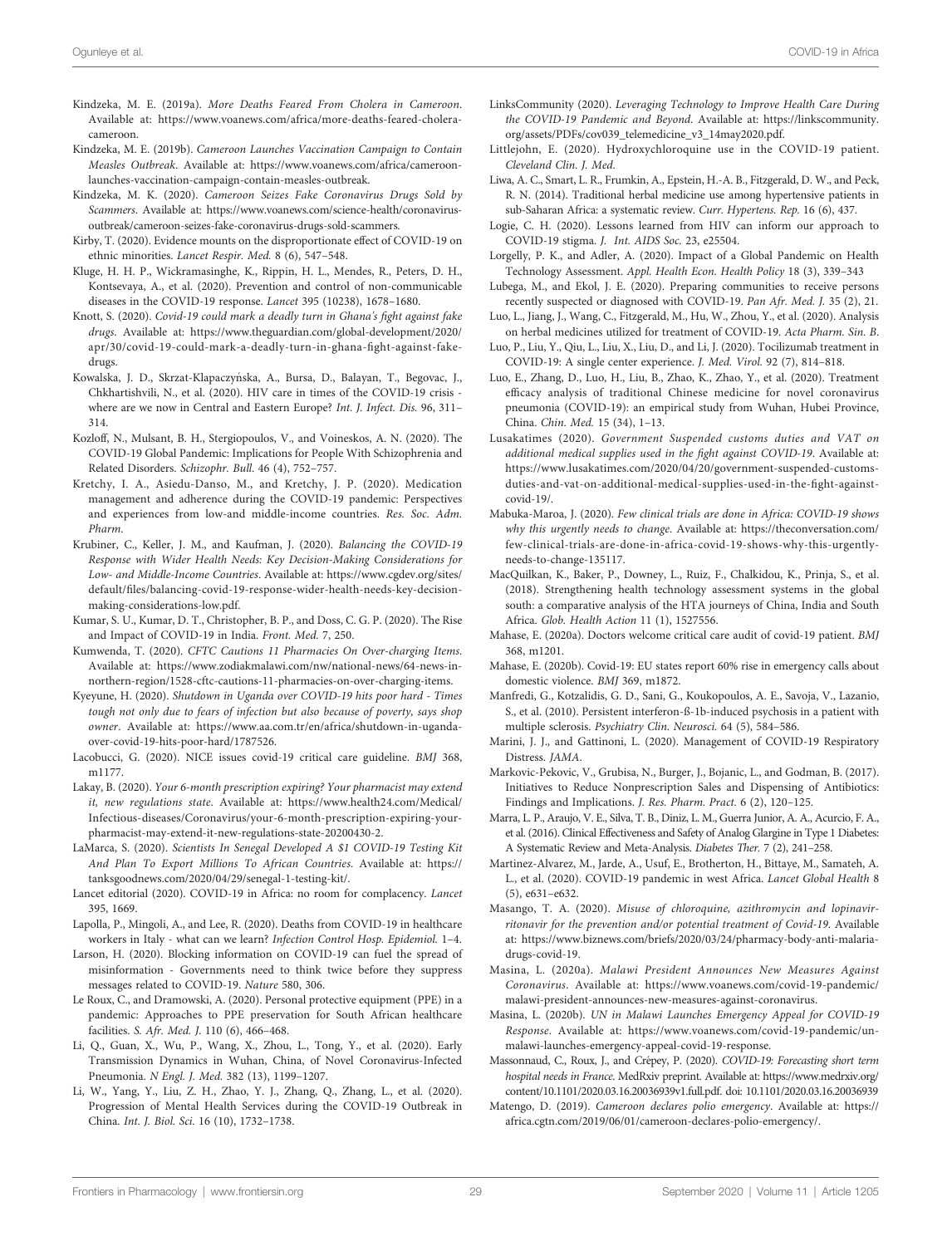Kindzeka, M. E. (2019a). *More Deaths Feared From Cholera in Cameroon*. Available at: https://www.voanews.com/africa/more-deaths-feared-cholera-cameroon.

Kindzeka, M. E. (2019b). *Cameroon Launches Vaccination Campaign to Contain Measles Outbreak*. Available at: https://www.voanews.com/africa/cameroon-launches-vaccination-campaign-contain-measles-outbreak.

Kindzeka, M. K. (2020). *Cameroon Seizes Fake Coronavirus Drugs Sold by Scammers*. Available at: https://www.voanews.com/science-health/coronavirus-outbreak/cameroon-seizes-fake-coronavirus-drugs-sold-scammers.

Kirby, T. (2020). Evidence mounts on the disproportionate effect of COVID-19 on ethnic minorities. *Lancet Respir. Med.* 8 (6), 547–548.

Kluge, H. H. P., Wickramasinghe, K., Rippin, H. L., Mendes, R., Peters, D. H., Kontsevaya, A., et al. (2020). Prevention and control of non-communicable diseases in the COVID-19 response. *Lancet* 395 (10238), 1678–1680.

Knott, S. (2020). *Covid-19 could mark a deadly turn in Ghana's fight against fake drugs*. Available at: https://www.theguardian.com/global-development/2020/apr/30/covid-19-could-mark-a-deadly-turn-in-ghana-fight-against-fake-drugs.

Kowalska, J. D., Skrzat-Klapaczyńska, A., Bursa, D., Balayan, T., Begovac, J., Chkhartishvili, N., et al. (2020). HIV care in times of the COVID-19 crisis - where are we now in Central and Eastern Europe? *Int. J. Infect. Dis.* 96, 311–314.

Kozloff, N., Mulsant, B. H., Stergiopoulos, V., and Voineskos, A. N. (2020). The COVID-19 Global Pandemic: Implications for People With Schizophrenia and Related Disorders. *Schizophr. Bull.* 46 (4), 752–757.

Kretchy, I. A., Asiedu-Danso, M., and Kretchy, J. P. (2020). Medication management and adherence during the COVID-19 pandemic: Perspectives and experiences from low-and middle-income countries. *Res. Soc. Adm. Pharm.*

Krubiner, C., Keller, J. M., and Kaufman, J. (2020). *Balancing the COVID-19 Response with Wider Health Needs: Key Decision-Making Considerations for Low- and Middle-Income Countries*. Available at: https://www.cgdev.org/sites/default/files/balancing-covid-19-response-wider-health-needs-key-decision-making-considerations-low.pdf.

Kumar, S. U., Kumar, D. T., Christopher, B. P., and Doss, C. G. P. (2020). The Rise and Impact of COVID-19 in India. *Front. Med.* 7, 250.

Kumwenda, T. (2020). *CFTC Cautions 11 Pharmacies On Over-charging Items*. Available at: https://www.zodiakmalawi.com/nw/national-news/64-news-in-northern-region/1528-cftc-cautions-11-pharmacies-on-over-charging-items.

Kyeyune, H. (2020). *Shutdown in Uganda over COVID-19 hits poor hard - Times tough not only due to fears of infection but also because of poverty, says shop owner*. Available at: https://www.aa.com.tr/en/africa/shutdown-in-uganda-over-covid-19-hits-poor-hard/1787526.

Lacobucci, G. (2020). NICE issues covid-19 critical care guideline. *BMJ* 368, m1177.

Lakay, B. (2020). *Your 6-month prescription expiring? Your pharmacist may extend it, new regulations state*. Available at: https://www.health24.com/Medical/Infectious-diseases/Coronavirus/your-6-month-prescription-expiring-your-pharmacist-may-extend-it-new-regulations-state-20200430-2.

LaMarca, S. (2020). *Scientists In Senegal Developed A $1 COVID-19 Testing Kit And Plan To Export Millions To African Countries*. Available at: https://tanksgoodnews.com/2020/04/29/senegal-1-testing-kit/.

Lancet editorial (2020). COVID-19 in Africa: no room for complacency. *Lancet* 395, 1669.

Lapolla, P., Mingoli, A., and Lee, R. (2020). Deaths from COVID-19 in healthcare workers in Italy - what can we learn? *Infection Control Hosp. Epidemiol.* 1–4.

Larson, H. (2020). Blocking information on COVID-19 can fuel the spread of misinformation - Governments need to think twice before they suppress messages related to COVID-19. *Nature* 580, 306.

Le Roux, C., and Dramowski, A. (2020). Personal protective equipment (PPE) in a pandemic: Approaches to PPE preservation for South African healthcare facilities. *S. Afr. Med. J.* 110 (6), 466–468.

Li, Q., Guan, X., Wu, P., Wang, X., Zhou, L., Tong, Y., et al. (2020). Early Transmission Dynamics in Wuhan, China, of Novel Coronavirus-Infected Pneumonia. *N Engl. J. Med.* 382 (13), 1199–1207.

Li, W., Yang, Y., Liu, Z. H., Zhao, Y. J., Zhang, Q., Zhang, L., et al. (2020). Progression of Mental Health Services during the COVID-19 Outbreak in China. *Int. J. Biol. Sci.* 16 (10), 1732–1738.

LinksCommunity (2020). *Leveraging Technology to Improve Health Care During the COVID-19 Pandemic and Beyond*. Available at: https://linkscommunity.org/assets/PDFs/cov039_telemedicine_v3_14may2020.pdf.

Littlejohn, E. (2020). Hydroxychloroquine use in the COVID-19 patient. *Cleveland Clin. J. Med.*

Liwa, A. C., Smart, L. R., Frumkin, A., Epstein, H.-A. B., Fitzgerald, D. W., and Peck, R. N. (2014). Traditional herbal medicine use among hypertensive patients in sub-Saharan Africa: a systematic review. *Curr. Hypertens. Rep.* 16 (6), 437.

Logie, C. H. (2020). Lessons learned from HIV can inform our approach to COVID-19 stigma. *J. Int. AIDS Soc.* 23, e25504.

Lorgelly, P. K., and Adler, A. (2020). Impact of a Global Pandemic on Health Technology Assessment. *Appl. Health Econ. Health Policy* 18 (3), 339–343

Lubega, M., and Ekol, J. E. (2020). Preparing communities to receive persons recently suspected or diagnosed with COVID-19. *Pan Afr. Med. J.* 35 (2), 21.

Luo, L., Jiang, J., Wang, C., Fitzgerald, M., Hu, W., Zhou, Y., et al. (2020). Analysis on herbal medicines utilized for treatment of COVID-19. *Acta Pharm. Sin. B.*

Luo, P., Liu, Y., Qiu, L., Liu, X., Liu, D., and Li, J. (2020). Tocilizumab treatment in COVID-19: A single center experience. *J. Med. Virol.* 92 (7), 814–818.

Luo, E., Zhang, D., Luo, H., Liu, B., Zhao, K., Zhao, Y., et al. (2020). Treatment efficacy analysis of traditional Chinese medicine for novel coronavirus pneumonia (COVID-19): an empirical study from Wuhan, Hubei Province, China. *Chin. Med.* 15 (34), 1–13.

Lusakatimes (2020). *Government Suspended customs duties and VAT on additional medical supplies used in the fight against COVID-19*. Available at: https://www.lusakatimes.com/2020/04/20/government-suspended-customs-duties-and-vat-on-additional-medical-supplies-used-in-the-fight-against-covid-19/.

Mabuka-Maroa, J. (2020). *Few clinical trials are done in Africa: COVID-19 shows why this urgently needs to change*. Available at: https://theconversation.com/few-clinical-trials-are-done-in-africa-covid-19-shows-why-this-urgently-needs-to-change-135117.

MacQuilkan, K., Baker, P., Downey, L., Ruiz, F., Chalkidou, K., Prinja, S., et al. (2018). Strengthening health technology assessment systems in the global south: a comparative analysis of the HTA journeys of China, India and South Africa. *Glob. Health Action* 11 (1), 1527556.

Mahase, E. (2020a). Doctors welcome critical care audit of covid-19 patient. *BMJ* 368, m1201.

Mahase, E. (2020b). Covid-19: EU states report 60% rise in emergency calls about domestic violence. *BMJ* 369, m1872.

Manfredi, G., Kotzalidis, G. D., Sani, G., Koukopoulos, A. E., Savoja, V., Lazanio, S., et al. (2010). Persistent interferon-ß-1b-induced psychosis in a patient with multiple sclerosis. *Psychiatry Clin. Neurosci.* 64 (5), 584–586.

Marini, J. J., and Gattinoni, L. (2020). Management of COVID-19 Respiratory Distress. *JAMA*.

Markovic-Pekovic, V., Grubisa, N., Burger, J., Bojanic, L., and Godman, B. (2017). Initiatives to Reduce Nonprescription Sales and Dispensing of Antibiotics: Findings and Implications. *J. Res. Pharm. Pract.* 6 (2), 120–125.

Marra, L. P., Araujo, V. E., Silva, T. B., Diniz, L. M., Guerra Junior, A. A., Acurcio, F. A., et al. (2016). Clinical Effectiveness and Safety of Analog Glargine in Type 1 Diabetes: A Systematic Review and Meta-Analysis. *Diabetes Ther.* 7 (2), 241–258.

Martinez-Alvarez, M., Jarde, A., Usuf, E., Brotherton, H., Bittaye, M., Samateh, A. L., et al. (2020). COVID-19 pandemic in west Africa. *Lancet Global Health* 8 (5), e631–e632.

Masango, T. A. (2020). *Misuse of chloroquine, azithromycin and lopinavir-ritonavir for the prevention and/or potential treatment of Covid-19*. Available at: https://www.biznews.com/briefs/2020/03/24/pharmacy-body-anti-malaria-drugs-covid-19.

Masina, L. (2020a). *Malawi President Announces New Measures Against Coronavirus*. Available at: https://www.voanews.com/covid-19-pandemic/malawi-president-announces-new-measures-against-coronavirus.

Masina, L. (2020b). *UN in Malawi Launches Emergency Appeal for COVID-19 Response*. Available at: https://www.voanews.com/covid-19-pandemic/un-malawi-launches-emergency-appeal-covid-19-response.

Massonnaud, C., Roux, J., and Crépey, P. (2020). *COVID-19: Forecasting short term hospital needs in France*. MedRxiv preprint. Available at: https://www.medrxiv.org/content/10.1101/2020.03.16.20036939v1.full.pdf. doi: 10.1101/2020.03.16.20036939

Matengo, D. (2019). *Cameroon declares polio emergency*. Available at: https://africa.cgtn.com/2019/06/01/cameroon-declares-polio-emergency/.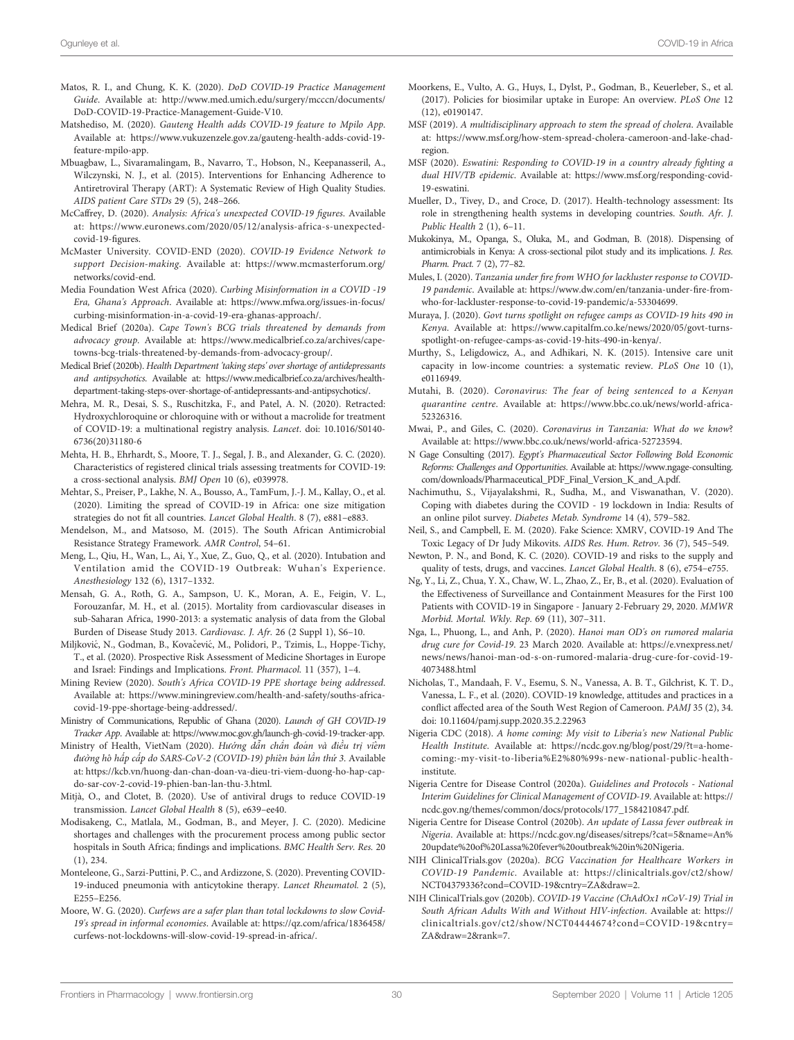Matos, R. I., and Chung, K. K. (2020). *DoD COVID-19 Practice Management Guide*. Available at: http://www.med.umich.edu/surgery/mcccn/documents/DoD-COVID-19-Practice-Management-Guide-V10.

Matshediso, M. (2020). *Gauteng Health adds COVID-19 feature to Mpilo App*. Available at: https://www.vukuzenzele.gov.za/gauteng-health-adds-covid-19-feature-mpilo-app.

Mbuagbaw, L., Sivaramalingam, B., Navarro, T., Hobson, N., Keepanasseril, A., Wilczynski, N. J., et al. (2015). Interventions for Enhancing Adherence to Antiretroviral Therapy (ART): A Systematic Review of High Quality Studies. *AIDS patient Care STDs* 29 (5), 248–266.

McCaffrey, D. (2020). *Analysis: Africa's unexpected COVID-19 figures*. Available at: https://www.euronews.com/2020/05/12/analysis-africa-s-unexpected-covid-19-figures.

McMaster University. COVID-END (2020). *COVID-19 Evidence Network to support Decision-making*. Available at: https://www.mcmasterforum.org/networks/covid-end.

Media Foundation West Africa (2020). *Curbing Misinformation in a COVID -19 Era, Ghana's Approach*. Available at: https://www.mfwa.org/issues-in-focus/curbing-misinformation-in-a-covid-19-era-ghanas-approach/.

Medical Brief (2020a). *Cape Town's BCG trials threatened by demands from advocacy group*. Available at: https://www.medicalbrief.co.za/archives/cape-towns-bcg-trials-threatened-by-demands-from-advocacy-group/.

Medical Brief (2020b). *Health Department 'taking steps' over shortage of antidepressants and antipsychotics*. Available at: https://www.medicalbrief.co.za/archives/health-department-taking-steps-over-shortage-of-antidepressants-and-antipsychotics/.

Mehra, M. R., Desai, S. S., Ruschitzka, F., and Patel, A. N. (2020). Retracted: Hydroxychloroquine or chloroquine with or without a macrolide for treatment of COVID-19: a multinational registry analysis. *Lancet*. doi: 10.1016/S0140-6736(20)31180-6

Mehta, H. B., Ehrhardt, S., Moore, T. J., Segal, J. B., and Alexander, G. C. (2020). Characteristics of registered clinical trials assessing treatments for COVID-19: a cross-sectional analysis. *BMJ Open* 10 (6), e039978.

Mehtar, S., Preiser, P., Lakhe, N. A., Bousso, A., TamFum, J.-J. M., Kallay, O., et al. (2020). Limiting the spread of COVID-19 in Africa: one size mitigation strategies do not fit all countries. *Lancet Global Health*. 8 (7), e881–e883.

Mendelson, M., and Matsoso, M. (2015). The South African Antimicrobial Resistance Strategy Framework. *AMR Control*, 54–61.

Meng, L., Qiu, H., Wan, L., Ai, Y., Xue, Z., Guo, Q., et al. (2020). Intubation and Ventilation amid the COVID-19 Outbreak: Wuhan's Experience. *Anesthesiology* 132 (6), 1317–1332.

Mensah, G. A., Roth, G. A., Sampson, U. K., Moran, A. E., Feigin, V. L., Forouzanfar, M. H., et al. (2015). Mortality from cardiovascular diseases in sub-Saharan Africa, 1990-2013: a systematic analysis of data from the Global Burden of Disease Study 2013. *Cardiovasc. J. Afr.* 26 (2 Suppl 1), S6–10.

Miljković, N., Godman, B., Kovačević, M., Polidori, P., Tzimis, L., Hoppe-Tichy, T., et al. (2020). Prospective Risk Assessment of Medicine Shortages in Europe and Israel: Findings and Implications. *Front. Pharmacol.* 11 (357), 1–4.

Mining Review (2020). *South's Africa COVID-19 PPE shortage being addressed*. Available at: https://www.miningreview.com/health-and-safety/souths-africa-covid-19-ppe-shortage-being-addressed/.

Ministry of Communications, Republic of Ghana (2020). *Launch of GH COVID-19 Tracker App*. Available at: https://www.moc.gov.gh/launch-gh-covid-19-tracker-app.

Ministry of Health, VietNam (2020). *Hướng dẫn chẩn đoán và điều trị viêm đường hô hấp cấp do SARS-CoV-2 (COVID-19) phiên bản lần thứ 3*. Available at: https://kcb.vn/huong-dan-chan-doan-va-dieu-tri-viem-duong-ho-hap-cap-do-sar-cov-2-covid-19-phien-ban-lan-thu-3.html.

Mitjà, O., and Clotet, B. (2020). Use of antiviral drugs to reduce COVID-19 transmission. *Lancet Global Health* 8 (5), e639–ee40.

Modisakeng, C., Matlala, M., Godman, B., and Meyer, J. C. (2020). Medicine shortages and challenges with the procurement process among public sector hospitals in South Africa; findings and implications. *BMC Health Serv. Res.* 20 (1), 234.

Monteleone, G., Sarzi-Puttini, P. C., and Ardizzone, S. (2020). Preventing COVID-19-induced pneumonia with anticytokine therapy. *Lancet Rheumatol.* 2 (5), E255–E256.

Moore, W. G. (2020). *Curfews are a safer plan than total lockdowns to slow Covid-19's spread in informal economies*. Available at: https://qz.com/africa/1836458/curfews-not-lockdowns-will-slow-covid-19-spread-in-africa/.

Moorkens, E., Vulto, A. G., Huys, I., Dylst, P., Godman, B., Keuerleber, S., et al. (2017). Policies for biosimilar uptake in Europe: An overview. *PLoS One* 12 (12), e0190147.

MSF (2019). *A multidisciplinary approach to stem the spread of cholera*. Available at: https://www.msf.org/how-stem-spread-cholera-cameroon-and-lake-chad-region.

MSF (2020). *Eswatini: Responding to COVID-19 in a country already fighting a dual HIV/TB epidemic*. Available at: https://www.msf.org/responding-covid-19-eswatini.

Mueller, D., Tivey, D., and Croce, D. (2017). Health-technology assessment: Its role in strengthening health systems in developing countries. *South. Afr. J. Public Health* 2 (1), 6–11.

Mukokinya, M., Opanga, S., Oluka, M., and Godman, B. (2018). Dispensing of antimicrobials in Kenya: A cross-sectional pilot study and its implications. *J. Res. Pharm. Pract.* 7 (2), 77–82.

Mules, I. (2020). *Tanzania under fire from WHO for lackluster response to COVID-19 pandemic*. Available at: https://www.dw.com/en/tanzania-under-fire-from-who-for-lackluster-response-to-covid-19-pandemic/a-53304699.

Muraya, J. (2020). *Govt turns spotlight on refugee camps as COVID-19 hits 490 in Kenya*. Available at: https://www.capitalfm.co.ke/news/2020/05/govt-turns-spotlight-on-refugee-camps-as-covid-19-hits-490-in-kenya/.

Murthy, S., Leligdowicz, A., and Adhikari, N. K. (2015). Intensive care unit capacity in low-income countries: a systematic review. *PLoS One* 10 (1), e0116949.

Mutahi, B. (2020). *Coronavirus: The fear of being sentenced to a Kenyan quarantine centre*. Available at: https://www.bbc.co.uk/news/world-africa-52326316.

Mwai, P., and Giles, C. (2020). *Coronavirus in Tanzania: What do we know*? Available at: https://www.bbc.co.uk/news/world-africa-52723594.

N Gage Consulting (2017). *Egypt's Pharmaceutical Sector Following Bold Economic Reforms: Challenges and Opportunities*. Available at: https://www.ngage-consulting.com/downloads/Pharmaceutical_PDF_Final_Version_K_and_A.pdf.

Nachimuthu, S., Vijayalakshmi, R., Sudha, M., and Viswanathan, V. (2020). Coping with diabetes during the COVID - 19 lockdown in India: Results of an online pilot survey. *Diabetes Metab. Syndrome* 14 (4), 579–582.

Neil, S., and Campbell, E. M. (2020). Fake Science: XMRV, COVID-19 And The Toxic Legacy of Dr Judy Mikovits. *AIDS Res. Hum. Retrov.* 36 (7), 545–549.

Newton, P. N., and Bond, K. C. (2020). COVID-19 and risks to the supply and quality of tests, drugs, and vaccines. *Lancet Global Health*. 8 (6), e754–e755.

Ng, Y., Li, Z., Chua, Y. X., Chaw, W. L., Zhao, Z., Er, B., et al. (2020). Evaluation of the Effectiveness of Surveillance and Containment Measures for the First 100 Patients with COVID-19 in Singapore - January 2-February 29, 2020. *MMWR Morbid. Mortal. Wkly. Rep.* 69 (11), 307–311.

Nga, L., Phuong, L., and Anh, P. (2020). *Hanoi man OD's on rumored malaria drug cure for Covid-19*. 23 March 2020. Available at: https://e.vnexpress.net/news/news/hanoi-man-od-s-on-rumored-malaria-drug-cure-for-covid-19-4073488.html

Nicholas, T., Mandaah, F. V., Esemu, S. N., Vanessa, A. B. T., Gilchrist, K. T. D., Vanessa, L. F., et al. (2020). COVID-19 knowledge, attitudes and practices in a conflict affected area of the South West Region of Cameroon. *PAMJ* 35 (2), 34. doi: 10.11604/pamj.supp.2020.35.2.22963

Nigeria CDC (2018). *A home coming: My visit to Liberia's new National Public Health Institute*. Available at: https://ncdc.gov.ng/blog/post/29/?t=a-home-coming:-my-visit-to-liberia%E2%80%99s-new-national-public-health-institute.

Nigeria Centre for Disease Control (2020a). *Guidelines and Protocols - National Interim Guidelines for Clinical Management of COVID-19*. Available at: https://ncdc.gov.ng/themes/common/docs/protocols/177_1584210847.pdf.

Nigeria Centre for Disease Control (2020b). *An update of Lassa fever outbreak in Nigeria*. Available at: https://ncdc.gov.ng/diseases/sitreps/?cat=5&name=An%20update%20of%20Lassa%20fever%20outbreak%20in%20Nigeria.

NIH ClinicalTrials.gov (2020a). *BCG Vaccination for Healthcare Workers in COVID-19 Pandemic*. Available at: https://clinicaltrials.gov/ct2/show/NCT04379336?cond=COVID-19&cntry=ZA&draw=2.

NIH ClinicalTrials.gov (2020b). *COVID-19 Vaccine (ChAdOx1 nCoV-19) Trial in South African Adults With and Without HIV-infection*. Available at: https://clinicaltrials.gov/ct2/show/NCT04444674?cond=COVID-19&cntry=ZA&draw=2&rank=7.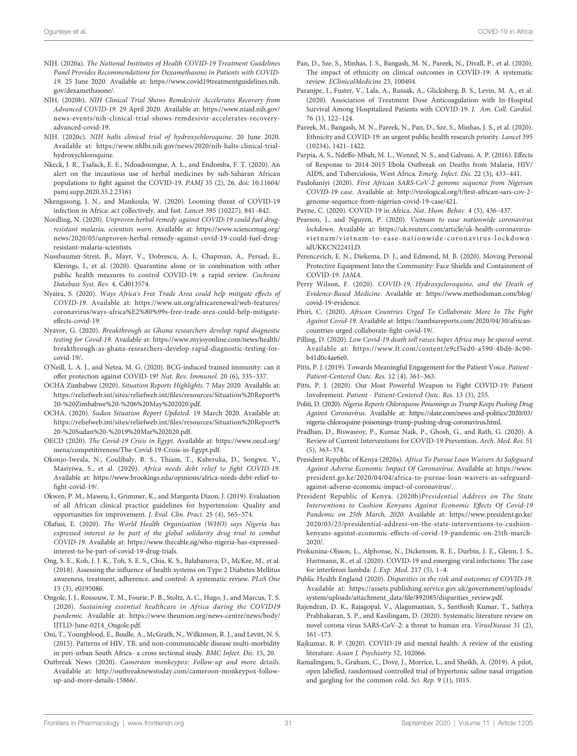NIH. (2020a). *The National Institutes of Health COVID-19 Treatment Guidelines Panel Provides Recommendations for Dexamethasone in Patients with COVID-19*. 25 June 2020. Available at: https://www.covid19treatmentguidelines.nih.gov/dexamethasone/.

NIH. (2020b). *NIH Clinical Trial Shows Remdesivir Accelerates Recovery from Advanced COVID-19*. 29 April 2020. Available at: https://www.niaid.nih.gov/news-events/nih-clinical-trial-shows-remdesivir-accelerates-recovery-advanced-covid-19.

NIH. (2020c). *NIH halts clinical trial of hydroxychloroquine*. 20 June 2020. Available at: https://www.nhlbi.nih.gov/news/2020/nih-halts-clinical-trial-hydroxychloroquine.

Nkeck, J. R., Tsafack, E. E., Ndoadoumgue, A. L., and Endomba, F. T. (2020). An alert on the incautious use of herbal medicines by sub-Saharan African populations to fight against the COVID-19. *PAMJ* 35 (2), 26. doi: 10.11604/pamj.supp.2020.35.2.23161

Nkengasong, J. N., and Mankoula, W. (2020). Looming threat of COVID-19 infection in Africa: act collectively, and fast. *Lancet* 395 (10227), 841–842.

Nordling, N. (2020). *Unproven herbal remedy against COVID-19 could fuel drug-resistant malaria, scientists warn*. Available at: https://www.sciencemag.org/news/2020/05/unproven-herbal-remedy-against-covid-19-could-fuel-drug-resistant-malaria-scientists.

Nussbaumer-Streit, B., Mayr, V., Dobrescu, A. I., Chapman, A., Persad, E., Klerings, I., et al. (2020). Quarantine alone or in combination with other public health measures to control COVID-19: a rapid review. *Cochrane Database Syst. Rev.* 4, Cd013574.

Nyaira, S. (2020). *Ways Africa's Free Trade Area could help mitigate effects of COVID-19*. Available at: https://www.un.org/africarenewal/web-features/coronavirus/ways-africa%E2%80%99s-free-trade-area-could-help-mitigate-effects-covid-19.

Nyavor, G. (2020). *Breakthrough as Ghana researchers develop rapid diagnostic testing for Covid-19*. Available at: https://www.myjoyonline.com/news/health/breakthrough-as-ghana-researchers-develop-rapid-diagnostic-testing-for-covid-19/.

O'Neill, L. A. J., and Netea, M. G. (2020). BCG-induced trained immunity: can it offer protection against COVID-19? *Nat. Rev. Immunol.* 20 (6), 335–337.

OCHA Zimbabwe (2020). *Situation Reports Highlights*. 7 May 2020. Available at: https://reliefweb.int/sites/reliefweb.int/files/resources/Situation%20Report%20-%20Zimbabwe%20-%206%20May%202020.pdf.

OCHA. (2020). *Sudan Situation Report Updated*. 19 March 2020. Available at: https://reliefweb.int/sites/reliefweb.int/files/resources/Situation%20Report%20-%20Sudan%20-%2019%20Mar%202020.pdf.

OECD (2020). *The Covid-19 Crisis in Egypt*. Available at: https://www.oecd.org/mena/competitiveness/The-Covid-19-Crisis-in-Egypt.pdf.

Okonjo-Iweala, N., Coulibaly, B. S., Thiam, T., Kaberuka, D., Songwe, V., Masiyiwa, S., et al. (2020). *Africa needs debt relief to fight COVID-19*. Available at: https://www.brookings.edu/opinions/africa-needs-debt-relief-to-fight-covid-19/.

Okwen, P. M., Maweu, I., Grimmer, K., and Margarita Dizon, J. (2019). Evaluation of all African clinical practice guidelines for hypertension: Quality and opportunities for improvement. *J. Eval. Clin. Pract.* 25 (4), 565–574.

Olafusi, E. (2020). *The World Health Organisation (WHO) says Nigeria has expressed interest to be part of the global solidarity drug trial to combat COVID-19*. Available at: https://www.thecable.ng/who-nigeria-has-expressed-interest-to-be-part-of-covid-19-drug-trials.

Ong, S. E., Koh, J. J. K., Toh, S. E. S., Chia, K. S., Balabanova, D., McKee, M., et al. (2018). Assessing the influence of health systems on Type 2 Diabetes Mellitus awareness, treatment, adherence, and control: A systematic review. *PLoS One* 13 (3), e0195086.

Ongole, J. J., Rossouw, T. M., Fourie, P. B., Stoltz, A. C., Hugo, J., and Marcus, T. S. (2020). *Sustaining essential healthcare in Africa during the COVID19 pandemic*. Available at: https://www.theunion.org/news-centre/news/body/IJTLD-June-0214_Ongole.pdf.

Oni, T., Youngblood, E., Boulle, A., McGrath, N., Wilkinson, R. J., and Levitt, N. S. (2015). Patterns of HIV, TB, and non-communicable disease multi-morbidity in peri-urban South Africa- a cross sectional study. *BMC Infect. Dis.* 15, 20.

Outbreak News (2020). *Cameroon monkeypox: Follow-up and more details*. Available at: http://outbreaknewstoday.com/cameroon-monkeypox-follow-up-and-more-details-15866/.

Pan, D., Sze, S., Minhas, J. S., Bangash, M. N., Pareek, N., Divall, P., et al. (2020). The impact of ethnicity on clinical outcomes in COVID-19: A systematic review. *EClinicalMedicine* 23, 100404.

Paranjpe, I., Fuster, V., Lala, A., Russak, A., Glicksberg, B. S., Levin, M. A., et al. (2020). Association of Treatment Dose Anticoagulation with In-Hospital Survival Among Hospitalized Patients with COVID-19. *J. Am. Coll. Cardiol.* 76 (1), 122–124.

Pareek, M., Bangash, M. N., Pareek, N., Pan, D., Sze, S., Minhas, J. S., et al. (2020). Ethnicity and COVID-19: an urgent public health research priority. *Lancet* 395 (10234), 1421–1422.

Parpia, A. S., Ndeffo-Mbah, M. L., Wenzel, N. S., and Galvani, A. P. (2016). Effects of Response to 2014-2015 Ebola Outbreak on Deaths from Malaria, HIV/AIDS, and Tuberculosis, West Africa. *Emerg. Infect. Dis.* 22 (3), 433–441.

Pauloluniyi (2020). *First African SARS-CoV-2 genome sequence from Nigerian COVID-19 case*. Available at: http://virological.org/t/first-african-sars-cov-2-genome-sequence-from-nigerian-covid-19-case/421.

Payne, C. (2020). COVID-19 in Africa. *Nat. Hum. Behav.* 4 (5), 436–437.

Pearson, J., and Nguyen, P. (2020). *Vietnam to ease nationwide coronavirus lockdown*. Available at: https://uk.reuters.com/article/uk-health-coronavirus-vietnam/vietnam-to-ease-nationwide-coronavirus-lockdown-idUKKCN2241LD.

Perencevich, E. N., Diekema, D. J., and Edmond, M. B. (2020). Moving Personal Protective Equipment Into the Community: Face Shields and Containment of COVID-19. *JAMA*.

Perry Wilson, F. (2020). *COVID-19, Hydroxycloroquine, and the Death of Evidence-Based Medicine*. Available at: https://www.methodsman.com/blog/covid-19-evidence.

Phiri, C. (2020). *African Countries Urged To Collaborate More In The Fight Against Covid-19*. Available at: https://zambiareports.com/2020/04/30/african-countries-urged-collaborate-fight-covid-19/.

Pilling, D. (2020). *Low Covid-19 death toll raises hopes Africa may be spared worst*. Available at: https://www.ft.com/content/e9cf5ed0-a590-4bd6-8c00-b41d0c4ae6e0.

Pitts, P. J. (2019). Towards Meaningful Engagement for the Patient Voice. *Patient - Patient-Centered Outc. Res.* 12 (4), 361–363.

Pitts, P. J. (2020). Our Most Powerful Weapon to Fight COVID-19: Patient Involvement. *Patient - Patient-Centered Outc. Res.* 13 (3), 255.

Politi, D. (2020). *Nigeria Reports Chloroquine Poisonings as Trump Keeps Pushing Drug Against Coronavirus*. Available at: https://slate.com/news-and-politics/2020/03/nigeria-chloroquine-poisonings-trump-pushing-drug-coronavirus.html.

Pradhan, D., Biswasroy, P., Kumar Naik, P., Ghosh, G., and Rath, G. (2020). A Review of Current Interventions for COVID-19 Prevention. *Arch. Med. Res.* 51 (5), 363–374.

President Republic of Kenya (2020a). *Africa To Pursue Loan Waivers As Safeguard Against Adverse Economic Impact Of Coronavirus*. Available at: https://www.president.go.ke/2020/04/04/africa-to-pursue-loan-waivers-as-safeguard-against-adverse-economic-impact-of-coronavirus/.

President Republic of Kenya. (2020b)*Presidential Address on The State Interventions to Cushion Kenyans Against Economic Effects Of Covid-19 Pandemic on 25th March, 2020*. Available at: https://www.president.go.ke/2020/03/25/presidential-address-on-the-state-interventions-to-cushion-kenyans-against-economic-effects-of-covid-19-pandemic-on-25th-march-2020/.

Prokunina-Olsson, L., Alphonse, N., Dickenson, R. E., Durbin, J. E., Glenn, J. S., Hartmann, R., et al. (2020). COVID-19 and emerging viral infections: The case for interferon lambda. *J. Exp. Med.* 217 (5), 1–4.

Public Health England (2020). *Disparities in the risk and outcomes of COVID-19*. Available at: https://assets.publishing.service.gov.uk/government/uploads/system/uploads/attachment_data/file/892085/disparities_review.pdf.

Rajendran, D. K., Rajagopal, V., Alagumanian, S., Santhosh Kumar, T., Sathiya Prabhakaran, S. P., and Kasilingam, D. (2020). Systematic literature review on novel corona virus SARS-CoV-2: a threat to human era. *VirusDisease* 31 (2), 161–173.

Rajkumar, R. P. (2020). COVID-19 and mental health: A review of the existing literature. *Asian J. Psychiatry* 52, 102066.

Ramalingam, S., Graham, C., Dove, J., Morrice, L., and Sheikh, A. (2019). A pilot, open labelled, randomised controlled trial of hypertonic saline nasal irrigation and gargling for the common cold. *Sci. Rep.* 9 (1), 1015.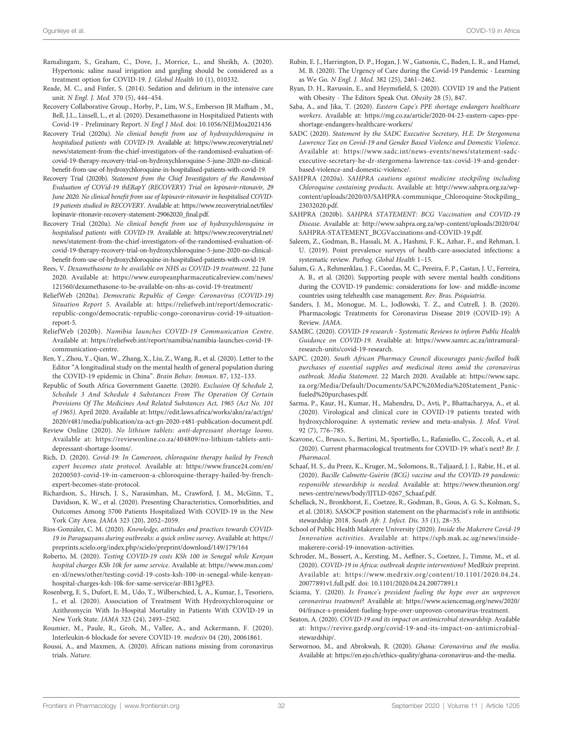Ramalingam, S., Graham, C., Dove, J., Morrice, L., and Sheikh, A. (2020). Hypertonic saline nasal irrigation and gargling should be considered as a treatment option for COVID-19. *J. Global Health* 10 (1), 010332.

Reade, M. C., and Finfer, S. (2014). Sedation and delirium in the intensive care unit. *N Engl. J. Med.* 370 (5), 444–454.

Recovery Collaborative Group., Horby, P., Lim, W.S., Emberson JR Mafham , M., Bell, J.L., Linsell, L., et al. (2020). Dexamethasone in Hospitalized Patients with Covid-19 - Preliminary Report. *N Engl J Med.* doi: 10.1056/NEJMoa2021436

Recovery Trial (2020a). *No clinical benefit from use of hydroxychloroquine in hospitalised patients with COVID-19*. Available at: https://www.recoverytrial.net/news/statement-from-the-chief-investigators-of-the-randomised-evaluation-of-covid-19-therapy-recovery-trial-on-hydroxychloroquine-5-june-2020-no-clinical-benefit-from-use-of-hydroxychloroquine-in-hospitalised-patients-with-covid-19.

Recovery Trial (2020b). *Statement from the Chief Investigators of the Randomised Evaluation of COVid-19 thERapY (RECOVERY) Trial on lopinavir-ritonavir, 29 June 2020. No clinical benefit from use of lopinavir-ritonavir in hospitalised COVID-19 patients studied in RECOVERY*. Available at: https://www.recoverytrial.net/files/lopinavir-ritonavir-recovery-statement-29062020_final.pdf.

Recovery Trial (2020a). *No clinical benefit from use of hydroxychloroquine in hospitalised patients with COVID-19*. Available at: https://www.recoverytrial.net/news/statement-from-the-chief-investigators-of-the-randomised-evaluation-of-covid-19-therapy-recovery-trial-on-hydroxychloroquine-5-june-2020-no-clinical-benefit-from-use-of-hydroxychloroquine-in-hospitalised-patients-with-covid-19.

Rees, V. *Dexamethasone to be available on NHS as COVID-19 treatment*. 22 June 2020. Available at: https://www.europeanpharmaceuticalreview.com/news/121560/dexamethasone-to-be-available-on-nhs-as-covid-19-treatment/

ReliefWeb (2020a). *Democratic Republic of Congo: Coronavirus (COVID-19) Situation Report 5*. Available at: https://reliefweb.int/report/democratic-republic-congo/democratic-republic-congo-coronavirus-covid-19-situation-report-5.

ReliefWeb (2020b). *Namibia launches COVID-19 Communication Centre*. Available at: https://reliefweb.int/report/namibia/namibia-launches-covid-19-communication-centre.

Ren, Y., Zhou, Y., Qian, W., Zhang, X., Liu, Z., Wang, R., et al. (2020). Letter to the Editor "A longitudinal study on the mental health of general population during the COVID-19 epidemic in China". *Brain Behav. Immun.* 87, 132–133.

Republic of South Africa Government Gazette. (2020). *Exclusion Of Schedule 2, Schedule 3 And Schedule 4 Substances From The Operation Of Certain Provisions Of The Medicines And Related Substances Act, 1965 (Act No. 101 of 1965)*. April 2020. Available at: https://edit.laws.africa/works/akn/za/act/gn/2020/r481/media/publication/za-act-gn-2020-r481-publication-document.pdf.

Review Online (2020). *No lithium tablets: anti-depressant shortage looms*. Available at: https://reviewonline.co.za/404809/no-lithium-tablets-anti-depressant-shortage-looms/.

Rich, D. (2020). *Covid-19: In Cameroon, chloroquine therapy hailed by French expert becomes state protocol*. Available at: https://www.france24.com/en/20200503-covid-19-in-cameroon-a-chloroquine-therapy-hailed-by-french-expert-becomes-state-protocol.

Richardson, S., Hirsch, J. S., Narasimhan, M., Crawford, J. M., McGinn, T., Davidson, K. W., et al. (2020). Presenting Characteristics, Comorbidities, and Outcomes Among 5700 Patients Hospitalized With COVID-19 in the New York City Area. *JAMA* 323 (20), 2052–2059.

Rios-González, C. M. (2020). *Knowledge, attitudes and practices towards COVID-19 in Paraguayans during outbreaks: a quick online survey*. Available at: https://preprints.scielo.org/index.php/scielo/preprint/download/149/179/164

Roberto, M. (2020). *Testing COVID-19 costs KSh 100 in Senegal while Kenyan hospital charges KSh 10k for same service*. Available at: https://www.msn.com/en-xl/news/other/testing-covid-19-costs-ksh-100-in-senegal-while-kenyan-hospital-charges-ksh-10k-for-same-service/ar-BB13gPE3.

Rosenberg, E. S., Dufort, E. M., Udo, T., Wilberschied, L. A., Kumar, J., Tesoriero, J., et al. (2020). Association of Treatment With Hydroxychloroquine or Azithromycin With In-Hospital Mortality in Patients With COVID-19 in New York State. *JAMA* 323 (24), 2493–2502.

Roumier, M., Paule, R., Groh, M., Vallee, A., and Ackermann, F. (2020). Interleukin-6 blockade for severe COVID-19. *medrxiv* 04 (20), 20061861.

Roussi, A., and Maxmen, A. (2020). African nations missing from coronavirus trials. *Nature*.

Rubin, E. J., Harrington, D. P., Hogan, J. W., Gatsonis, C., Baden, L. R., and Hamel, M. B. (2020). The Urgency of Care during the Covid-19 Pandemic - Learning as We Go. *N Engl. J. Med.* 382 (25), 2461–2462.

Ryan, D. H., Ravussin, E., and Heymsfield, S. (2020). COVID 19 and the Patient with Obesity - The Editors Speak Out. *Obesity* 28 (5), 847.

Saba, A., and Jika, T. (2020). *Eastern Cape's PPE shortage endangers healthcare workers*. Available at: https://mg.co.za/article/2020-04-23-eastern-capes-ppe-shortage-endangers-healthcare-workers/

SADC (2020). *Statement by the SADC Executive Secretary, H.E. Dr Stergomena Lawrence Tax on Covid-19 and Gender Based Violence and Domestic Violence*. Available at: https://www.sadc.int/news-events/news/statement-sadc-executive-secretary-he-dr-stergomena-lawrence-tax-covid-19-and-gender-based-violence-and-domestic-violence/.

SAHPRA (2020a). *SAHPRA cautions against medicine stockpiling including Chloroquine containing products*. Available at: http://www.sahpra.org.za/wp-content/uploads/2020/03/SAHPRA-communique_Chloroquine-Stockpiling_23032020.pdf.

SAHPRA (2020b). *SAHPRA STATEMENT: BCG Vaccination and COVID-19 Disease*. Available at: http://www.sahpra.org.za/wp-content/uploads/2020/04/SAHPRA-STATEMENT_BCGVaccinations-and-COVID-19.pdf.

Saleem, Z., Godman, B., Hassali, M. A., Hashmi, F. K., Azhar, F., and Rehman, I. U. (2019). Point prevalence surveys of health-care-associated infections: a systematic review. *Pathog. Global Health* 1–15.

Salum, G. A., Rehmenklau, J. F., Csordas, M. C., Pereira, F. P., Castan, J. U., Ferreira, A. B., et al. (2020). Supporting people with severe mental health conditions during the COVID-19 pandemic: considerations for low- and middle-income countries using telehealth case management. *Rev. Bras. Psiquiatria*.

Sanders, J. M., Monogue, M. L., Jodlowski, T. Z., and Cutrell, J. B. (2020). Pharmacologic Treatments for Coronavirus Disease 2019 (COVID-19): A Review. *JAMA*.

SAMRC. (2020). *COVID-19 research - Systematic Reviews to inform Public Health Guidance on COVID-19*. Available at: https://www.samrc.ac.za/intramural-research-units/covid-19-research.

SAPC. (2020). *South African Pharmacy Council discourages panic-fuelled bulk purchases of essential supplies and medicinal items amid the coronavirus outbreak. Media Statement*. 22 March 2020. Available at: https://www.sapc.za.org/Media/Default/Documents/SAPC%20Media%20Statement_Panic-fueled%20purchases.pdf.

Sarma, P., Kaur, H., Kumar, H., Mahendru, D., Avti, P., Bhattacharyya, A., et al. (2020). Virological and clinical cure in COVID-19 patients treated with hydroxychloroquine: A systematic review and meta-analysis. *J. Med. Virol.* 92 (7), 776–785.

Scavone, C., Brusco, S., Bertini, M., Sportiello, L., Rafaniello, C., Zoccoli, A., et al. (2020). Current pharmacological treatments for COVID-19: what's next? *Br. J. Pharmacol.*

Schaaf, H. S., du Preez, K., Kruger, M., Solomons, R., Taljaard, J. J., Rabie, H., et al. (2020). *Bacille Calmette-Guérin (BCG) vaccine and the COVID-19 pandemic: responsible stewardship is needed*. Available at: https://www.theunion.org/news-centre/news/body/IJTLD-0267_Schaaf.pdf.

Schellack, N., Bronkhorst, E., Coetzee, R., Godman, B., Gous, A. G. S., Kolman, S., et al. (2018). SASOCP position statement on the pharmacist's role in antibiotic stewardship 2018. *South Afr. J. Infect. Dis.* 33 (1), 28–35.

School of Public Health Makerere University (2020). *Inside the Makerere Covid-19 Innovation activities*. Available at: https://sph.mak.ac.ug/news/inside-makerere-covid-19-innovation-activities.

Schroder, M., Bossert, A., Kersting, M., Aeffner, S., Coetzee, J., Timme, M., et al. (2020). *COVID-19 in Africa: outbreak despite interventions*? MedRxiv preprint. Available at: https://www.medrxiv.org/content/10.1101/2020.04.24.20077891v1.full.pdf. doi: 10.1101/2020.04.24.20077891.t

Sciama, Y. (2020). *Is France's president fueling the hype over an unproven coronavirus treatment*? Available at: https://www.sciencemag.org/news/2020/04/france-s-president-fueling-hype-over-unproven-coronavirus-treatment.

Seaton, A. (2020). *COVID-19 and its impact on antimicrobial stewardship*. Available at: https://revive.gardp.org/covid-19-and-its-impact-on-antimicrobial-stewardship/.

Serwornoo, M., and Abrokwah, R. (2020). *Ghana: Coronavirus and the media*. Available at: https://en.ejo.ch/ethics-quality/ghana-coronavirus-and-the-media.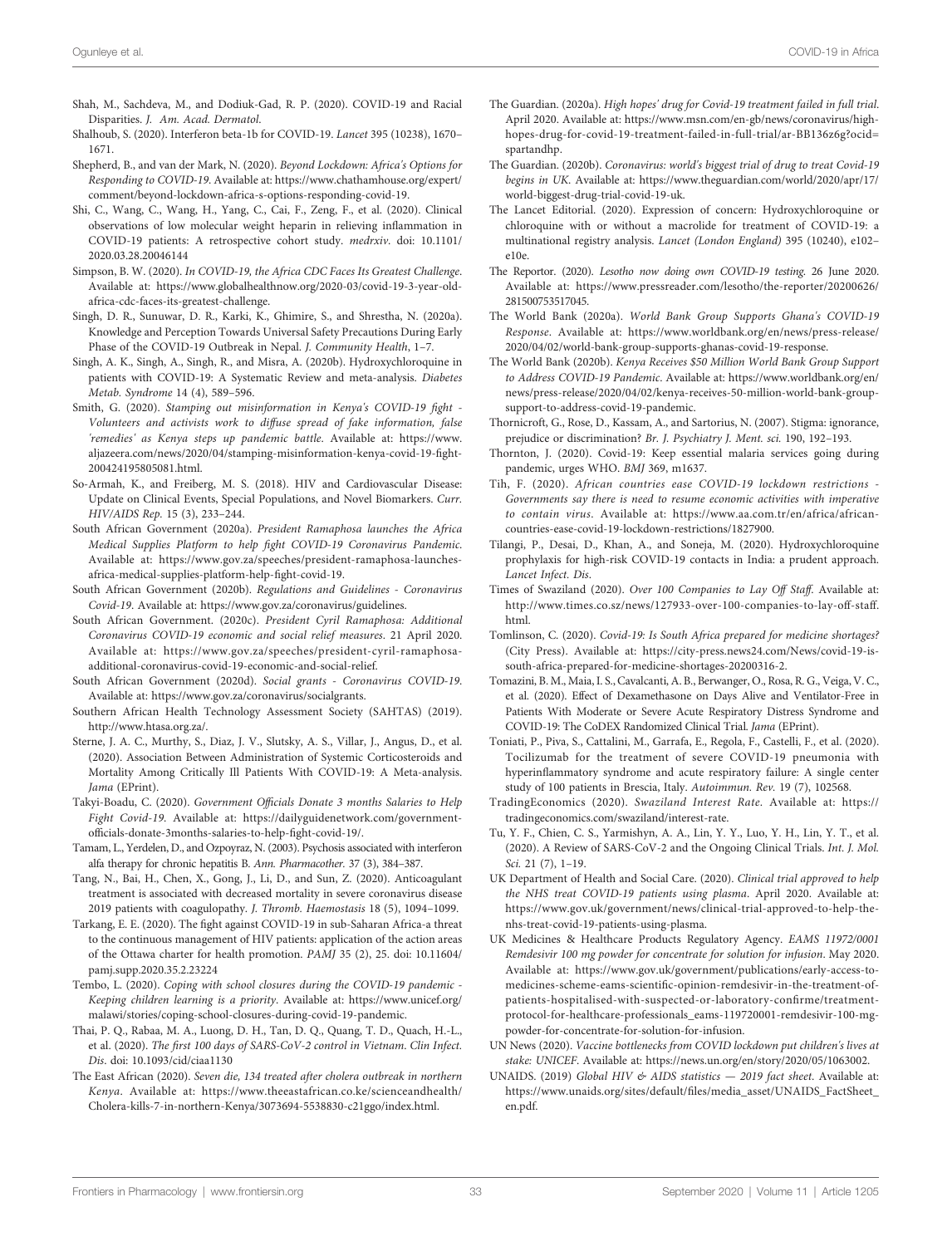Shah, M., Sachdeva, M., and Dodiuk-Gad, R. P. (2020). COVID-19 and Racial Disparities. *J. Am. Acad. Dermatol.*

Shalhoub, S. (2020). Interferon beta-1b for COVID-19. *Lancet* 395 (10238), 1670–1671.

Shepherd, B., and van der Mark, N. (2020). *Beyond Lockdown: Africa's Options for Responding to COVID-19.* Available at: https://www.chathamhouse.org/expert/comment/beyond-lockdown-africa-s-options-responding-covid-19.

Shi, C., Wang, C., Wang, H., Yang, C., Cai, F., Zeng, F., et al. (2020). Clinical observations of low molecular weight heparin in relieving inflammation in COVID-19 patients: A retrospective cohort study. *medrxiv*. doi: 10.1101/2020.03.28.20046144

Simpson, B. W. (2020). *In COVID-19, the Africa CDC Faces Its Greatest Challenge.* Available at: https://www.globalhealthnow.org/2020-03/covid-19-3-year-old-africa-cdc-faces-its-greatest-challenge.

Singh, D. R., Sunuwar, D. R., Karki, K., Ghimire, S., and Shrestha, N. (2020a). Knowledge and Perception Towards Universal Safety Precautions During Early Phase of the COVID-19 Outbreak in Nepal. *J. Community Health*, 1–7.

Singh, A. K., Singh, A., Singh, R., and Misra, A. (2020b). Hydroxychloroquine in patients with COVID-19: A Systematic Review and meta-analysis. *Diabetes Metab. Syndrome* 14 (4), 589–596.

Smith, G. (2020). *Stamping out misinformation in Kenya's COVID-19 fight - Volunteers and activists work to diffuse spread of fake information, false 'remedies' as Kenya steps up pandemic battle.* Available at: https://www.aljazeera.com/news/2020/04/stamping-misinformation-kenya-covid-19-fight-200424195805081.html.

So-Armah, K., and Freiberg, M. S. (2018). HIV and Cardiovascular Disease: Update on Clinical Events, Special Populations, and Novel Biomarkers. *Curr. HIV/AIDS Rep.* 15 (3), 233–244.

South African Government (2020a). *President Ramaphosa launches the Africa Medical Supplies Platform to help fight COVID-19 Coronavirus Pandemic.* Available at: https://www.gov.za/speeches/president-ramaphosa-launches-africa-medical-supplies-platform-help-fight-covid-19.

South African Government (2020b). *Regulations and Guidelines - Coronavirus Covid-19.* Available at: https://www.gov.za/coronavirus/guidelines.

South African Government. (2020c). *President Cyril Ramaphosa: Additional Coronavirus COVID-19 economic and social relief measures.* 21 April 2020. Available at: https://www.gov.za/speeches/president-cyril-ramaphosa-additional-coronavirus-covid-19-economic-and-social-relief.

South African Government (2020d). *Social grants - Coronavirus COVID-19.* Available at: https://www.gov.za/coronavirus/socialgrants.

Southern African Health Technology Assessment Society (SAHTAS) (2019). http://www.htasa.org.za/.

Sterne, J. A. C., Murthy, S., Diaz, J. V., Slutsky, A. S., Villar, J., Angus, D., et al. (2020). Association Between Administration of Systemic Corticosteroids and Mortality Among Critically Ill Patients With COVID-19: A Meta-analysis. *Jama* (EPrint).

Takyi-Boadu, C. (2020). *Government Officials Donate 3 months Salaries to Help Fight Covid-19.* Available at: https://dailyguidenetwork.com/government-officials-donate-3months-salaries-to-help-fight-covid-19/.

Tamam, L., Yerdelen, D., and Ozpoyraz, N. (2003). Psychosis associated with interferon alfa therapy for chronic hepatitis B. *Ann. Pharmacother.* 37 (3), 384–387.

Tang, N., Bai, H., Chen, X., Gong, J., Li, D., and Sun, Z. (2020). Anticoagulant treatment is associated with decreased mortality in severe coronavirus disease 2019 patients with coagulopathy. *J. Thromb. Haemostasis* 18 (5), 1094–1099.

Tarkang, E. E. (2020). The fight against COVID-19 in sub-Saharan Africa-a threat to the continuous management of HIV patients: application of the action areas of the Ottawa charter for health promotion. *PAMJ* 35 (2), 25. doi: 10.11604/pamj.supp.2020.35.2.23224

Tembo, L. (2020). *Coping with school closures during the COVID-19 pandemic - Keeping children learning is a priority.* Available at: https://www.unicef.org/malawi/stories/coping-school-closures-during-covid-19-pandemic.

Thai, P. Q., Rabaa, M. A., Luong, D. H., Tan, D. Q., Quang, T. D., Quach, H.-L., et al. (2020). *The first 100 days of SARS-CoV-2 control in Vietnam. Clin Infect. Dis.* doi: 10.1093/cid/ciaa1130

The East African (2020). *Seven die, 134 treated after cholera outbreak in northern Kenya.* Available at: https://www.theeastafrican.co.ke/scienceandhealth/Cholera-kills-7-in-northern-Kenya/3073694-5538830-c21ggo/index.html.

The Guardian. (2020a). *High hopes' drug for Covid-19 treatment failed in full trial.* April 2020. Available at: https://www.msn.com/en-gb/news/coronavirus/high-hopes-drug-for-covid-19-treatment-failed-in-full-trial/ar-BB136z6g?ocid=spartandhp.

The Guardian. (2020b). *Coronavirus: world's biggest trial of drug to treat Covid-19 begins in UK.* Available at: https://www.theguardian.com/world/2020/apr/17/world-biggest-drug-trial-covid-19-uk.

The Lancet Editorial. (2020). Expression of concern: Hydroxychloroquine or chloroquine with or without a macrolide for treatment of COVID-19: a multinational registry analysis. *Lancet (London England)* 395 (10240), e102–e10e.

The Reportor. (2020). *Lesotho now doing own COVID-19 testing.* 26 June 2020. Available at: https://www.pressreader.com/lesotho/the-reporter/20200626/281500753517045.

The World Bank (2020a). *World Bank Group Supports Ghana's COVID-19 Response.* Available at: https://www.worldbank.org/en/news/press-release/2020/04/02/world-bank-group-supports-ghanas-covid-19-response.

The World Bank (2020b). *Kenya Receives $50 Million World Bank Group Support to Address COVID-19 Pandemic.* Available at: https://www.worldbank.org/en/news/press-release/2020/04/02/kenya-receives-50-million-world-bank-group-support-to-address-covid-19-pandemic.

Thornicroft, G., Rose, D., Kassam, A., and Sartorius, N. (2007). Stigma: ignorance, prejudice or discrimination? *Br. J. Psychiatry J. Ment. sci.* 190, 192–193.

Thornton, J. (2020). Covid-19: Keep essential malaria services going during pandemic, urges WHO. *BMJ* 369, m1637.

Tih, F. (2020). *African countries ease COVID-19 lockdown restrictions - Governments say there is need to resume economic activities with imperative to contain virus.* Available at: https://www.aa.com.tr/en/africa/african-countries-ease-covid-19-lockdown-restrictions/1827900.

Tilangi, P., Desai, D., Khan, A., and Soneja, M. (2020). Hydroxychloroquine prophylaxis for high-risk COVID-19 contacts in India: a prudent approach. *Lancet Infect. Dis.*

Times of Swaziland (2020). *Over 100 Companies to Lay Off Staff.* Available at: http://www.times.co.sz/news/127933-over-100-companies-to-lay-off-staff.html.

Tomlinson, C. (2020). *Covid-19: Is South Africa prepared for medicine shortages?* (City Press). Available at: https://city-press.news24.com/News/covid-19-is-south-africa-prepared-for-medicine-shortages-20200316-2.

Tomazini, B. M., Maia, I. S., Cavalcanti, A. B., Berwanger, O., Rosa, R. G., Veiga, V. C., et al. (2020). Effect of Dexamethasone on Days Alive and Ventilator-Free in Patients With Moderate or Severe Acute Respiratory Distress Syndrome and COVID-19: The CoDEX Randomized Clinical Trial. *Jama* (EPrint).

Toniati, P., Piva, S., Cattalini, M., Garrafa, E., Regola, F., Castelli, F., et al. (2020). Tocilizumab for the treatment of severe COVID-19 pneumonia with hyperinflammatory syndrome and acute respiratory failure: A single center study of 100 patients in Brescia, Italy. *Autoimmun. Rev.* 19 (7), 102568.

TradingEconomics (2020). *Swaziland Interest Rate.* Available at: https://tradingeconomics.com/swaziland/interest-rate.

Tu, Y. F., Chien, C. S., Yarmishyn, A. A., Lin, Y. Y., Luo, Y. H., Lin, Y. T., et al. (2020). A Review of SARS-CoV-2 and the Ongoing Clinical Trials. *Int. J. Mol. Sci.* 21 (7), 1–19.

UK Department of Health and Social Care. (2020). *Clinical trial approved to help the NHS treat COVID-19 patients using plasma.* April 2020. Available at: https://www.gov.uk/government/news/clinical-trial-approved-to-help-the-nhs-treat-covid-19-patients-using-plasma.

UK Medicines & Healthcare Products Regulatory Agency. *EAMS 11972/0001 Remdesivir 100 mg powder for concentrate for solution for infusion.* May 2020. Available at: https://www.gov.uk/government/publications/early-access-to-medicines-scheme-eams-scientific-opinion-remdesivir-in-the-treatment-of-patients-hospitalised-with-suspected-or-laboratory-confirme/treatment-protocol-for-healthcare-professionals_eams-119720001-remdesivir-100-mg-powder-for-concentrate-for-solution-for-infusion.

UN News (2020). *Vaccine bottlenecks from COVID lockdown put children's lives at stake: UNICEF.* Available at: https://news.un.org/en/story/2020/05/1063002.

UNAIDS. (2019) *Global HIV & AIDS statistics — 2019 fact sheet.* Available at: https://www.unaids.org/sites/default/files/media_asset/UNAIDS_FactSheet_en.pdf.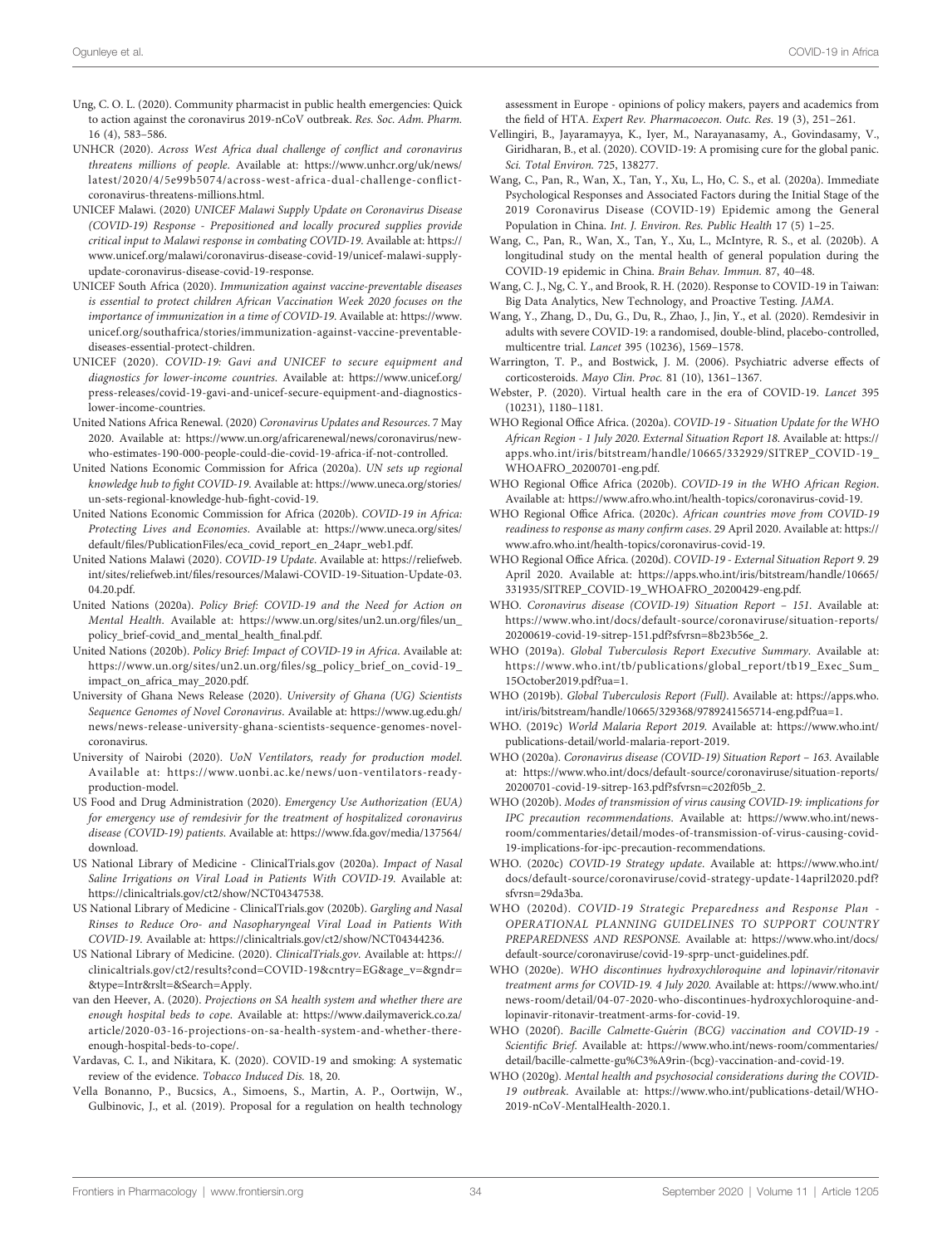Ung, C. O. L. (2020). Community pharmacist in public health emergencies: Quick to action against the coronavirus 2019-nCoV outbreak. *Res. Soc. Adm. Pharm.* 16 (4), 583–586.

UNHCR (2020). *Across West Africa dual challenge of conflict and coronavirus threatens millions of people*. Available at: https://www.unhcr.org/uk/news/latest/2020/4/5e99b5074/across-west-africa-dual-challenge-conflict-coronavirus-threatens-millions.html.

UNICEF Malawi. (2020) *UNICEF Malawi Supply Update on Coronavirus Disease (COVID-19) Response - Prepositioned and locally procured supplies provide critical input to Malawi response in combating COVID-19*. Available at: https://www.unicef.org/malawi/coronavirus-disease-covid-19/unicef-malawi-supply-update-coronavirus-disease-covid-19-response.

UNICEF South Africa (2020). *Immunization against vaccine-preventable diseases is essential to protect children African Vaccination Week 2020 focuses on the importance of immunization in a time of COVID-19*. Available at: https://www.unicef.org/southafrica/stories/immunization-against-vaccine-preventable-diseases-essential-protect-children.

UNICEF (2020). *COVID-19: Gavi and UNICEF to secure equipment and diagnostics for lower-income countries*. Available at: https://www.unicef.org/press-releases/covid-19-gavi-and-unicef-secure-equipment-and-diagnostics-lower-income-countries.

United Nations Africa Renewal. (2020) *Coronavirus Updates and Resources*. 7 May 2020. Available at: https://www.un.org/africarenewal/news/coronavirus/new-who-estimates-190-000-people-could-die-covid-19-africa-if-not-controlled.

United Nations Economic Commission for Africa (2020a). *UN sets up regional knowledge hub to fight COVID-19*. Available at: https://www.uneca.org/stories/un-sets-regional-knowledge-hub-fight-covid-19.

United Nations Economic Commission for Africa (2020b). *COVID-19 in Africa: Protecting Lives and Economies*. Available at: https://www.uneca.org/sites/default/files/PublicationFiles/eca_covid_report_en_24apr_web1.pdf.

United Nations Malawi (2020). *COVID-19 Update*. Available at: https://reliefweb.int/sites/reliefweb.int/files/resources/Malawi-COVID-19-Situation-Update-03.04.20.pdf.

United Nations (2020a). *Policy Brief: COVID-19 and the Need for Action on Mental Health*. Available at: https://www.un.org/sites/un2.un.org/files/un_policy_brief-covid_and_mental_health_final.pdf.

United Nations (2020b). *Policy Brief: Impact of COVID-19 in Africa*. Available at: https://www.un.org/sites/un2.un.org/files/sg_policy_brief_on_covid-19_impact_on_africa_may_2020.pdf.

University of Ghana News Release (2020). *University of Ghana (UG) Scientists Sequence Genomes of Novel Coronavirus*. Available at: https://www.ug.edu.gh/news/news-release-university-ghana-scientists-sequence-genomes-novel-coronavirus.

University of Nairobi (2020). *UoN Ventilators, ready for production model*. Available at: https://www.uonbi.ac.ke/news/uon-ventilators-ready-production-model.

US Food and Drug Administration (2020). *Emergency Use Authorization (EUA) for emergency use of remdesivir for the treatment of hospitalized coronavirus disease (COVID-19) patients*. Available at: https://www.fda.gov/media/137564/download.

US National Library of Medicine - ClinicalTrials.gov (2020a). *Impact of Nasal Saline Irrigations on Viral Load in Patients With COVID-19*. Available at: https://clinicaltrials.gov/ct2/show/NCT04347538.

US National Library of Medicine - ClinicalTrials.gov (2020b). *Gargling and Nasal Rinses to Reduce Oro- and Nasopharyngeal Viral Load in Patients With COVID-19*. Available at: https://clinicaltrials.gov/ct2/show/NCT04344236.

US National Library of Medicine. (2020). *ClinicalTrials.gov*. Available at: https://clinicaltrials.gov/ct2/results?cond=COVID-19&cntry=EG&age_v=&gndr=&type=Intr&rslt=&Search=Apply.

van den Heever, A. (2020). *Projections on SA health system and whether there are enough hospital beds to cope*. Available at: https://www.dailymaverick.co.za/article/2020-03-16-projections-on-sa-health-system-and-whether-there-enough-hospital-beds-to-cope/.

Vardavas, C. I., and Nikitara, K. (2020). COVID-19 and smoking: A systematic review of the evidence. *Tobacco Induced Dis.* 18, 20.

Vella Bonanno, P., Bucsics, A., Simoens, S., Martin, A. P., Oortwijn, W., Gulbinovic, J., et al. (2019). Proposal for a regulation on health technology assessment in Europe - opinions of policy makers, payers and academics from the field of HTA. *Expert Rev. Pharmacoecon. Outc. Res.* 19 (3), 251–261.

Vellingiri, B., Jayaramayya, K., Iyer, M., Narayanasamy, A., Govindasamy, V., Giridharan, B., et al. (2020). COVID-19: A promising cure for the global panic. *Sci. Total Environ.* 725, 138277.

Wang, C., Pan, R., Wan, X., Tan, Y., Xu, L., Ho, C. S., et al. (2020a). Immediate Psychological Responses and Associated Factors during the Initial Stage of the 2019 Coronavirus Disease (COVID-19) Epidemic among the General Population in China. *Int. J. Environ. Res. Public Health* 17 (5) 1–25.

Wang, C., Pan, R., Wan, X., Tan, Y., Xu, L., McIntyre, R. S., et al. (2020b). A longitudinal study on the mental health of general population during the COVID-19 epidemic in China. *Brain Behav. Immun.* 87, 40–48.

Wang, C. J., Ng, C. Y., and Brook, R. H. (2020). Response to COVID-19 in Taiwan: Big Data Analytics, New Technology, and Proactive Testing. *JAMA*.

Wang, Y., Zhang, D., Du, G., Du, R., Zhao, J., Jin, Y., et al. (2020). Remdesivir in adults with severe COVID-19: a randomised, double-blind, placebo-controlled, multicentre trial. *Lancet* 395 (10236), 1569–1578.

Warrington, T. P., and Bostwick, J. M. (2006). Psychiatric adverse effects of corticosteroids. *Mayo Clin. Proc.* 81 (10), 1361–1367.

Webster, P. (2020). Virtual health care in the era of COVID-19. *Lancet* 395 (10231), 1180–1181.

WHO Regional Office Africa. (2020a). *COVID-19 - Situation Update for the WHO African Region - 1 July 2020. External Situation Report 18*. Available at: https://apps.who.int/iris/bitstream/handle/10665/332929/SITREP_COVID-19_WHOAFRO_20200701-eng.pdf.

WHO Regional Office Africa (2020b). *COVID-19 in the WHO African Region*. Available at: https://www.afro.who.int/health-topics/coronavirus-covid-19.

WHO Regional Office Africa. (2020c). *African countries move from COVID-19 readiness to response as many confirm cases*. 29 April 2020. Available at: https://www.afro.who.int/health-topics/coronavirus-covid-19.

WHO Regional Office Africa. (2020d). *COVID-19 - External Situation Report 9*. 29 April 2020. Available at: https://apps.who.int/iris/bitstream/handle/10665/331935/SITREP_COVID-19_WHOAFRO_20200429-eng.pdf.

WHO. *Coronavirus disease (COVID-19) Situation Report – 151*. Available at: https://www.who.int/docs/default-source/coronaviruse/situation-reports/20200619-covid-19-sitrep-151.pdf?sfvrsn=8b23b56e_2.

WHO (2019a). *Global Tuberculosis Report Executive Summary*. Available at: https://www.who.int/tb/publications/global_report/tb19_Exec_Sum_15October2019.pdf?ua=1.

WHO (2019b). *Global Tuberculosis Report (Full)*. Available at: https://apps.who.int/iris/bitstream/handle/10665/329368/9789241565714-eng.pdf?ua=1.

WHO. (2019c) *World Malaria Report 2019*. Available at: https://www.who.int/publications-detail/world-malaria-report-2019.

WHO (2020a). *Coronavirus disease (COVID-19) Situation Report – 163*. Available at: https://www.who.int/docs/default-source/coronaviruse/situation-reports/20200701-covid-19-sitrep-163.pdf?sfvrsn=c202f05b_2.

WHO (2020b). *Modes of transmission of virus causing COVID-19: implications for IPC precaution recommendations*. Available at: https://www.who.int/news-room/commentaries/detail/modes-of-transmission-of-virus-causing-covid-19-implications-for-ipc-precaution-recommendations.

WHO. (2020c) *COVID-19 Strategy update*. Available at: https://www.who.int/docs/default-source/coronaviruse/covid-strategy-update-14april2020.pdf?sfvrsn=29da3ba.

WHO (2020d). *COVID-19 Strategic Preparedness and Response Plan - OPERATIONAL PLANNING GUIDELINES TO SUPPORT COUNTRY PREPAREDNESS AND RESPONSE*. Available at: https://www.who.int/docs/default-source/coronaviruse/covid-19-sprp-unct-guidelines.pdf.

WHO (2020e). *WHO discontinues hydroxychloroquine and lopinavir/ritonavir treatment arms for COVID-19. 4 July 2020*. Available at: https://www.who.int/news-room/detail/04-07-2020-who-discontinues-hydroxychloroquine-and-lopinavir-ritonavir-treatment-arms-for-covid-19.

WHO (2020f). *Bacille Calmette-Guérin (BCG) vaccination and COVID-19 - Scientific Brief*. Available at: https://www.who.int/news-room/commentaries/detail/bacille-calmette-gu%C3%A9rin-(bcg)-vaccination-and-covid-19.

WHO (2020g). *Mental health and psychosocial considerations during the COVID-19 outbreak*. Available at: https://www.who.int/publications-detail/WHO-2019-nCoV-MentalHealth-2020.1.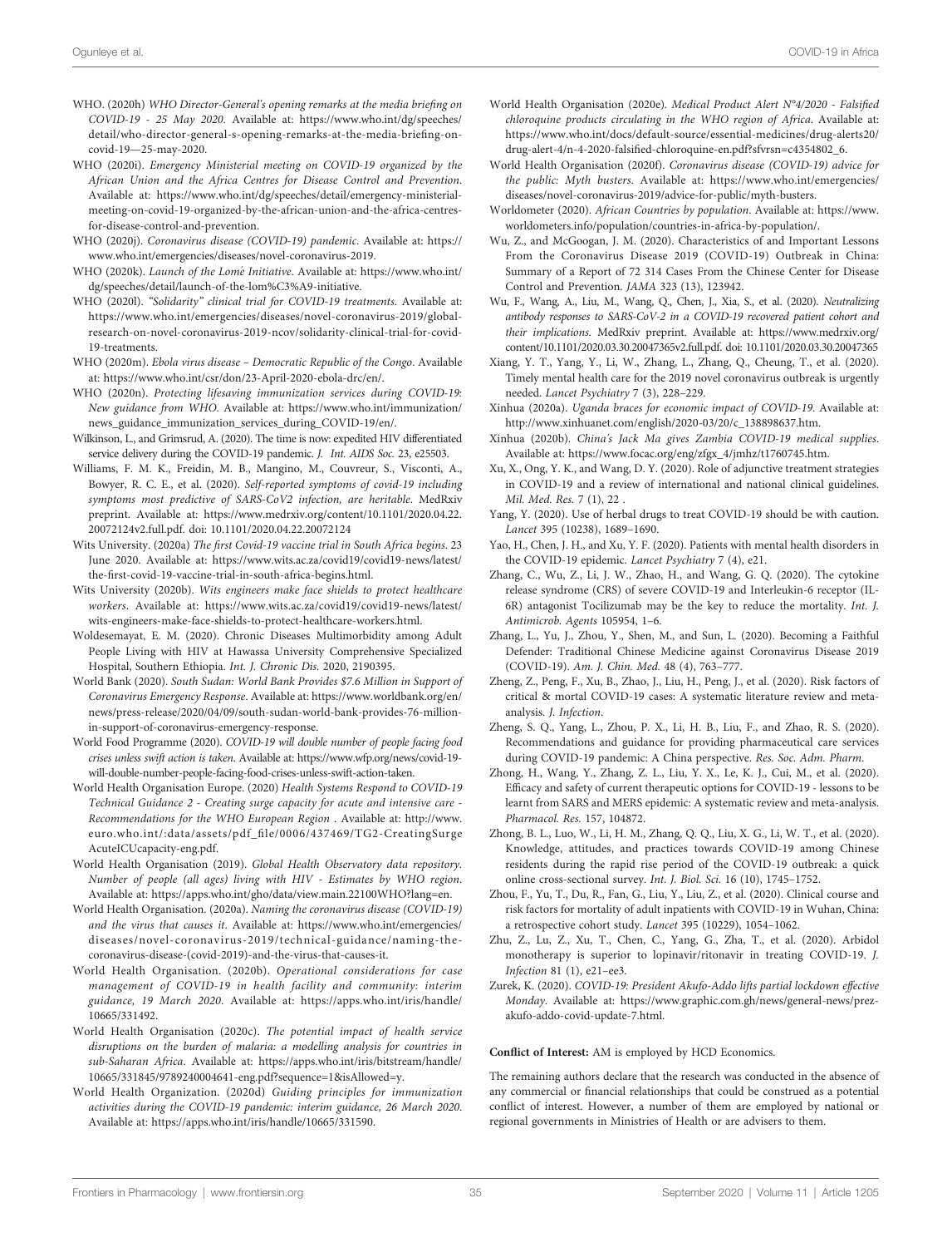WHO. (2020h) *WHO Director-General's opening remarks at the media briefing on COVID-19 - 25 May 2020*. Available at: https://www.who.int/dg/speeches/detail/who-director-general-s-opening-remarks-at-the-media-briefing-on-covid-19—25-may-2020.

WHO (2020i). *Emergency Ministerial meeting on COVID-19 organized by the African Union and the Africa Centres for Disease Control and Prevention*. Available at: https://www.who.int/dg/speeches/detail/emergency-ministerial-meeting-on-covid-19-organized-by-the-african-union-and-the-africa-centres-for-disease-control-and-prevention.

WHO (2020j). *Coronavirus disease (COVID-19) pandemic*. Available at: https://www.who.int/emergencies/diseases/novel-coronavirus-2019.

WHO (2020k). *Launch of the Lomé Initiative*. Available at: https://www.who.int/dg/speeches/detail/launch-of-the-lom%C3%A9-initiative.

WHO (2020l). *"Solidarity" clinical trial for COVID-19 treatments*. Available at: https://www.who.int/emergencies/diseases/novel-coronavirus-2019/global-research-on-novel-coronavirus-2019-ncov/solidarity-clinical-trial-for-covid-19-treatments.

WHO (2020m). *Ebola virus disease – Democratic Republic of the Congo*. Available at: https://www.who.int/csr/don/23-April-2020-ebola-drc/en/.

WHO (2020n). *Protecting lifesaving immunization services during COVID-19: New guidance from WHO*. Available at: https://www.who.int/immunization/news_guidance_immunization_services_during_COVID-19/en/.

Wilkinson, L., and Grimsrud, A. (2020). The time is now: expedited HIV differentiated service delivery during the COVID-19 pandemic. *J. Int. AIDS Soc.* 23, e25503.

Williams, F. M. K., Freidin, M. B., Mangino, M., Couvreur, S., Visconti, A., Bowyer, R. C. E., et al. (2020). *Self-reported symptoms of covid-19 including symptoms most predictive of SARS-CoV2 infection, are heritable*. MedRxiv preprint. Available at: https://www.medrxiv.org/content/10.1101/2020.04.22.20072124v2.full.pdf. doi: 10.1101/2020.04.22.20072124

Wits University. (2020a) *The first Covid-19 vaccine trial in South Africa begins*. 23 June 2020. Available at: https://www.wits.ac.za/covid19/covid19-news/latest/the-first-covid-19-vaccine-trial-in-south-africa-begins.html.

Wits University (2020b). *Wits engineers make face shields to protect healthcare workers*. Available at: https://www.wits.ac.za/covid19/covid19-news/latest/wits-engineers-make-face-shields-to-protect-healthcare-workers.html.

Woldesemayat, E. M. (2020). Chronic Diseases Multimorbidity among Adult People Living with HIV at Hawassa University Comprehensive Specialized Hospital, Southern Ethiopia. *Int. J. Chronic Dis.* 2020, 2190395.

World Bank (2020). *South Sudan: World Bank Provides $7.6 Million in Support of Coronavirus Emergency Response*. Available at: https://www.worldbank.org/en/news/press-release/2020/04/09/south-sudan-world-bank-provides-76-million-in-support-of-coronavirus-emergency-response.

World Food Programme (2020). *COVID-19 will double number of people facing food crises unless swift action is taken*. Available at: https://www.wfp.org/news/covid-19-will-double-number-people-facing-food-crises-unless-swift-action-taken.

World Health Organisation Europe. (2020) *Health Systems Respond to COVID-19 Technical Guidance 2 - Creating surge capacity for acute and intensive care - Recommendations for the WHO European Region* . Available at: http://www.euro.who.int/:data/assets/pdf_file/0006/437469/TG2-CreatingSurgeAcuteICUcapacity-eng.pdf.

World Health Organisation (2019). *Global Health Observatory data repository. Number of people (all ages) living with HIV - Estimates by WHO region*. Available at: https://apps.who.int/gho/data/view.main.22100WHO?lang=en.

World Health Organisation. (2020a). *Naming the coronavirus disease (COVID-19) and the virus that causes it*. Available at: https://www.who.int/emergencies/diseases/novel-coronavirus-2019/technical-guidance/naming-the-coronavirus-disease-(covid-2019)-and-the-virus-that-causes-it.

World Health Organisation. (2020b). *Operational considerations for case management of COVID-19 in health facility and community: interim guidance, 19 March 2020*. Available at: https://apps.who.int/iris/handle/10665/331492.

World Health Organisation (2020c). *The potential impact of health service disruptions on the burden of malaria: a modelling analysis for countries in sub-Saharan Africa*. Available at: https://apps.who.int/iris/bitstream/handle/10665/331845/9789240004641-eng.pdf?sequence=1&isAllowed=y.

World Health Organization. (2020d) *Guiding principles for immunization activities during the COVID-19 pandemic: interim guidance, 26 March 2020*. Available at: https://apps.who.int/iris/handle/10665/331590.

World Health Organisation (2020e). *Medical Product Alert N°4/2020 - Falsified chloroquine products circulating in the WHO region of Africa*. Available at: https://www.who.int/docs/default-source/essential-medicines/drug-alerts20/drug-alert-4/n-4-2020-falsified-chloroquine-en.pdf?sfvrsn=c4354802_6.

World Health Organisation (2020f). *Coronavirus disease (COVID-19) advice for the public: Myth busters*. Available at: https://www.who.int/emergencies/diseases/novel-coronavirus-2019/advice-for-public/myth-busters.

Worldometer (2020). *African Countries by population*. Available at: https://www.worldometers.info/population/countries-in-africa-by-population/.

Wu, Z., and McGoogan, J. M. (2020). Characteristics of and Important Lessons From the Coronavirus Disease 2019 (COVID-19) Outbreak in China: Summary of a Report of 72 314 Cases From the Chinese Center for Disease Control and Prevention. *JAMA* 323 (13), 123942.

Wu, F., Wang, A., Liu, M., Wang, Q., Chen, J., Xia, S., et al. (2020). *Neutralizing antibody responses to SARS-CoV-2 in a COVID-19 recovered patient cohort and their implications*. MedRxiv preprint. Available at: https://www.medrxiv.org/content/10.1101/2020.03.30.20047365v2.full.pdf. doi: 10.1101/2020.03.30.20047365

Xiang, Y. T., Yang, Y., Li, W., Zhang, L., Zhang, Q., Cheung, T., et al. (2020). Timely mental health care for the 2019 novel coronavirus outbreak is urgently needed. *Lancet Psychiatry* 7 (3), 228–229.

Xinhua (2020a). *Uganda braces for economic impact of COVID-19*. Available at: http://www.xinhuanet.com/english/2020-03/20/c_138898637.htm.

Xinhua (2020b). *China's Jack Ma gives Zambia COVID-19 medical supplies*. Available at: https://www.focac.org/eng/zfgx_4/jmhz/t1760745.htm.

Xu, X., Ong, Y. K., and Wang, D. Y. (2020). Role of adjunctive treatment strategies in COVID-19 and a review of international and national clinical guidelines. *Mil. Med. Res.* 7 (1), 22 .

Yang, Y. (2020). Use of herbal drugs to treat COVID-19 should be with caution. *Lancet* 395 (10238), 1689–1690.

Yao, H., Chen, J. H., and Xu, Y. F. (2020). Patients with mental health disorders in the COVID-19 epidemic. *Lancet Psychiatry* 7 (4), e21.

Zhang, C., Wu, Z., Li, J. W., Zhao, H., and Wang, G. Q. (2020). The cytokine release syndrome (CRS) of severe COVID-19 and Interleukin-6 receptor (IL-6R) antagonist Tocilizumab may be the key to reduce the mortality. *Int. J. Antimicrob. Agents* 105954, 1–6.

Zhang, L., Yu, J., Zhou, Y., Shen, M., and Sun, L. (2020). Becoming a Faithful Defender: Traditional Chinese Medicine against Coronavirus Disease 2019 (COVID-19). *Am. J. Chin. Med.* 48 (4), 763–777.

Zheng, Z., Peng, F., Xu, B., Zhao, J., Liu, H., Peng, J., et al. (2020). Risk factors of critical & mortal COVID-19 cases: A systematic literature review and meta-analysis. *J. Infection*.

Zheng, S. Q., Yang, L., Zhou, P. X., Li, H. B., Liu, F., and Zhao, R. S. (2020). Recommendations and guidance for providing pharmaceutical care services during COVID-19 pandemic: A China perspective. *Res. Soc. Adm. Pharm*.

Zhong, H., Wang, Y., Zhang, Z. L., Liu, Y. X., Le, K. J., Cui, M., et al. (2020). Efficacy and safety of current therapeutic options for COVID-19 - lessons to be learnt from SARS and MERS epidemic: A systematic review and meta-analysis. *Pharmacol. Res.* 157, 104872.

Zhong, B. L., Luo, W., Li, H. M., Zhang, Q. Q., Liu, X. G., Li, W. T., et al. (2020). Knowledge, attitudes, and practices towards COVID-19 among Chinese residents during the rapid rise period of the COVID-19 outbreak: a quick online cross-sectional survey. *Int. J. Biol. Sci.* 16 (10), 1745–1752.

Zhou, F., Yu, T., Du, R., Fan, G., Liu, Y., Liu, Z., et al. (2020). Clinical course and risk factors for mortality of adult inpatients with COVID-19 in Wuhan, China: a retrospective cohort study. *Lancet* 395 (10229), 1054–1062.

Zhu, Z., Lu, Z., Xu, T., Chen, C., Yang, G., Zha, T., et al. (2020). Arbidol monotherapy is superior to lopinavir/ritonavir in treating COVID-19. *J. Infection* 81 (1), e21–e3.

Zurek, K. (2020). *COVID-19: President Akufo-Addo lifts partial lockdown effective Monday*. Available at: https://www.graphic.com.gh/news/general-news/prez-akufo-addo-covid-update-7.html.

**Conflict of Interest:** AM is employed by HCD Economics.

The remaining authors declare that the research was conducted in the absence of any commercial or financial relationships that could be construed as a potential conflict of interest. However, a number of them are employed by national or regional governments in Ministries of Health or are advisers to them.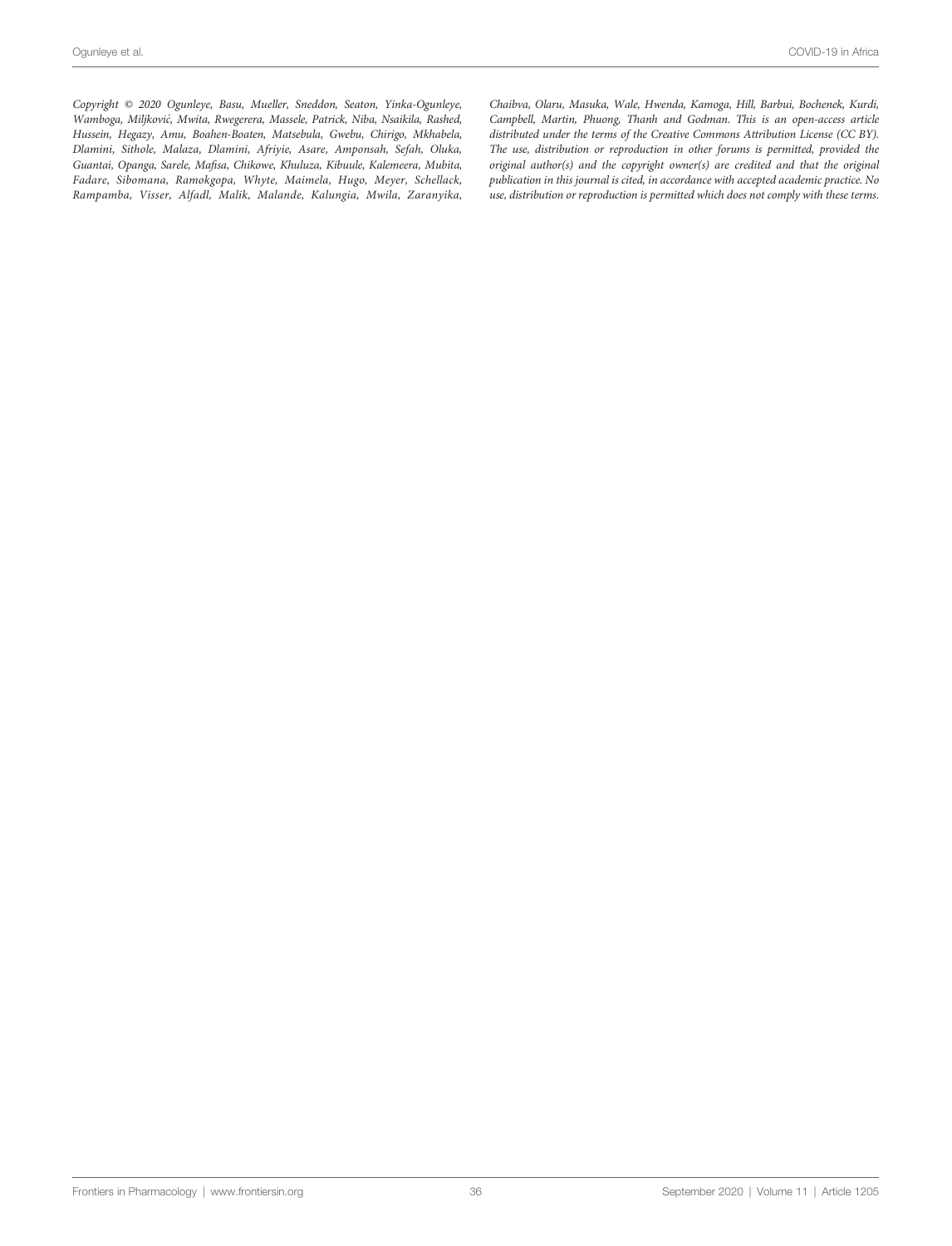*Copyright © 2020 Ogunleye, Basu, Mueller, Sneddon, Seaton, Yinka-Ogunleye, Wamboga, Miljković, Mwita, Rwegerera, Massele, Patrick, Niba, Nsaikila, Rashed, Hussein, Hegazy, Amu, Boahen-Boaten, Matsebula, Gwebu, Chirigo, Mkhabela, Dlamini, Sithole, Malaza, Dlamini, Afriyie, Asare, Amponsah, Sefah, Oluka, Guantai, Opanga, Sarele, Mafisa, Chikowe, Khuluza, Kibuule, Kalemeera, Mubita, Fadare, Sibomana, Ramokgopa, Whyte, Maimela, Hugo, Meyer, Schellack, Rampamba, Visser, Alfadl, Malik, Malande, Kalungia, Mwila, Zaranyika, Chaibva, Olaru, Masuka, Wale, Hwenda, Kamoga, Hill, Barbui, Bochenek, Kurdi, Campbell, Martin, Phuong, Thanh and Godman. This is an open-access article distributed under the terms of the Creative Commons Attribution License (CC BY). The use, distribution or reproduction in other forums is permitted, provided the original author(s) and the copyright owner(s) are credited and that the original publication in this journal is cited, in accordance with accepted academic practice. No use, distribution or reproduction is permitted which does not comply with these terms.*